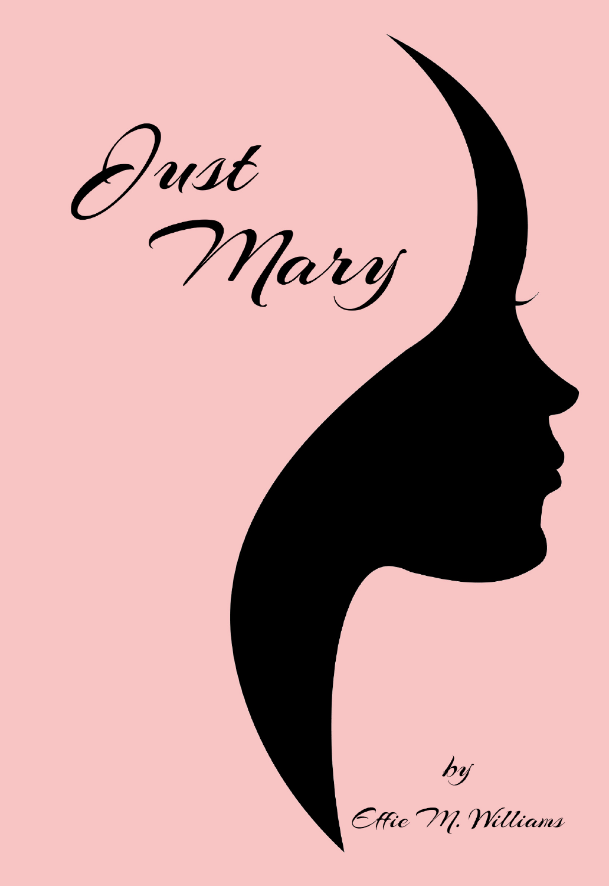# Just Mary

by

Effie M. Williams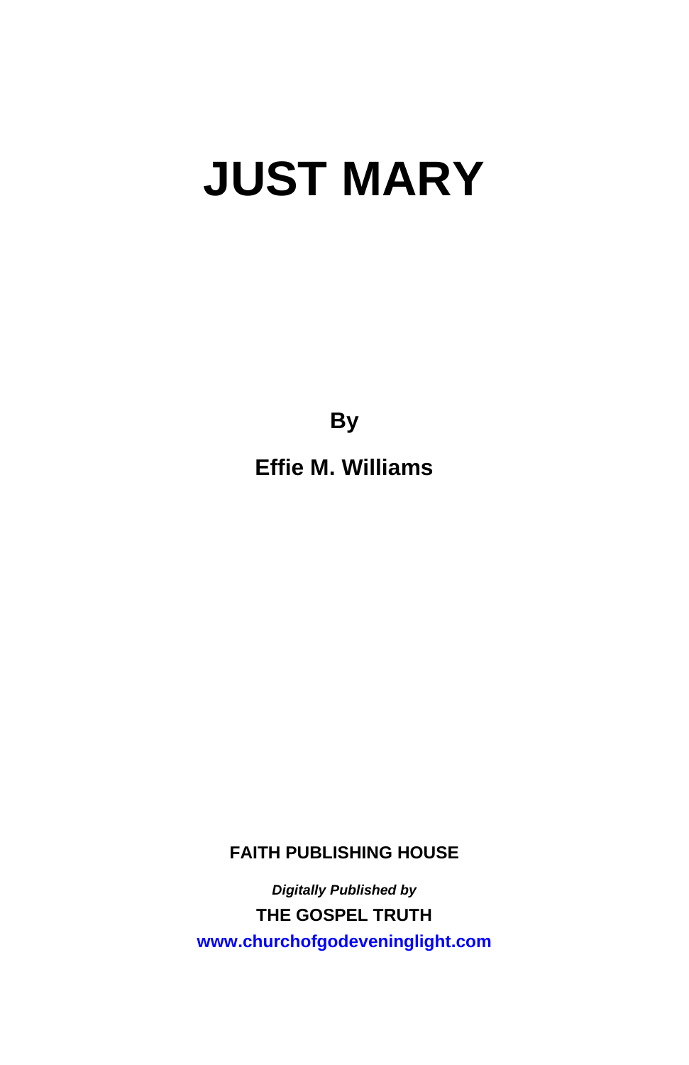# JUST MARY

**By**

**Effie M. Williams**

**FAITH PUBLISHING HOUSE**

***Digitally Published by***

**THE GOSPEL TRUTH**

**www.churchofgodeveninglight.com**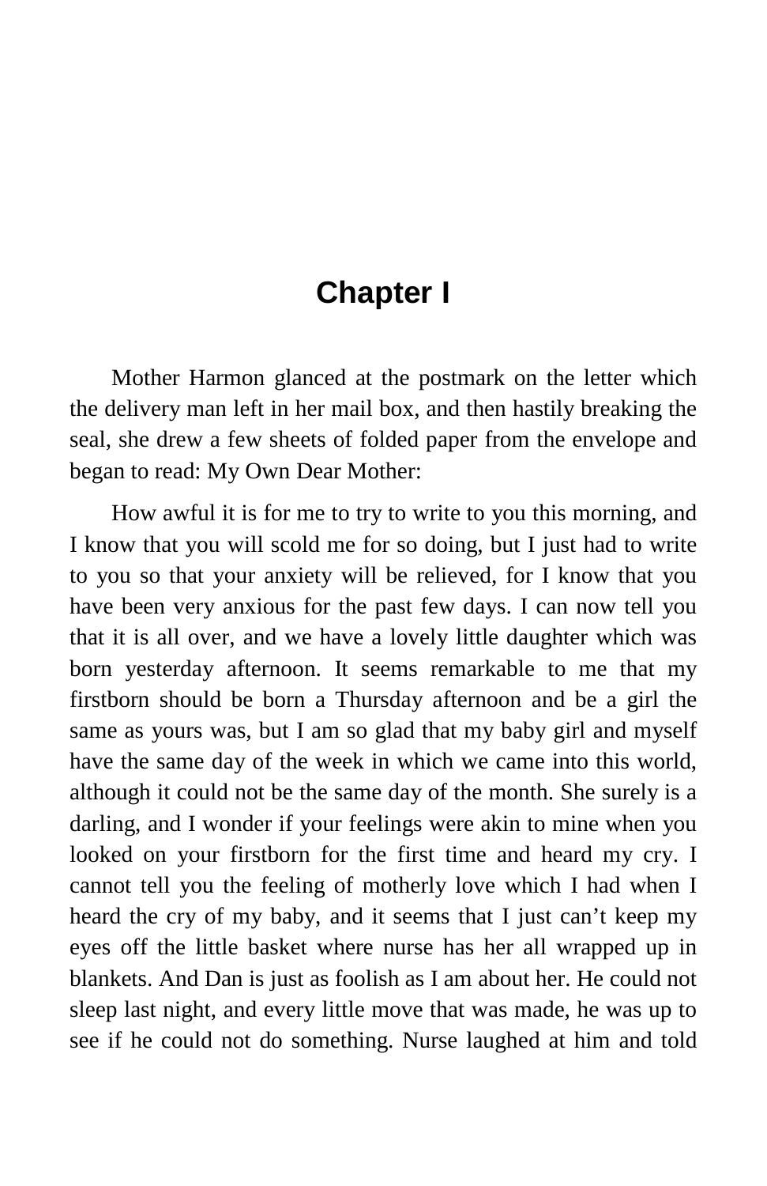# Chapter I

Mother Harmon glanced at the postmark on the letter which the delivery man left in her mail box, and then hastily breaking the seal, she drew a few sheets of folded paper from the envelope and began to read: My Own Dear Mother:

How awful it is for me to try to write to you this morning, and I know that you will scold me for so doing, but I just had to write to you so that your anxiety will be relieved, for I know that you have been very anxious for the past few days. I can now tell you that it is all over, and we have a lovely little daughter which was born yesterday afternoon. It seems remarkable to me that my firstborn should be born a Thursday afternoon and be a girl the same as yours was, but I am so glad that my baby girl and myself have the same day of the week in which we came into this world, although it could not be the same day of the month. She surely is a darling, and I wonder if your feelings were akin to mine when you looked on your firstborn for the first time and heard my cry. I cannot tell you the feeling of motherly love which I had when I heard the cry of my baby, and it seems that I just can’t keep my eyes off the little basket where nurse has her all wrapped up in blankets. And Dan is just as foolish as I am about her. He could not sleep last night, and every little move that was made, he was up to see if he could not do something. Nurse laughed at him and told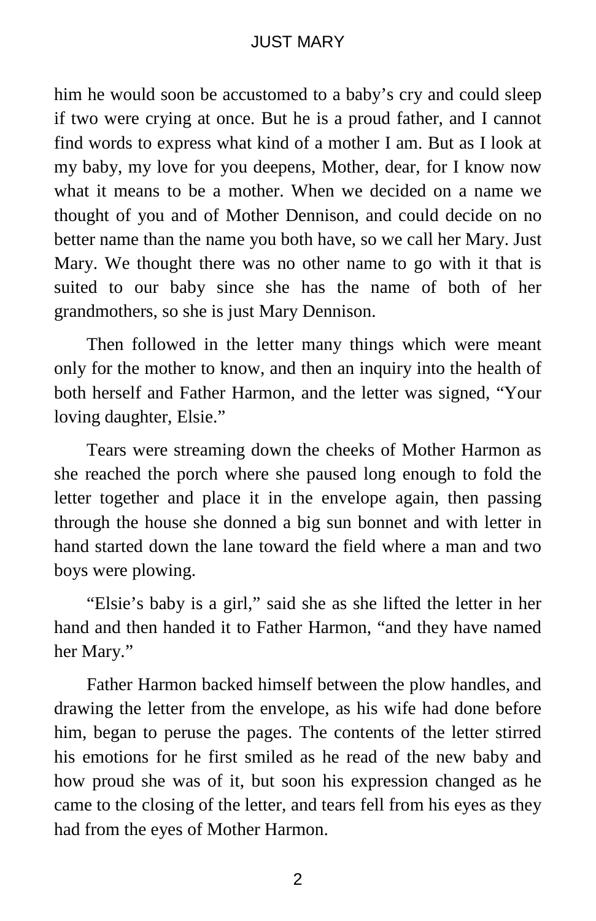him he would soon be accustomed to a baby's cry and could sleep if two were crying at once. But he is a proud father, and I cannot find words to express what kind of a mother I am. But as I look at my baby, my love for you deepens, Mother, dear, for I know now what it means to be a mother. When we decided on a name we thought of you and of Mother Dennison, and could decide on no better name than the name you both have, so we call her Mary. Just Mary. We thought there was no other name to go with it that is suited to our baby since she has the name of both of her grandmothers, so she is just Mary Dennison.

Then followed in the letter many things which were meant only for the mother to know, and then an inquiry into the health of both herself and Father Harmon, and the letter was signed, "Your loving daughter, Elsie."

Tears were streaming down the cheeks of Mother Harmon as she reached the porch where she paused long enough to fold the letter together and place it in the envelope again, then passing through the house she donned a big sun bonnet and with letter in hand started down the lane toward the field where a man and two boys were plowing.

"Elsie's baby is a girl," said she as she lifted the letter in her hand and then handed it to Father Harmon, "and they have named her Mary."

Father Harmon backed himself between the plow handles, and drawing the letter from the envelope, as his wife had done before him, began to peruse the pages. The contents of the letter stirred his emotions for he first smiled as he read of the new baby and how proud she was of it, but soon his expression changed as he came to the closing of the letter, and tears fell from his eyes as they had from the eyes of Mother Harmon.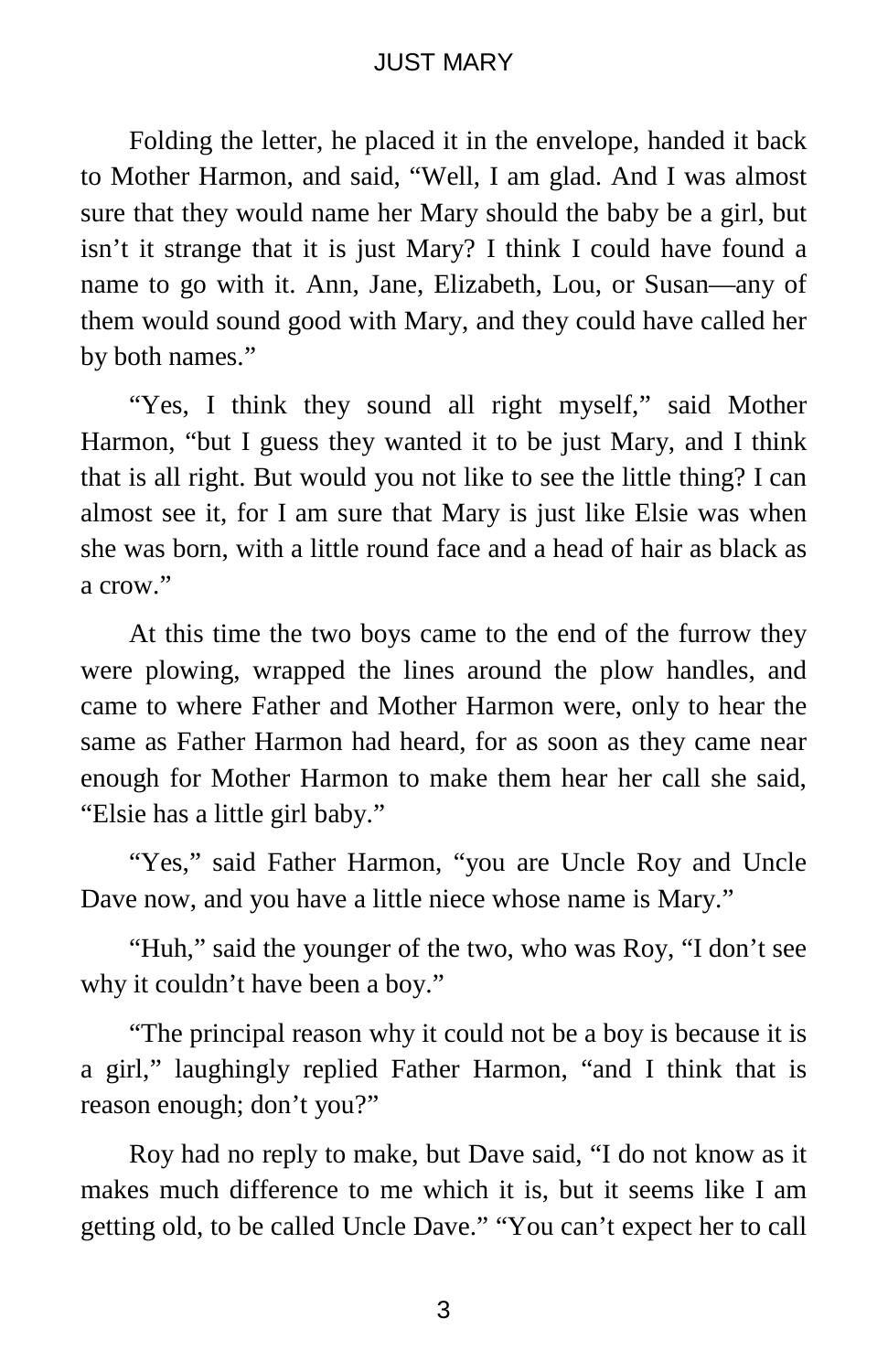Folding the letter, he placed it in the envelope, handed it back to Mother Harmon, and said, "Well, I am glad. And I was almost sure that they would name her Mary should the baby be a girl, but isn't it strange that it is just Mary? I think I could have found a name to go with it. Ann, Jane, Elizabeth, Lou, or Susan—any of them would sound good with Mary, and they could have called her by both names."

"Yes, I think they sound all right myself," said Mother Harmon, "but I guess they wanted it to be just Mary, and I think that is all right. But would you not like to see the little thing? I can almost see it, for I am sure that Mary is just like Elsie was when she was born, with a little round face and a head of hair as black as a crow."

At this time the two boys came to the end of the furrow they were plowing, wrapped the lines around the plow handles, and came to where Father and Mother Harmon were, only to hear the same as Father Harmon had heard, for as soon as they came near enough for Mother Harmon to make them hear her call she said, "Elsie has a little girl baby."

"Yes," said Father Harmon, "you are Uncle Roy and Uncle Dave now, and you have a little niece whose name is Mary."

"Huh," said the younger of the two, who was Roy, "I don't see why it couldn't have been a boy."

"The principal reason why it could not be a boy is because it is a girl," laughingly replied Father Harmon, "and I think that is reason enough; don't you?"

Roy had no reply to make, but Dave said, "I do not know as it makes much difference to me which it is, but it seems like I am getting old, to be called Uncle Dave." "You can't expect her to call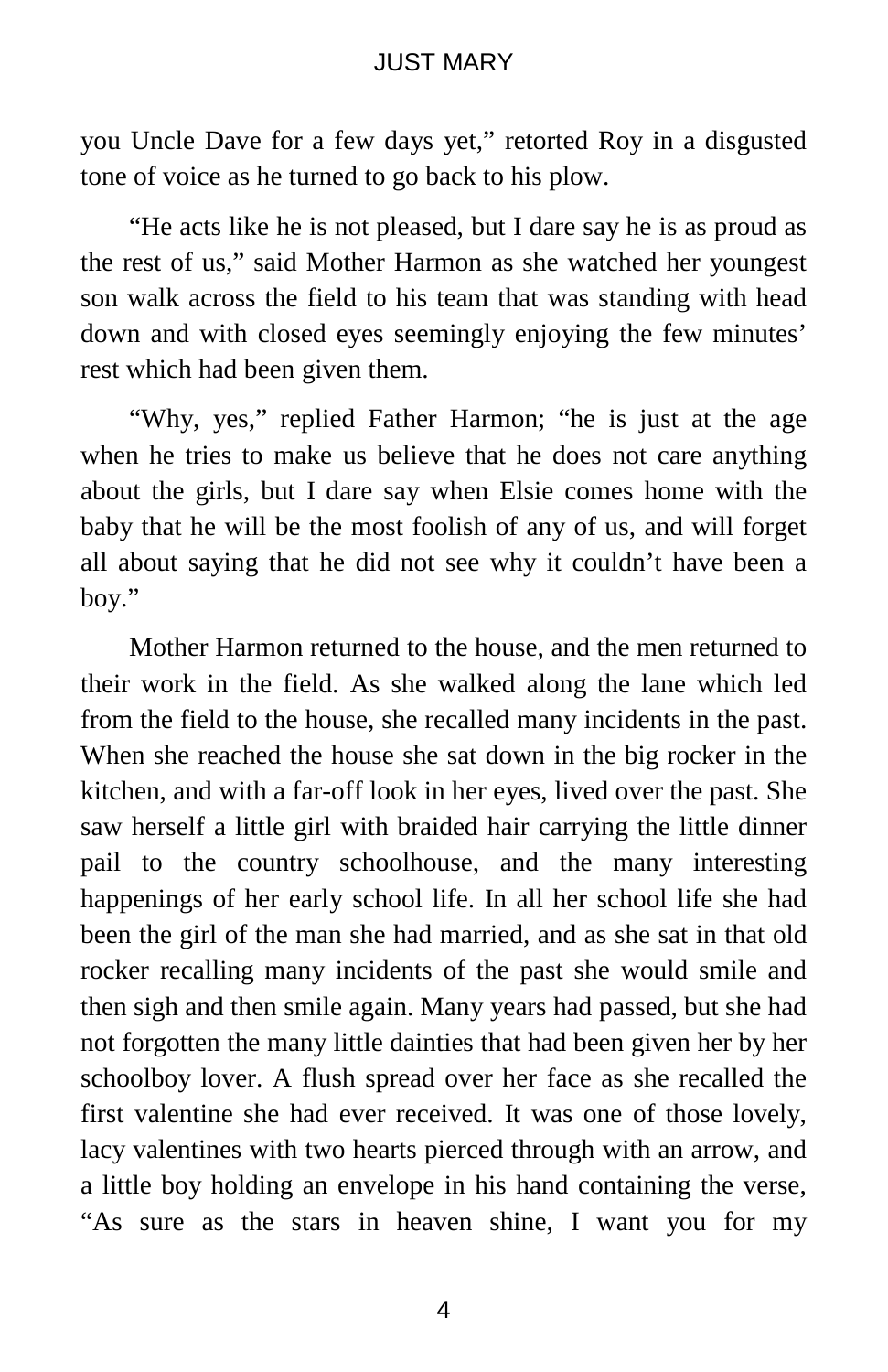you Uncle Dave for a few days yet," retorted Roy in a disgusted tone of voice as he turned to go back to his plow.

"He acts like he is not pleased, but I dare say he is as proud as the rest of us," said Mother Harmon as she watched her youngest son walk across the field to his team that was standing with head down and with closed eyes seemingly enjoying the few minutes' rest which had been given them.

"Why, yes," replied Father Harmon; "he is just at the age when he tries to make us believe that he does not care anything about the girls, but I dare say when Elsie comes home with the baby that he will be the most foolish of any of us, and will forget all about saying that he did not see why it couldn't have been a boy."

Mother Harmon returned to the house, and the men returned to their work in the field. As she walked along the lane which led from the field to the house, she recalled many incidents in the past. When she reached the house she sat down in the big rocker in the kitchen, and with a far-off look in her eyes, lived over the past. She saw herself a little girl with braided hair carrying the little dinner pail to the country schoolhouse, and the many interesting happenings of her early school life. In all her school life she had been the girl of the man she had married, and as she sat in that old rocker recalling many incidents of the past she would smile and then sigh and then smile again. Many years had passed, but she had not forgotten the many little dainties that had been given her by her schoolboy lover. A flush spread over her face as she recalled the first valentine she had ever received. It was one of those lovely, lacy valentines with two hearts pierced through with an arrow, and a little boy holding an envelope in his hand containing the verse, "As sure as the stars in heaven shine, I want you for my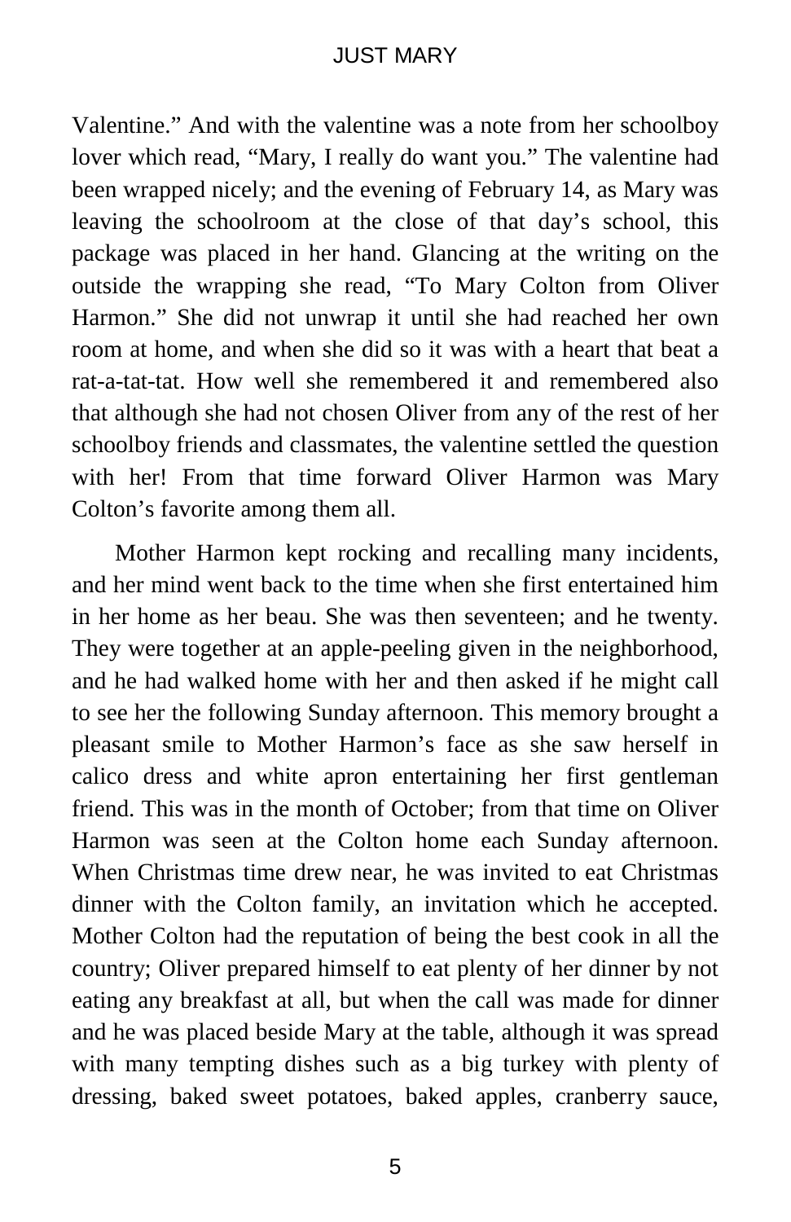Valentine." And with the valentine was a note from her schoolboy lover which read, "Mary, I really do want you." The valentine had been wrapped nicely; and the evening of February 14, as Mary was leaving the schoolroom at the close of that day's school, this package was placed in her hand. Glancing at the writing on the outside the wrapping she read, "To Mary Colton from Oliver Harmon." She did not unwrap it until she had reached her own room at home, and when she did so it was with a heart that beat a rat-a-tat-tat. How well she remembered it and remembered also that although she had not chosen Oliver from any of the rest of her schoolboy friends and classmates, the valentine settled the question with her! From that time forward Oliver Harmon was Mary Colton's favorite among them all.

Mother Harmon kept rocking and recalling many incidents, and her mind went back to the time when she first entertained him in her home as her beau. She was then seventeen; and he twenty. They were together at an apple-peeling given in the neighborhood, and he had walked home with her and then asked if he might call to see her the following Sunday afternoon. This memory brought a pleasant smile to Mother Harmon's face as she saw herself in calico dress and white apron entertaining her first gentleman friend. This was in the month of October; from that time on Oliver Harmon was seen at the Colton home each Sunday afternoon. When Christmas time drew near, he was invited to eat Christmas dinner with the Colton family, an invitation which he accepted. Mother Colton had the reputation of being the best cook in all the country; Oliver prepared himself to eat plenty of her dinner by not eating any breakfast at all, but when the call was made for dinner and he was placed beside Mary at the table, although it was spread with many tempting dishes such as a big turkey with plenty of dressing, baked sweet potatoes, baked apples, cranberry sauce,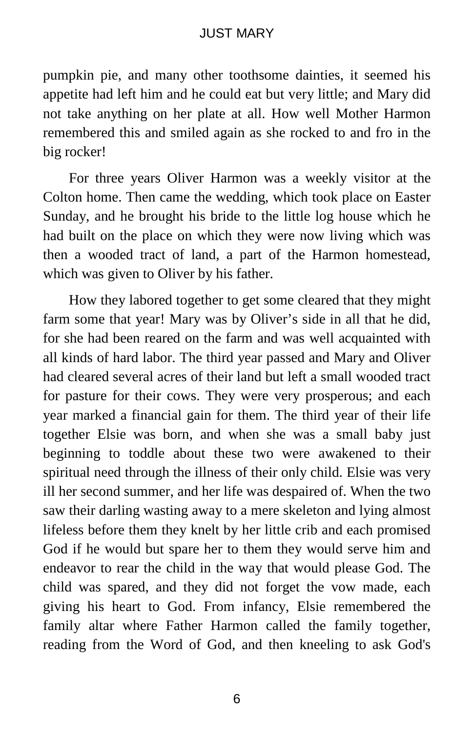pumpkin pie, and many other toothsome dainties, it seemed his appetite had left him and he could eat but very little; and Mary did not take anything on her plate at all. How well Mother Harmon remembered this and smiled again as she rocked to and fro in the big rocker!

For three years Oliver Harmon was a weekly visitor at the Colton home. Then came the wedding, which took place on Easter Sunday, and he brought his bride to the little log house which he had built on the place on which they were now living which was then a wooded tract of land, a part of the Harmon homestead, which was given to Oliver by his father.

How they labored together to get some cleared that they might farm some that year! Mary was by Oliver's side in all that he did, for she had been reared on the farm and was well acquainted with all kinds of hard labor. The third year passed and Mary and Oliver had cleared several acres of their land but left a small wooded tract for pasture for their cows. They were very prosperous; and each year marked a financial gain for them. The third year of their life together Elsie was born, and when she was a small baby just beginning to toddle about these two were awakened to their spiritual need through the illness of their only child. Elsie was very ill her second summer, and her life was despaired of. When the two saw their darling wasting away to a mere skeleton and lying almost lifeless before them they knelt by her little crib and each promised God if he would but spare her to them they would serve him and endeavor to rear the child in the way that would please God. The child was spared, and they did not forget the vow made, each giving his heart to God. From infancy, Elsie remembered the family altar where Father Harmon called the family together, reading from the Word of God, and then kneeling to ask God's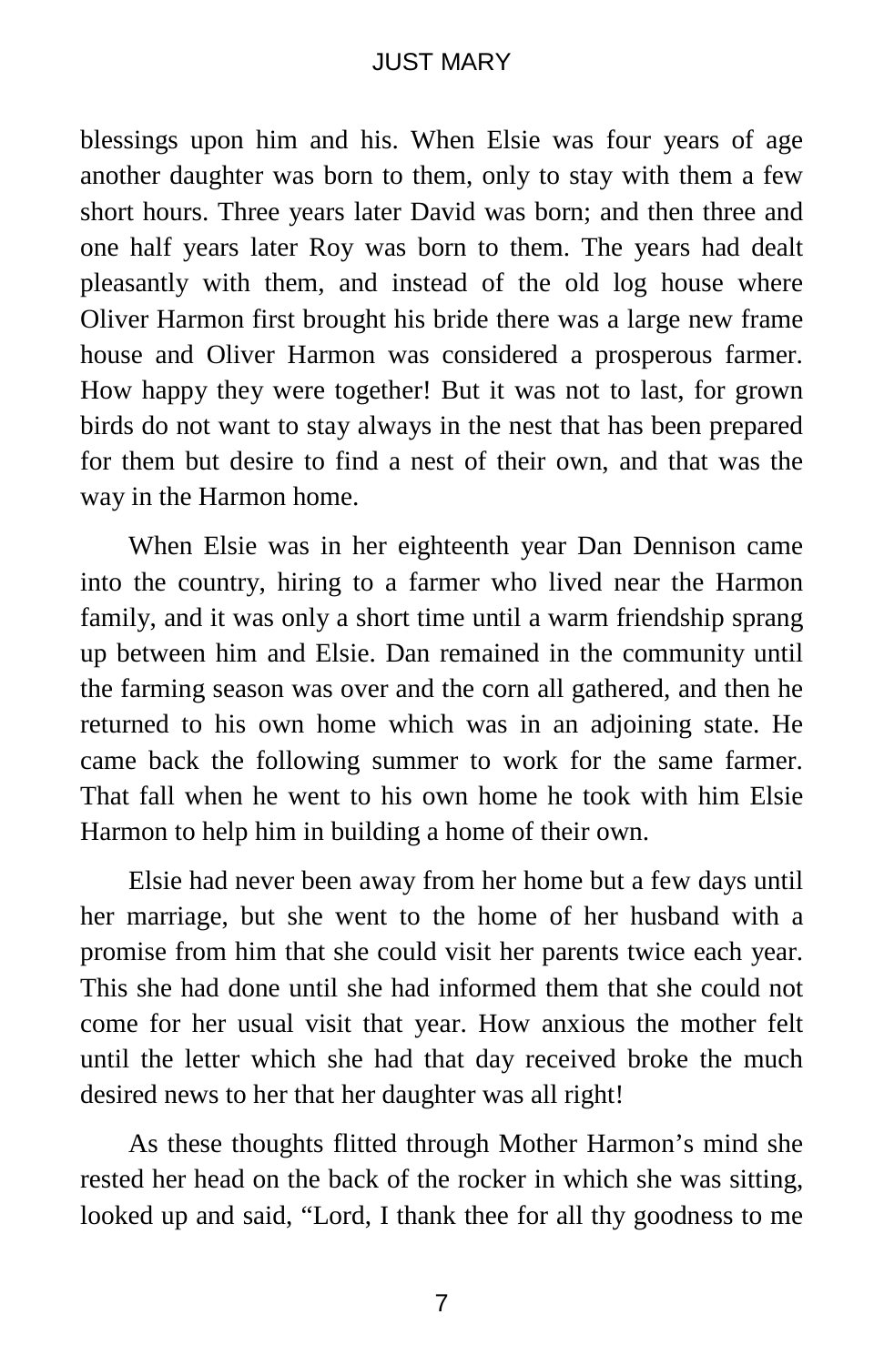blessings upon him and his. When Elsie was four years of age another daughter was born to them, only to stay with them a few short hours. Three years later David was born; and then three and one half years later Roy was born to them. The years had dealt pleasantly with them, and instead of the old log house where Oliver Harmon first brought his bride there was a large new frame house and Oliver Harmon was considered a prosperous farmer. How happy they were together! But it was not to last, for grown birds do not want to stay always in the nest that has been prepared for them but desire to find a nest of their own, and that was the way in the Harmon home.

When Elsie was in her eighteenth year Dan Dennison came into the country, hiring to a farmer who lived near the Harmon family, and it was only a short time until a warm friendship sprang up between him and Elsie. Dan remained in the community until the farming season was over and the corn all gathered, and then he returned to his own home which was in an adjoining state. He came back the following summer to work for the same farmer. That fall when he went to his own home he took with him Elsie Harmon to help him in building a home of their own.

Elsie had never been away from her home but a few days until her marriage, but she went to the home of her husband with a promise from him that she could visit her parents twice each year. This she had done until she had informed them that she could not come for her usual visit that year. How anxious the mother felt until the letter which she had that day received broke the much desired news to her that her daughter was all right!

As these thoughts flitted through Mother Harmon's mind she rested her head on the back of the rocker in which she was sitting, looked up and said, "Lord, I thank thee for all thy goodness to me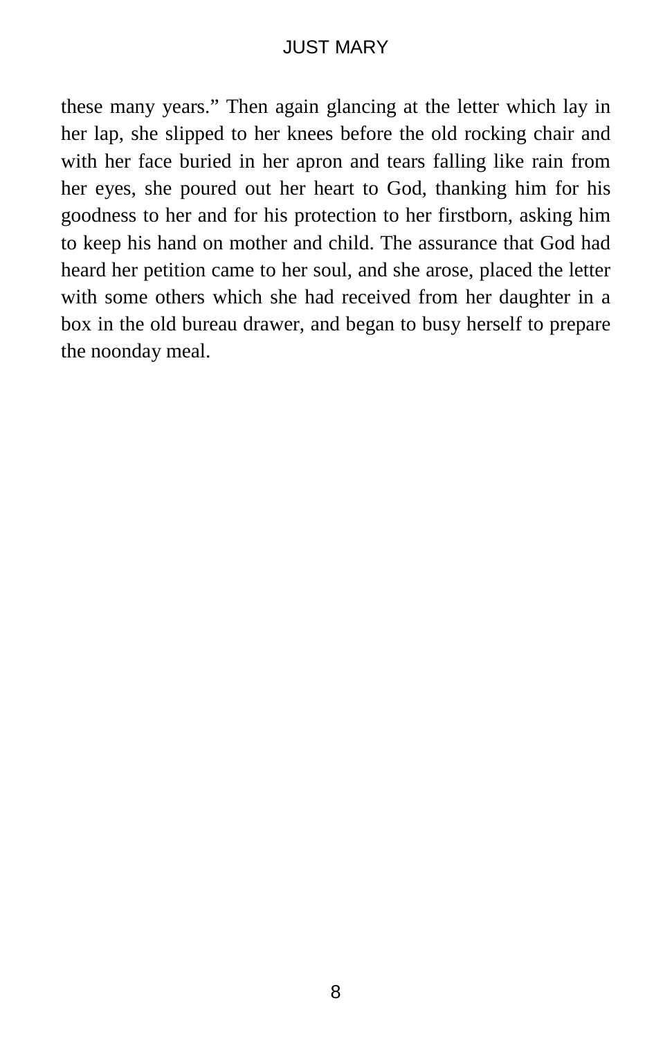these many years." Then again glancing at the letter which lay in her lap, she slipped to her knees before the old rocking chair and with her face buried in her apron and tears falling like rain from her eyes, she poured out her heart to God, thanking him for his goodness to her and for his protection to her firstborn, asking him to keep his hand on mother and child. The assurance that God had heard her petition came to her soul, and she arose, placed the letter with some others which she had received from her daughter in a box in the old bureau drawer, and began to busy herself to prepare the noonday meal.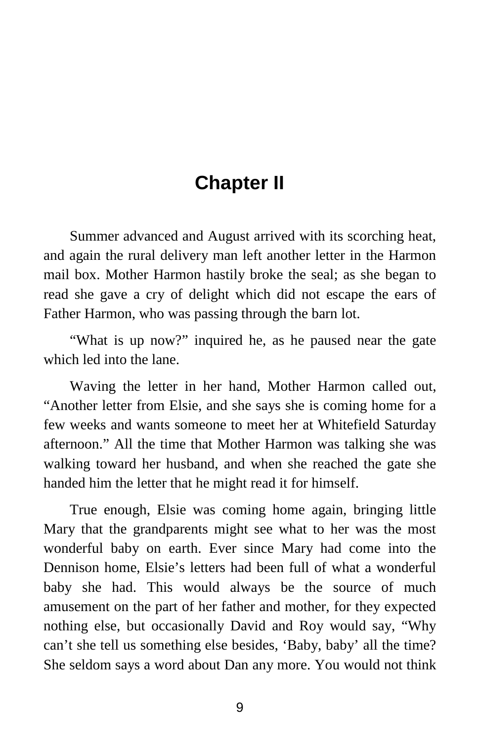# Chapter II

Summer advanced and August arrived with its scorching heat, and again the rural delivery man left another letter in the Harmon mail box. Mother Harmon hastily broke the seal; as she began to read she gave a cry of delight which did not escape the ears of Father Harmon, who was passing through the barn lot.

"What is up now?" inquired he, as he paused near the gate which led into the lane.

Waving the letter in her hand, Mother Harmon called out, "Another letter from Elsie, and she says she is coming home for a few weeks and wants someone to meet her at Whitefield Saturday afternoon." All the time that Mother Harmon was talking she was walking toward her husband, and when she reached the gate she handed him the letter that he might read it for himself.

True enough, Elsie was coming home again, bringing little Mary that the grandparents might see what to her was the most wonderful baby on earth. Ever since Mary had come into the Dennison home, Elsie's letters had been full of what a wonderful baby she had. This would always be the source of much amusement on the part of her father and mother, for they expected nothing else, but occasionally David and Roy would say, "Why can't she tell us something else besides, 'Baby, baby' all the time? She seldom says a word about Dan any more. You would not think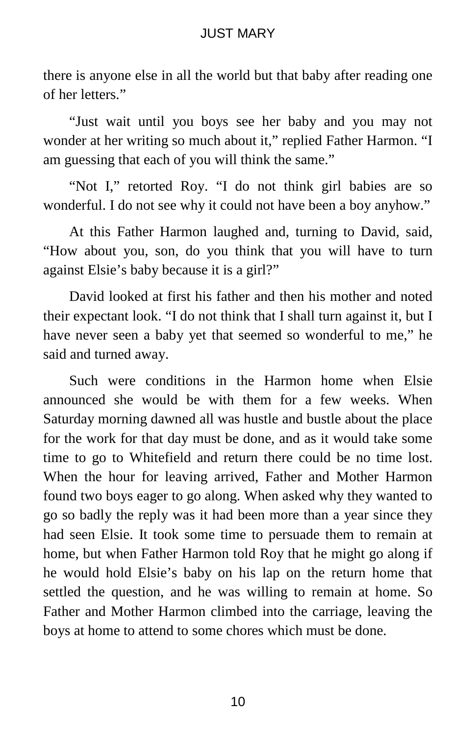there is anyone else in all the world but that baby after reading one of her letters."

"Just wait until you boys see her baby and you may not wonder at her writing so much about it," replied Father Harmon. "I am guessing that each of you will think the same."

"Not I," retorted Roy. "I do not think girl babies are so wonderful. I do not see why it could not have been a boy anyhow."

At this Father Harmon laughed and, turning to David, said, "How about you, son, do you think that you will have to turn against Elsie's baby because it is a girl?"

David looked at first his father and then his mother and noted their expectant look. "I do not think that I shall turn against it, but I have never seen a baby yet that seemed so wonderful to me," he said and turned away.

Such were conditions in the Harmon home when Elsie announced she would be with them for a few weeks. When Saturday morning dawned all was hustle and bustle about the place for the work for that day must be done, and as it would take some time to go to Whitefield and return there could be no time lost. When the hour for leaving arrived, Father and Mother Harmon found two boys eager to go along. When asked why they wanted to go so badly the reply was it had been more than a year since they had seen Elsie. It took some time to persuade them to remain at home, but when Father Harmon told Roy that he might go along if he would hold Elsie's baby on his lap on the return home that settled the question, and he was willing to remain at home. So Father and Mother Harmon climbed into the carriage, leaving the boys at home to attend to some chores which must be done.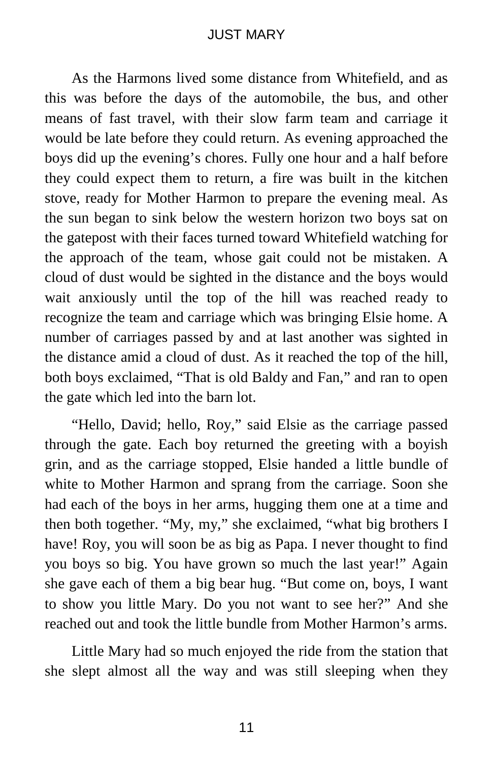As the Harmons lived some distance from Whitefield, and as this was before the days of the automobile, the bus, and other means of fast travel, with their slow farm team and carriage it would be late before they could return. As evening approached the boys did up the evening's chores. Fully one hour and a half before they could expect them to return, a fire was built in the kitchen stove, ready for Mother Harmon to prepare the evening meal. As the sun began to sink below the western horizon two boys sat on the gatepost with their faces turned toward Whitefield watching for the approach of the team, whose gait could not be mistaken. A cloud of dust would be sighted in the distance and the boys would wait anxiously until the top of the hill was reached ready to recognize the team and carriage which was bringing Elsie home. A number of carriages passed by and at last another was sighted in the distance amid a cloud of dust. As it reached the top of the hill, both boys exclaimed, "That is old Baldy and Fan," and ran to open the gate which led into the barn lot.

"Hello, David; hello, Roy," said Elsie as the carriage passed through the gate. Each boy returned the greeting with a boyish grin, and as the carriage stopped, Elsie handed a little bundle of white to Mother Harmon and sprang from the carriage. Soon she had each of the boys in her arms, hugging them one at a time and then both together. "My, my," she exclaimed, "what big brothers I have! Roy, you will soon be as big as Papa. I never thought to find you boys so big. You have grown so much the last year!" Again she gave each of them a big bear hug. "But come on, boys, I want to show you little Mary. Do you not want to see her?" And she reached out and took the little bundle from Mother Harmon's arms.

Little Mary had so much enjoyed the ride from the station that she slept almost all the way and was still sleeping when they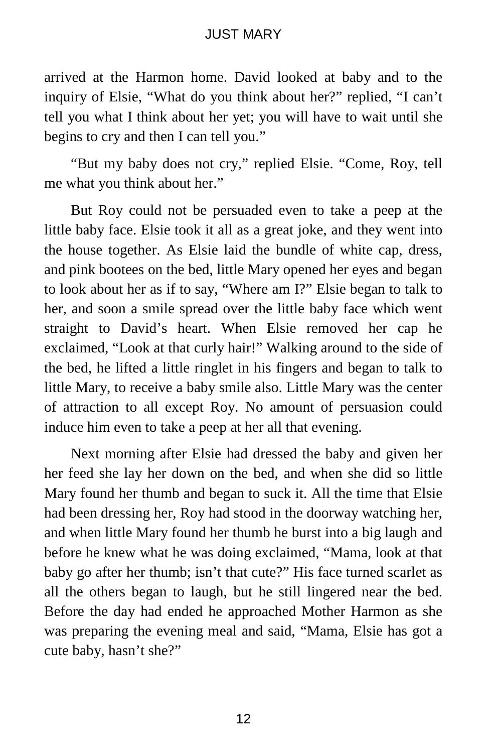arrived at the Harmon home. David looked at baby and to the inquiry of Elsie, "What do you think about her?" replied, "I can't tell you what I think about her yet; you will have to wait until she begins to cry and then I can tell you."

"But my baby does not cry," replied Elsie. "Come, Roy, tell me what you think about her."

But Roy could not be persuaded even to take a peep at the little baby face. Elsie took it all as a great joke, and they went into the house together. As Elsie laid the bundle of white cap, dress, and pink bootees on the bed, little Mary opened her eyes and began to look about her as if to say, "Where am I?" Elsie began to talk to her, and soon a smile spread over the little baby face which went straight to David's heart. When Elsie removed her cap he exclaimed, "Look at that curly hair!" Walking around to the side of the bed, he lifted a little ringlet in his fingers and began to talk to little Mary, to receive a baby smile also. Little Mary was the center of attraction to all except Roy. No amount of persuasion could induce him even to take a peep at her all that evening.

Next morning after Elsie had dressed the baby and given her her feed she lay her down on the bed, and when she did so little Mary found her thumb and began to suck it. All the time that Elsie had been dressing her, Roy had stood in the doorway watching her, and when little Mary found her thumb he burst into a big laugh and before he knew what he was doing exclaimed, "Mama, look at that baby go after her thumb; isn't that cute?" His face turned scarlet as all the others began to laugh, but he still lingered near the bed. Before the day had ended he approached Mother Harmon as she was preparing the evening meal and said, "Mama, Elsie has got a cute baby, hasn't she?"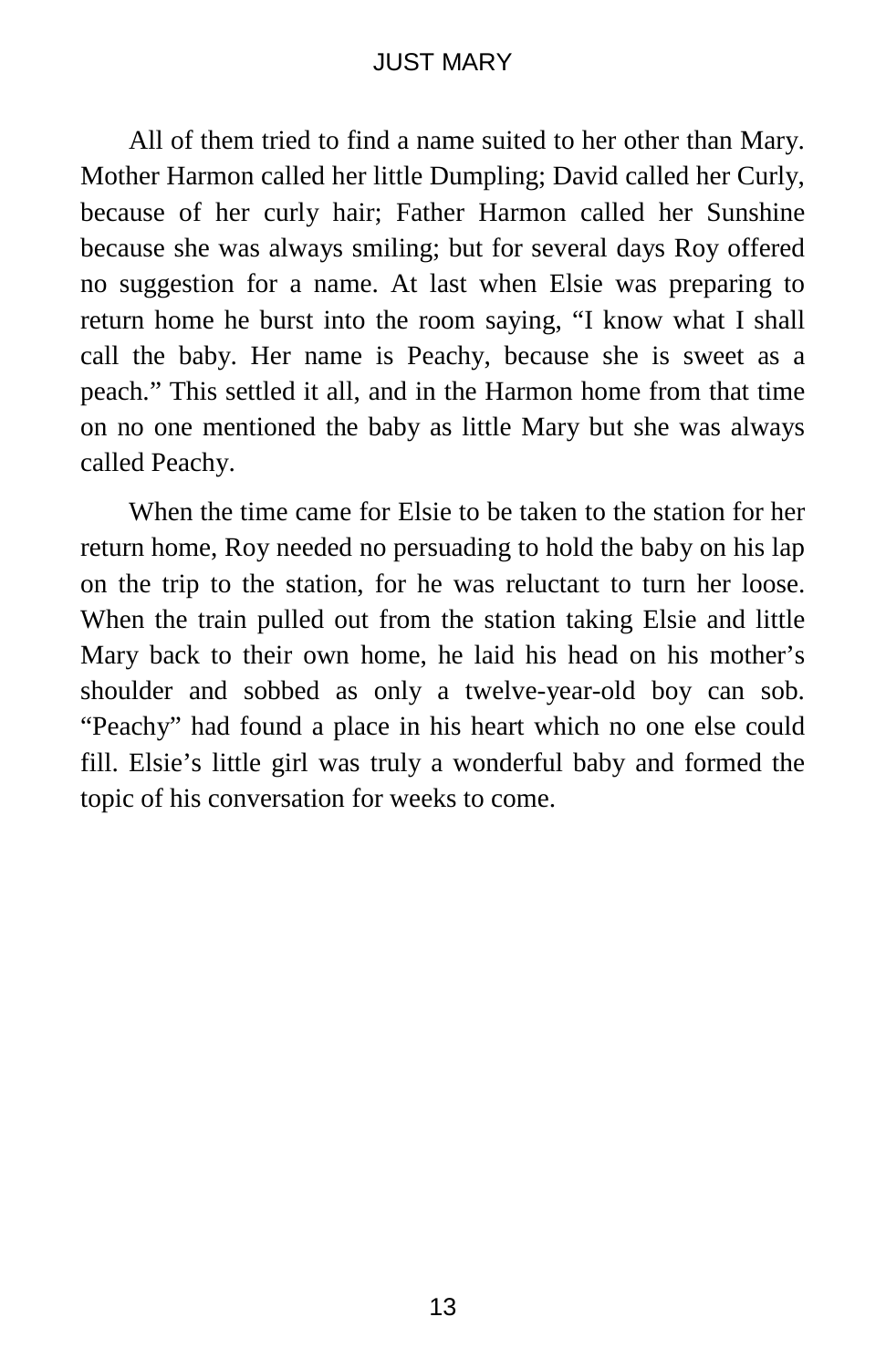All of them tried to find a name suited to her other than Mary. Mother Harmon called her little Dumpling; David called her Curly, because of her curly hair; Father Harmon called her Sunshine because she was always smiling; but for several days Roy offered no suggestion for a name. At last when Elsie was preparing to return home he burst into the room saying, “I know what I shall call the baby. Her name is Peachy, because she is sweet as a peach.” This settled it all, and in the Harmon home from that time on no one mentioned the baby as little Mary but she was always called Peachy.

When the time came for Elsie to be taken to the station for her return home, Roy needed no persuading to hold the baby on his lap on the trip to the station, for he was reluctant to turn her loose. When the train pulled out from the station taking Elsie and little Mary back to their own home, he laid his head on his mother’s shoulder and sobbed as only a twelve-year-old boy can sob. “Peachy” had found a place in his heart which no one else could fill. Elsie’s little girl was truly a wonderful baby and formed the topic of his conversation for weeks to come.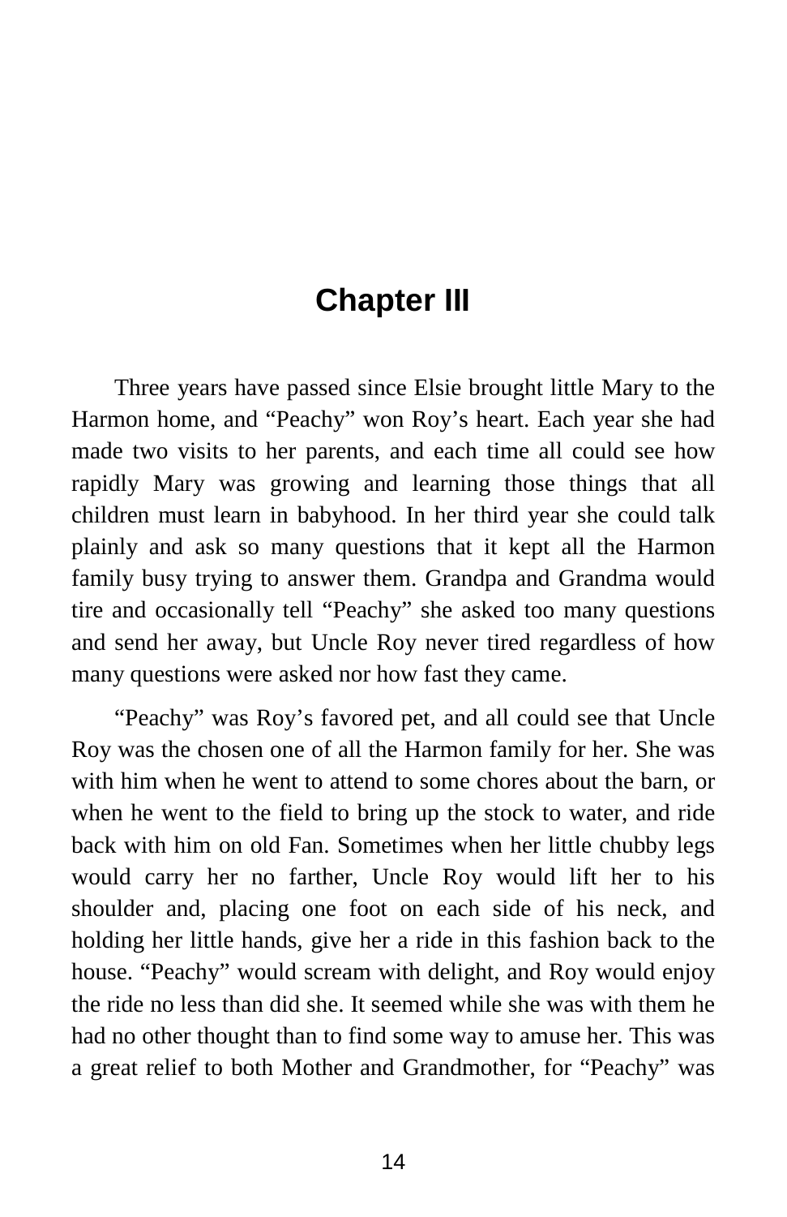# Chapter III

Three years have passed since Elsie brought little Mary to the Harmon home, and “Peachy” won Roy’s heart. Each year she had made two visits to her parents, and each time all could see how rapidly Mary was growing and learning those things that all children must learn in babyhood. In her third year she could talk plainly and ask so many questions that it kept all the Harmon family busy trying to answer them. Grandpa and Grandma would tire and occasionally tell “Peachy” she asked too many questions and send her away, but Uncle Roy never tired regardless of how many questions were asked nor how fast they came.

“Peachy” was Roy’s favored pet, and all could see that Uncle Roy was the chosen one of all the Harmon family for her. She was with him when he went to attend to some chores about the barn, or when he went to the field to bring up the stock to water, and ride back with him on old Fan. Sometimes when her little chubby legs would carry her no farther, Uncle Roy would lift her to his shoulder and, placing one foot on each side of his neck, and holding her little hands, give her a ride in this fashion back to the house. “Peachy” would scream with delight, and Roy would enjoy the ride no less than did she. It seemed while she was with them he had no other thought than to find some way to amuse her. This was a great relief to both Mother and Grandmother, for “Peachy” was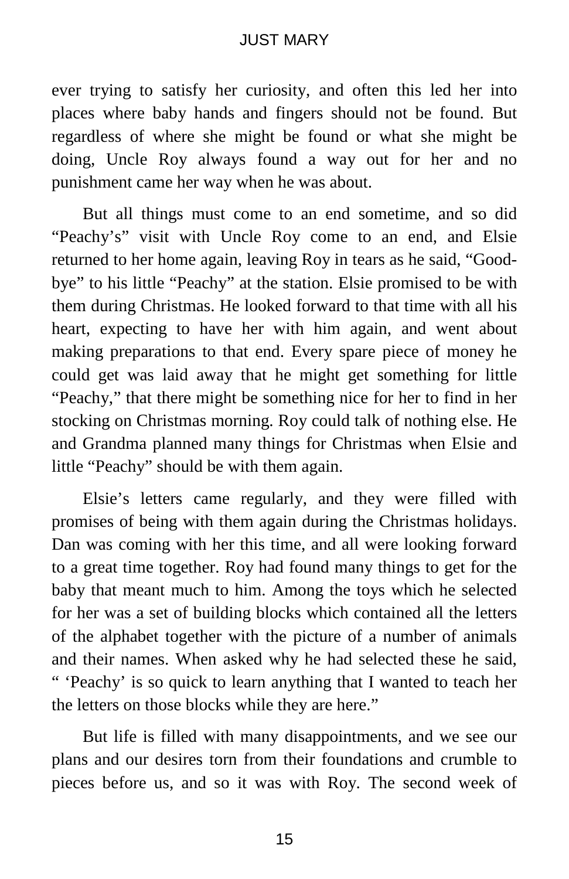ever trying to satisfy her curiosity, and often this led her into places where baby hands and fingers should not be found. But regardless of where she might be found or what she might be doing, Uncle Roy always found a way out for her and no punishment came her way when he was about.

But all things must come to an end sometime, and so did "Peachy's" visit with Uncle Roy come to an end, and Elsie returned to her home again, leaving Roy in tears as he said, "Good-bye" to his little "Peachy" at the station. Elsie promised to be with them during Christmas. He looked forward to that time with all his heart, expecting to have her with him again, and went about making preparations to that end. Every spare piece of money he could get was laid away that he might get something for little "Peachy," that there might be something nice for her to find in her stocking on Christmas morning. Roy could talk of nothing else. He and Grandma planned many things for Christmas when Elsie and little "Peachy" should be with them again.

Elsie's letters came regularly, and they were filled with promises of being with them again during the Christmas holidays. Dan was coming with her this time, and all were looking forward to a great time together. Roy had found many things to get for the baby that meant much to him. Among the toys which he selected for her was a set of building blocks which contained all the letters of the alphabet together with the picture of a number of animals and their names. When asked why he had selected these he said, " 'Peachy' is so quick to learn anything that I wanted to teach her the letters on those blocks while they are here."

But life is filled with many disappointments, and we see our plans and our desires torn from their foundations and crumble to pieces before us, and so it was with Roy. The second week of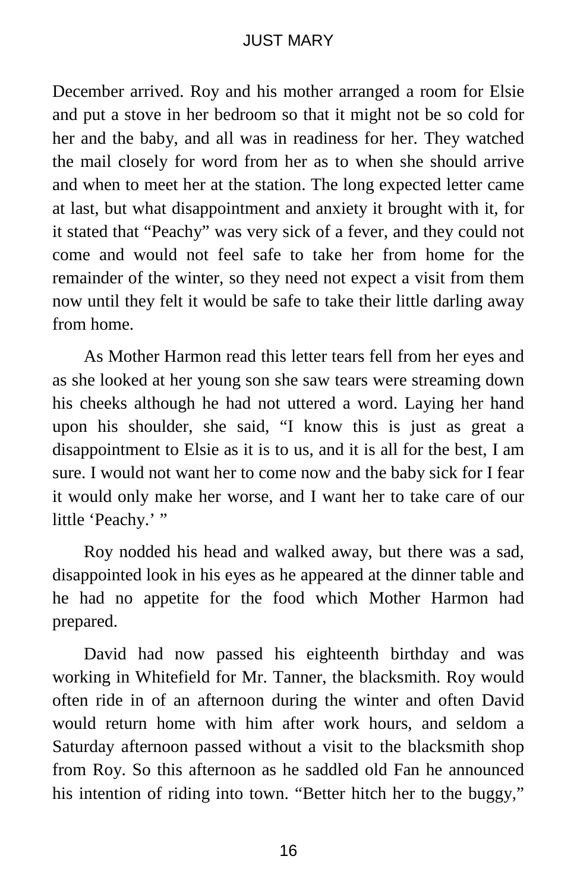December arrived. Roy and his mother arranged a room for Elsie and put a stove in her bedroom so that it might not be so cold for her and the baby, and all was in readiness for her. They watched the mail closely for word from her as to when she should arrive and when to meet her at the station. The long expected letter came at last, but what disappointment and anxiety it brought with it, for it stated that "Peachy" was very sick of a fever, and they could not come and would not feel safe to take her from home for the remainder of the winter, so they need not expect a visit from them now until they felt it would be safe to take their little darling away from home.

As Mother Harmon read this letter tears fell from her eyes and as she looked at her young son she saw tears were streaming down his cheeks although he had not uttered a word. Laying her hand upon his shoulder, she said, "I know this is just as great a disappointment to Elsie as it is to us, and it is all for the best, I am sure. I would not want her to come now and the baby sick for I fear it would only make her worse, and I want her to take care of our little 'Peachy.' "

Roy nodded his head and walked away, but there was a sad, disappointed look in his eyes as he appeared at the dinner table and he had no appetite for the food which Mother Harmon had prepared.

David had now passed his eighteenth birthday and was working in Whitefield for Mr. Tanner, the blacksmith. Roy would often ride in of an afternoon during the winter and often David would return home with him after work hours, and seldom a Saturday afternoon passed without a visit to the blacksmith shop from Roy. So this afternoon as he saddled old Fan he announced his intention of riding into town. "Better hitch her to the buggy,"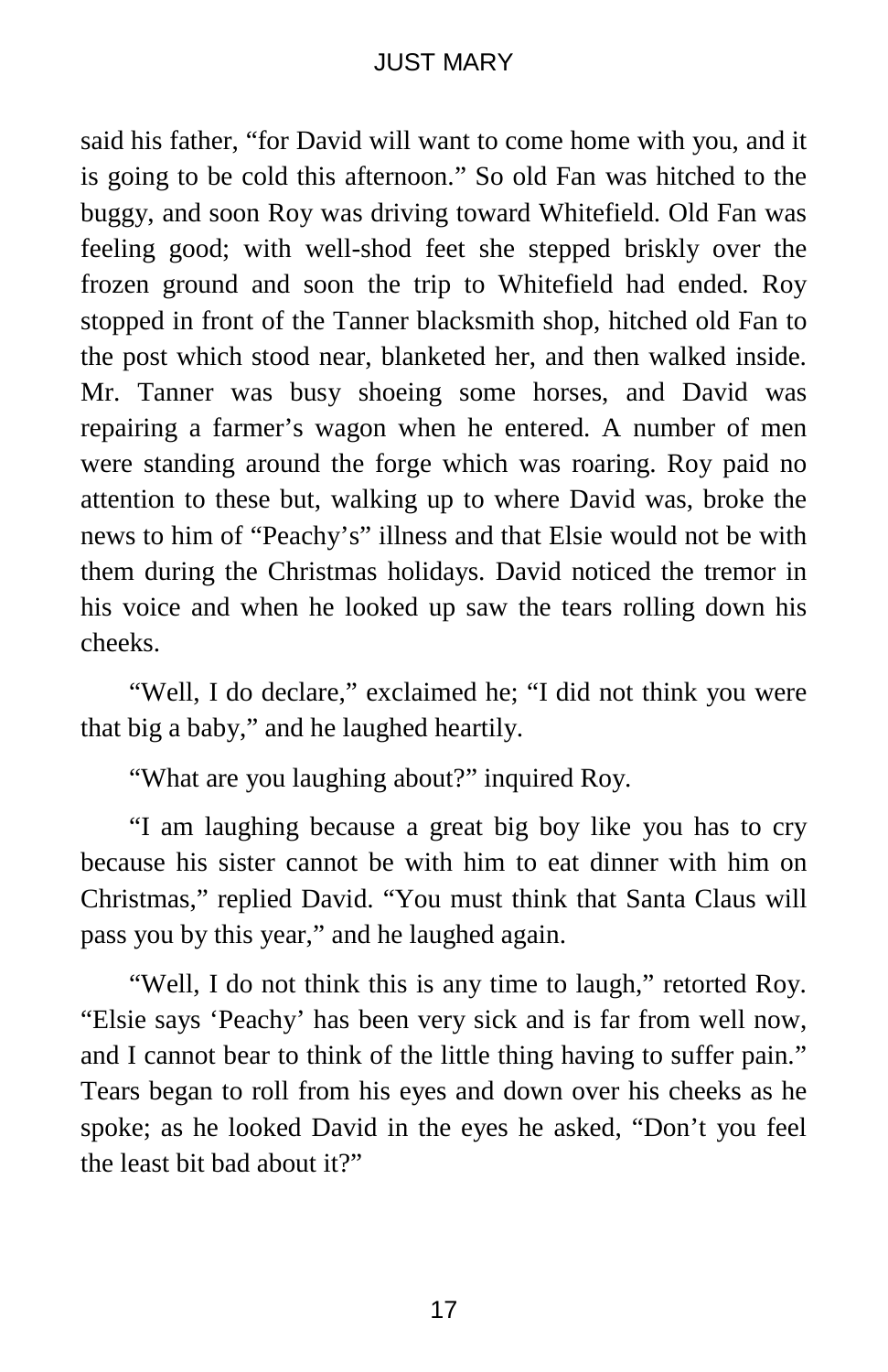said his father, "for David will want to come home with you, and it is going to be cold this afternoon." So old Fan was hitched to the buggy, and soon Roy was driving toward Whitefield. Old Fan was feeling good; with well-shod feet she stepped briskly over the frozen ground and soon the trip to Whitefield had ended. Roy stopped in front of the Tanner blacksmith shop, hitched old Fan to the post which stood near, blanketed her, and then walked inside. Mr. Tanner was busy shoeing some horses, and David was repairing a farmer's wagon when he entered. A number of men were standing around the forge which was roaring. Roy paid no attention to these but, walking up to where David was, broke the news to him of "Peachy's" illness and that Elsie would not be with them during the Christmas holidays. David noticed the tremor in his voice and when he looked up saw the tears rolling down his cheeks.

"Well, I do declare," exclaimed he; "I did not think you were that big a baby," and he laughed heartily.

"What are you laughing about?" inquired Roy.

"I am laughing because a great big boy like you has to cry because his sister cannot be with him to eat dinner with him on Christmas," replied David. "You must think that Santa Claus will pass you by this year," and he laughed again.

"Well, I do not think this is any time to laugh," retorted Roy. "Elsie says 'Peachy' has been very sick and is far from well now, and I cannot bear to think of the little thing having to suffer pain." Tears began to roll from his eyes and down over his cheeks as he spoke; as he looked David in the eyes he asked, "Don't you feel the least bit bad about it?"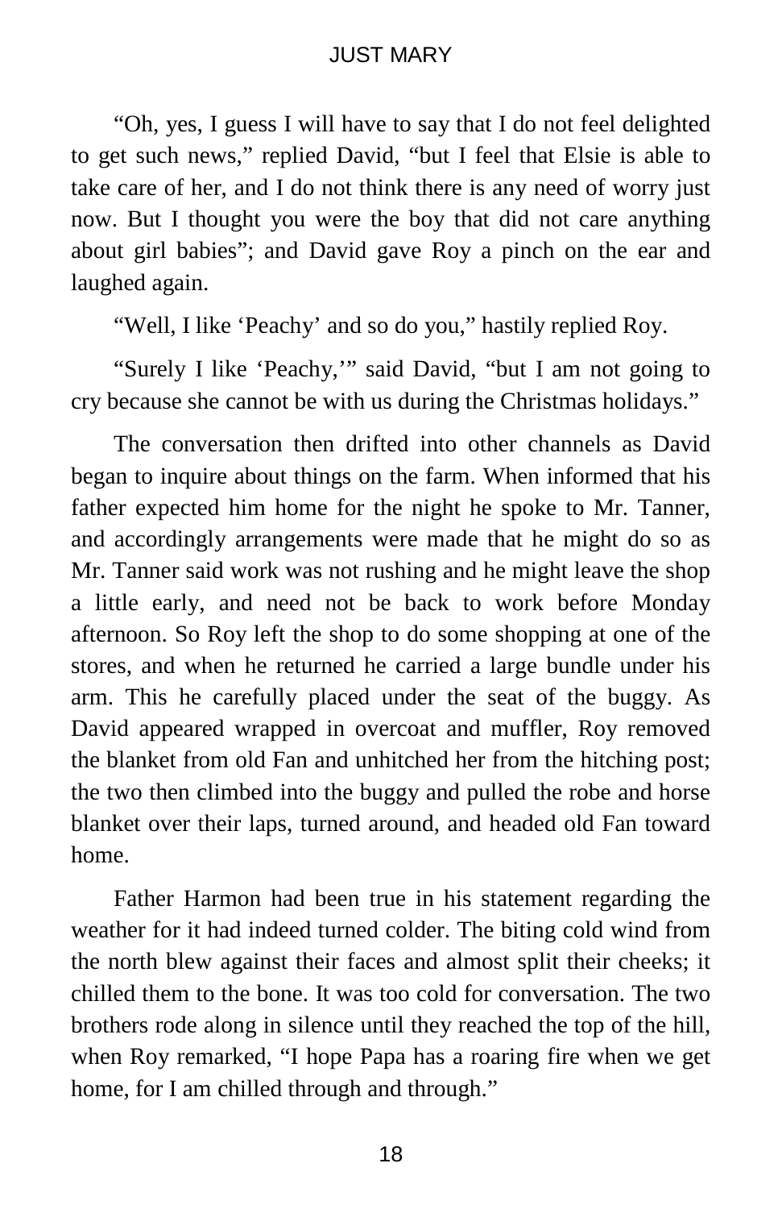“Oh, yes, I guess I will have to say that I do not feel delighted to get such news,” replied David, “but I feel that Elsie is able to take care of her, and I do not think there is any need of worry just now. But I thought you were the boy that did not care anything about girl babies”; and David gave Roy a pinch on the ear and laughed again.

“Well, I like ‘Peachy’ and so do you,” hastily replied Roy.

“Surely I like ‘Peachy,’” said David, “but I am not going to cry because she cannot be with us during the Christmas holidays.”

The conversation then drifted into other channels as David began to inquire about things on the farm. When informed that his father expected him home for the night he spoke to Mr. Tanner, and accordingly arrangements were made that he might do so as Mr. Tanner said work was not rushing and he might leave the shop a little early, and need not be back to work before Monday afternoon. So Roy left the shop to do some shopping at one of the stores, and when he returned he carried a large bundle under his arm. This he carefully placed under the seat of the buggy. As David appeared wrapped in overcoat and muffler, Roy removed the blanket from old Fan and unhitched her from the hitching post; the two then climbed into the buggy and pulled the robe and horse blanket over their laps, turned around, and headed old Fan toward home.

Father Harmon had been true in his statement regarding the weather for it had indeed turned colder. The biting cold wind from the north blew against their faces and almost split their cheeks; it chilled them to the bone. It was too cold for conversation. The two brothers rode along in silence until they reached the top of the hill, when Roy remarked, “I hope Papa has a roaring fire when we get home, for I am chilled through and through.”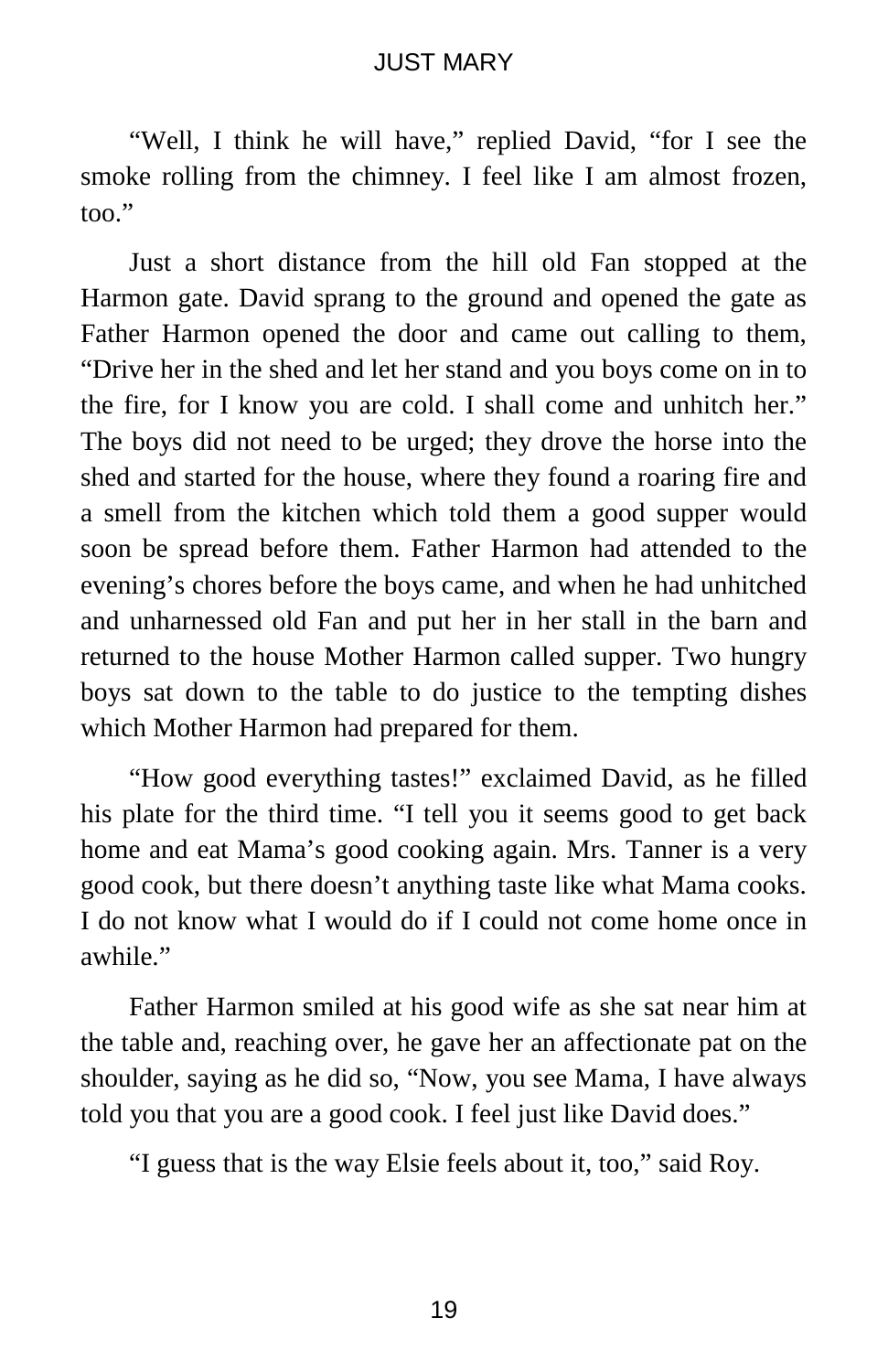"Well, I think he will have," replied David, "for I see the smoke rolling from the chimney. I feel like I am almost frozen, too."

Just a short distance from the hill old Fan stopped at the Harmon gate. David sprang to the ground and opened the gate as Father Harmon opened the door and came out calling to them, "Drive her in the shed and let her stand and you boys come on in to the fire, for I know you are cold. I shall come and unhitch her." The boys did not need to be urged; they drove the horse into the shed and started for the house, where they found a roaring fire and a smell from the kitchen which told them a good supper would soon be spread before them. Father Harmon had attended to the evening's chores before the boys came, and when he had unhitched and unharnessed old Fan and put her in her stall in the barn and returned to the house Mother Harmon called supper. Two hungry boys sat down to the table to do justice to the tempting dishes which Mother Harmon had prepared for them.

"How good everything tastes!" exclaimed David, as he filled his plate for the third time. "I tell you it seems good to get back home and eat Mama's good cooking again. Mrs. Tanner is a very good cook, but there doesn't anything taste like what Mama cooks. I do not know what I would do if I could not come home once in awhile."

Father Harmon smiled at his good wife as she sat near him at the table and, reaching over, he gave her an affectionate pat on the shoulder, saying as he did so, "Now, you see Mama, I have always told you that you are a good cook. I feel just like David does."

"I guess that is the way Elsie feels about it, too," said Roy.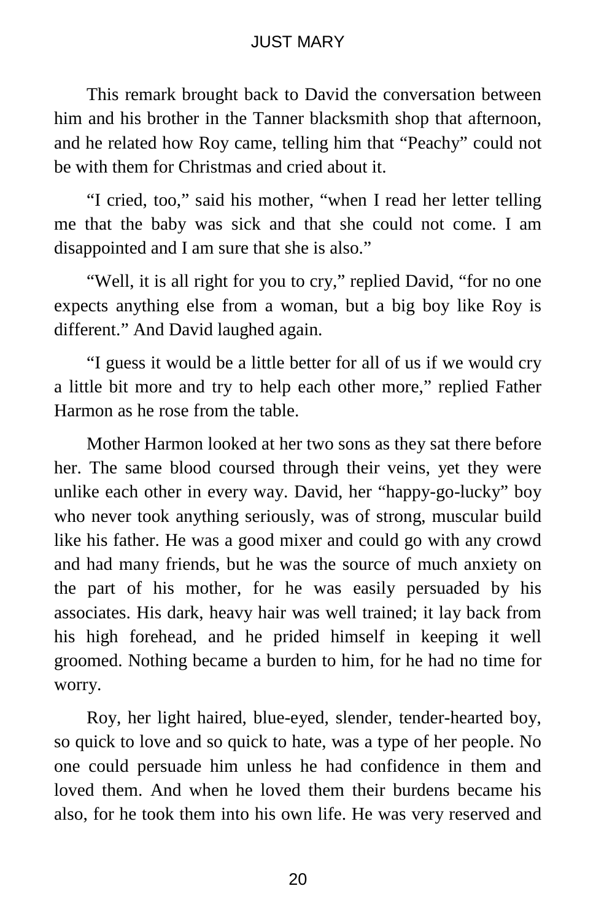This remark brought back to David the conversation between him and his brother in the Tanner blacksmith shop that afternoon, and he related how Roy came, telling him that "Peachy" could not be with them for Christmas and cried about it.

"I cried, too," said his mother, "when I read her letter telling me that the baby was sick and that she could not come. I am disappointed and I am sure that she is also."

"Well, it is all right for you to cry," replied David, "for no one expects anything else from a woman, but a big boy like Roy is different." And David laughed again.

"I guess it would be a little better for all of us if we would cry a little bit more and try to help each other more," replied Father Harmon as he rose from the table.

Mother Harmon looked at her two sons as they sat there before her. The same blood coursed through their veins, yet they were unlike each other in every way. David, her "happy-go-lucky" boy who never took anything seriously, was of strong, muscular build like his father. He was a good mixer and could go with any crowd and had many friends, but he was the source of much anxiety on the part of his mother, for he was easily persuaded by his associates. His dark, heavy hair was well trained; it lay back from his high forehead, and he prided himself in keeping it well groomed. Nothing became a burden to him, for he had no time for worry.

Roy, her light haired, blue-eyed, slender, tender-hearted boy, so quick to love and so quick to hate, was a type of her people. No one could persuade him unless he had confidence in them and loved them. And when he loved them their burdens became his also, for he took them into his own life. He was very reserved and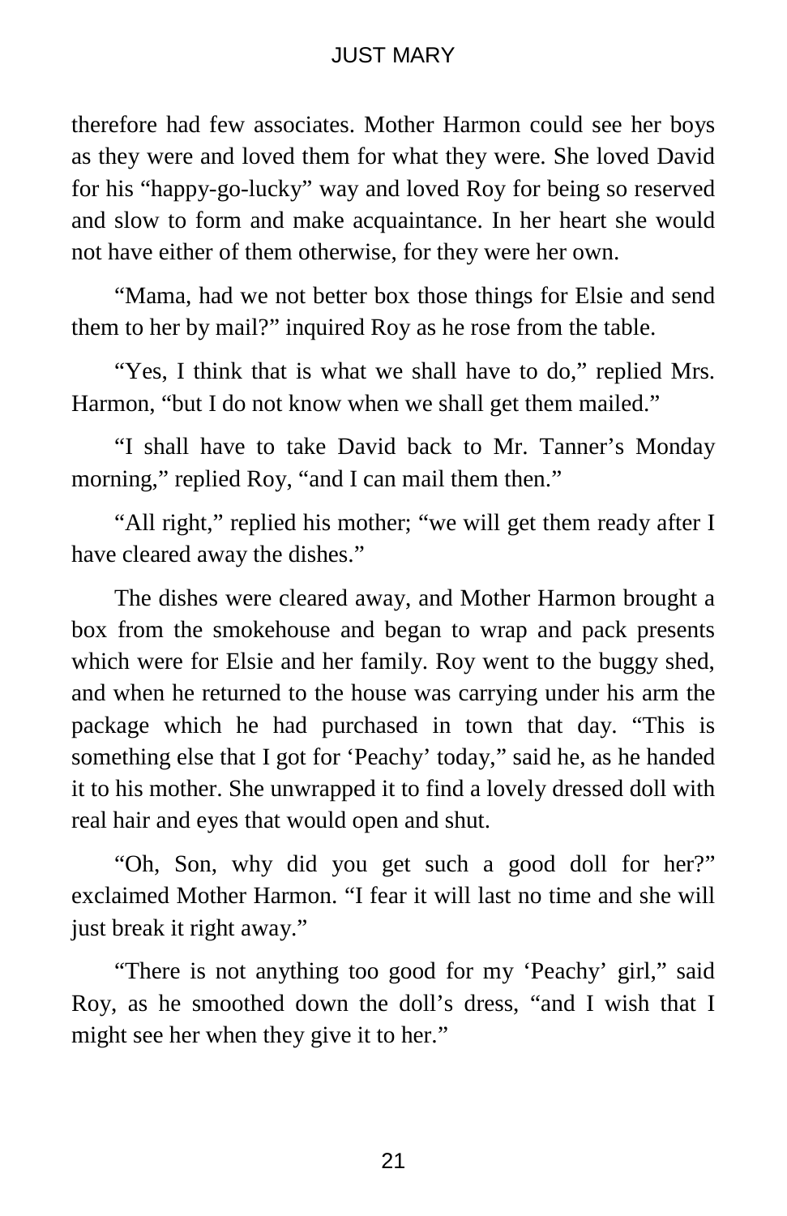therefore had few associates. Mother Harmon could see her boys as they were and loved them for what they were. She loved David for his "happy-go-lucky" way and loved Roy for being so reserved and slow to form and make acquaintance. In her heart she would not have either of them otherwise, for they were her own.

"Mama, had we not better box those things for Elsie and send them to her by mail?" inquired Roy as he rose from the table.

"Yes, I think that is what we shall have to do," replied Mrs. Harmon, "but I do not know when we shall get them mailed."

"I shall have to take David back to Mr. Tanner's Monday morning," replied Roy, "and I can mail them then."

"All right," replied his mother; "we will get them ready after I have cleared away the dishes."

The dishes were cleared away, and Mother Harmon brought a box from the smokehouse and began to wrap and pack presents which were for Elsie and her family. Roy went to the buggy shed, and when he returned to the house was carrying under his arm the package which he had purchased in town that day. "This is something else that I got for 'Peachy' today," said he, as he handed it to his mother. She unwrapped it to find a lovely dressed doll with real hair and eyes that would open and shut.

"Oh, Son, why did you get such a good doll for her?" exclaimed Mother Harmon. "I fear it will last no time and she will just break it right away."

"There is not anything too good for my 'Peachy' girl," said Roy, as he smoothed down the doll's dress, "and I wish that I might see her when they give it to her."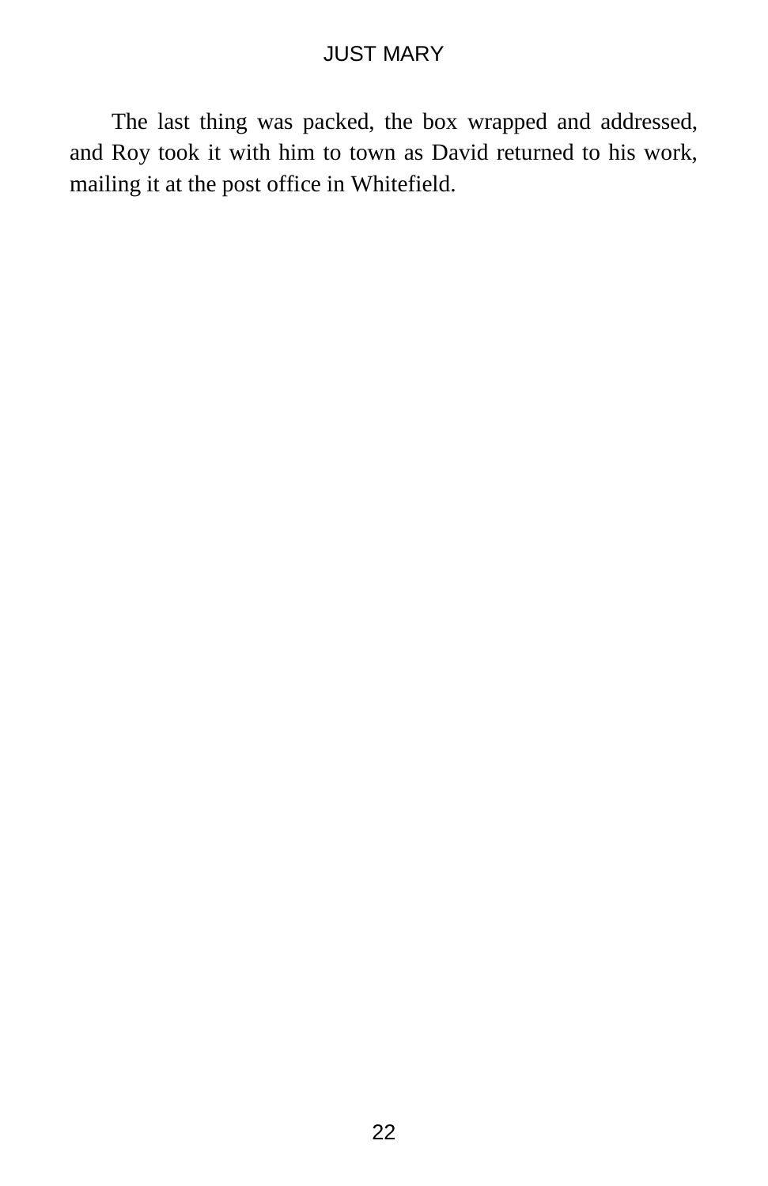The last thing was packed, the box wrapped and addressed, and Roy took it with him to town as David returned to his work, mailing it at the post office in Whitefield.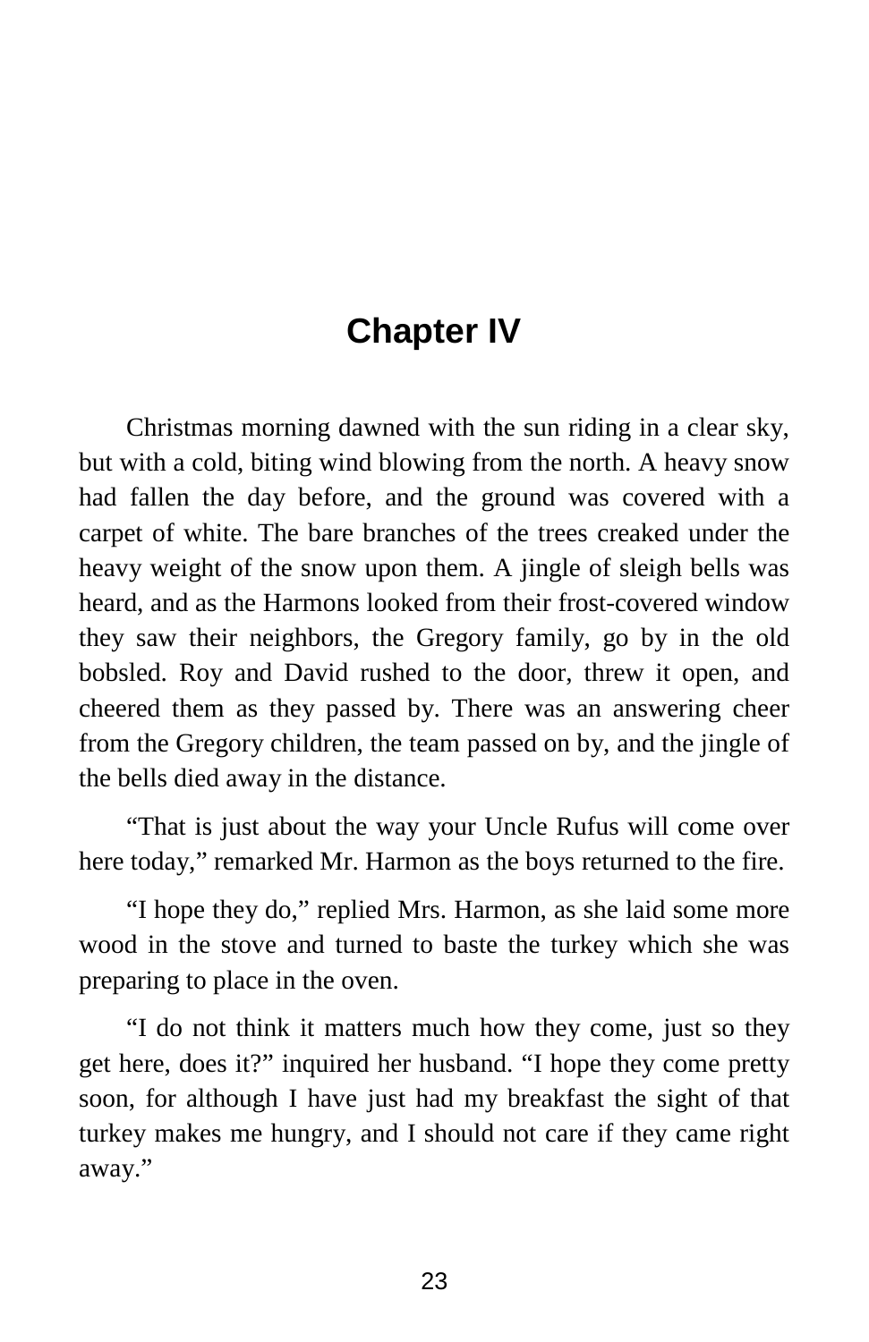# Chapter IV

Christmas morning dawned with the sun riding in a clear sky, but with a cold, biting wind blowing from the north. A heavy snow had fallen the day before, and the ground was covered with a carpet of white. The bare branches of the trees creaked under the heavy weight of the snow upon them. A jingle of sleigh bells was heard, and as the Harmons looked from their frost-covered window they saw their neighbors, the Gregory family, go by in the old bobsled. Roy and David rushed to the door, threw it open, and cheered them as they passed by. There was an answering cheer from the Gregory children, the team passed on by, and the jingle of the bells died away in the distance.

"That is just about the way your Uncle Rufus will come over here today," remarked Mr. Harmon as the boys returned to the fire.

"I hope they do," replied Mrs. Harmon, as she laid some more wood in the stove and turned to baste the turkey which she was preparing to place in the oven.

"I do not think it matters much how they come, just so they get here, does it?" inquired her husband. "I hope they come pretty soon, for although I have just had my breakfast the sight of that turkey makes me hungry, and I should not care if they came right away."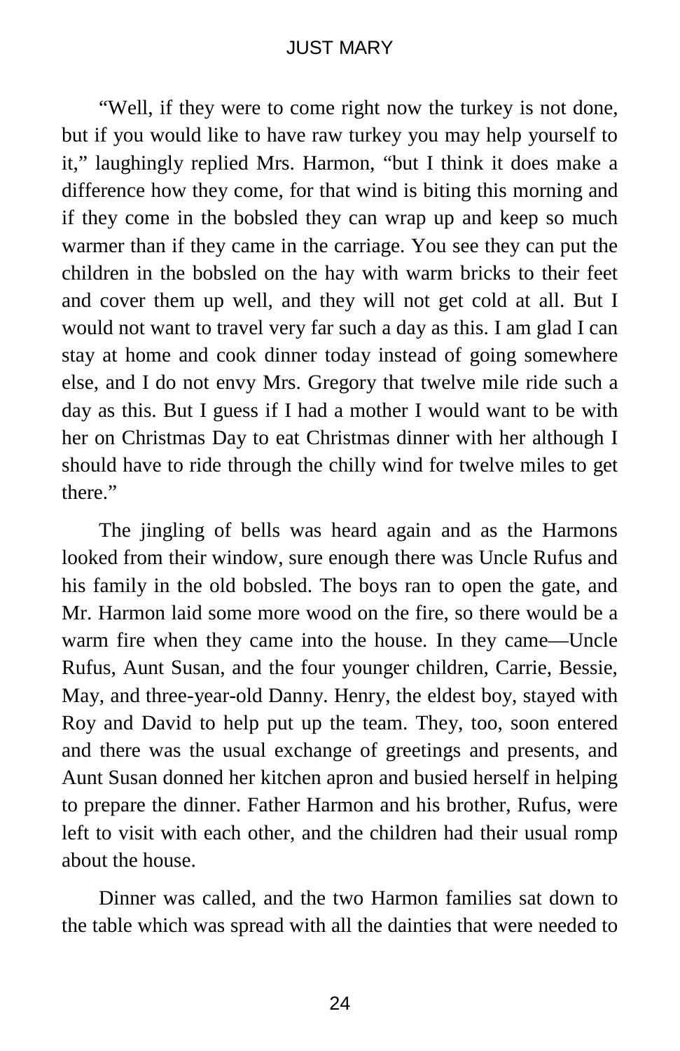"Well, if they were to come right now the turkey is not done, but if you would like to have raw turkey you may help yourself to it," laughingly replied Mrs. Harmon, "but I think it does make a difference how they come, for that wind is biting this morning and if they come in the bobsled they can wrap up and keep so much warmer than if they came in the carriage. You see they can put the children in the bobsled on the hay with warm bricks to their feet and cover them up well, and they will not get cold at all. But I would not want to travel very far such a day as this. I am glad I can stay at home and cook dinner today instead of going somewhere else, and I do not envy Mrs. Gregory that twelve mile ride such a day as this. But I guess if I had a mother I would want to be with her on Christmas Day to eat Christmas dinner with her although I should have to ride through the chilly wind for twelve miles to get there."

The jingling of bells was heard again and as the Harmons looked from their window, sure enough there was Uncle Rufus and his family in the old bobsled. The boys ran to open the gate, and Mr. Harmon laid some more wood on the fire, so there would be a warm fire when they came into the house. In they came—Uncle Rufus, Aunt Susan, and the four younger children, Carrie, Bessie, May, and three-year-old Danny. Henry, the eldest boy, stayed with Roy and David to help put up the team. They, too, soon entered and there was the usual exchange of greetings and presents, and Aunt Susan donned her kitchen apron and busied herself in helping to prepare the dinner. Father Harmon and his brother, Rufus, were left to visit with each other, and the children had their usual romp about the house.

Dinner was called, and the two Harmon families sat down to the table which was spread with all the dainties that were needed to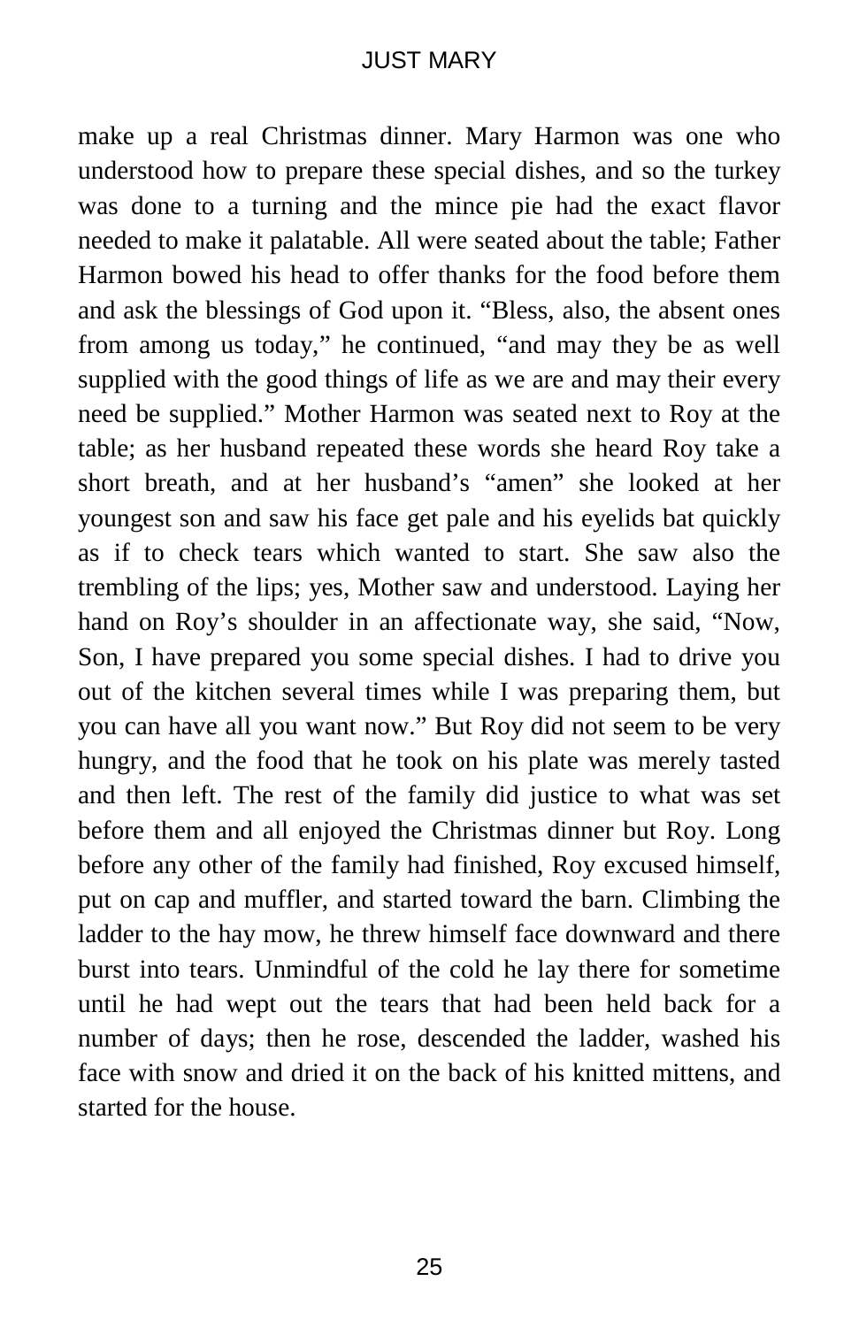make up a real Christmas dinner. Mary Harmon was one who understood how to prepare these special dishes, and so the turkey was done to a turning and the mince pie had the exact flavor needed to make it palatable. All were seated about the table; Father Harmon bowed his head to offer thanks for the food before them and ask the blessings of God upon it. "Bless, also, the absent ones from among us today," he continued, "and may they be as well supplied with the good things of life as we are and may their every need be supplied." Mother Harmon was seated next to Roy at the table; as her husband repeated these words she heard Roy take a short breath, and at her husband's "amen" she looked at her youngest son and saw his face get pale and his eyelids bat quickly as if to check tears which wanted to start. She saw also the trembling of the lips; yes, Mother saw and understood. Laying her hand on Roy's shoulder in an affectionate way, she said, "Now, Son, I have prepared you some special dishes. I had to drive you out of the kitchen several times while I was preparing them, but you can have all you want now." But Roy did not seem to be very hungry, and the food that he took on his plate was merely tasted and then left. The rest of the family did justice to what was set before them and all enjoyed the Christmas dinner but Roy. Long before any other of the family had finished, Roy excused himself, put on cap and muffler, and started toward the barn. Climbing the ladder to the hay mow, he threw himself face downward and there burst into tears. Unmindful of the cold he lay there for sometime until he had wept out the tears that had been held back for a number of days; then he rose, descended the ladder, washed his face with snow and dried it on the back of his knitted mittens, and started for the house.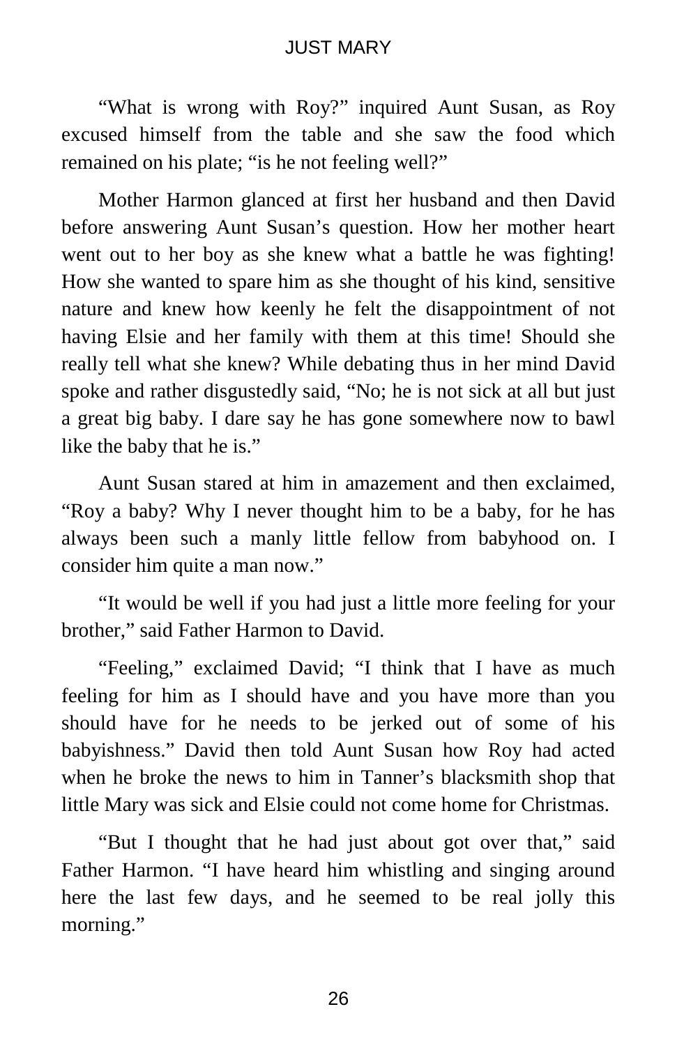"What is wrong with Roy?" inquired Aunt Susan, as Roy excused himself from the table and she saw the food which remained on his plate; "is he not feeling well?"

Mother Harmon glanced at first her husband and then David before answering Aunt Susan's question. How her mother heart went out to her boy as she knew what a battle he was fighting! How she wanted to spare him as she thought of his kind, sensitive nature and knew how keenly he felt the disappointment of not having Elsie and her family with them at this time! Should she really tell what she knew? While debating thus in her mind David spoke and rather disgustedly said, "No; he is not sick at all but just a great big baby. I dare say he has gone somewhere now to bawl like the baby that he is."

Aunt Susan stared at him in amazement and then exclaimed, "Roy a baby? Why I never thought him to be a baby, for he has always been such a manly little fellow from babyhood on. I consider him quite a man now."

"It would be well if you had just a little more feeling for your brother," said Father Harmon to David.

"Feeling," exclaimed David; "I think that I have as much feeling for him as I should have and you have more than you should have for he needs to be jerked out of some of his babyishness." David then told Aunt Susan how Roy had acted when he broke the news to him in Tanner's blacksmith shop that little Mary was sick and Elsie could not come home for Christmas.

"But I thought that he had just about got over that," said Father Harmon. "I have heard him whistling and singing around here the last few days, and he seemed to be real jolly this morning."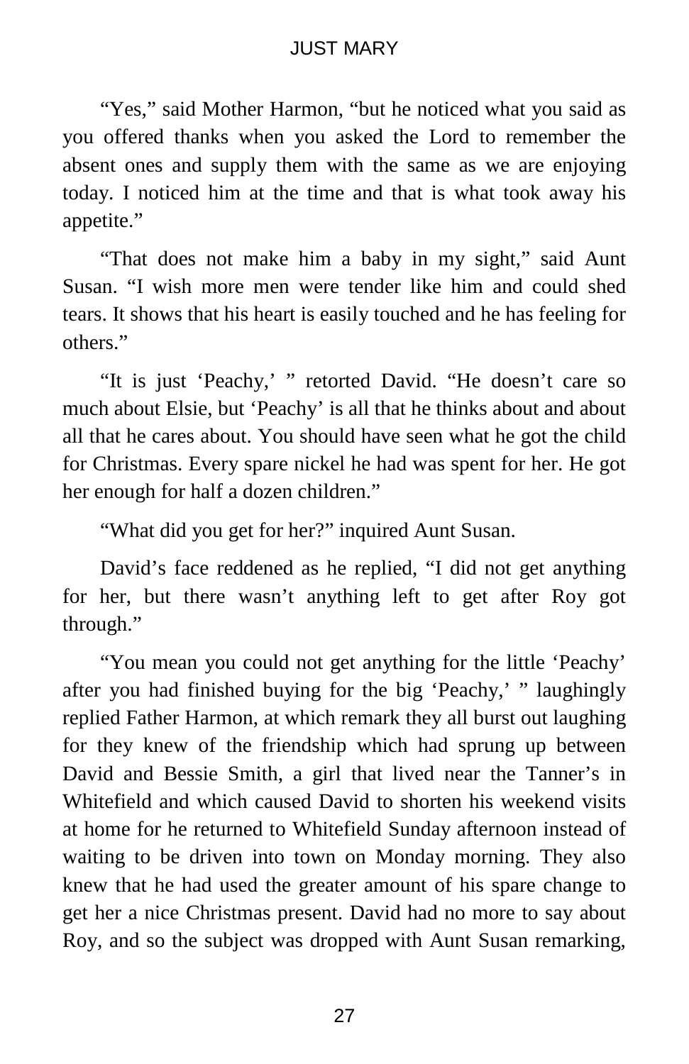"Yes," said Mother Harmon, "but he noticed what you said as you offered thanks when you asked the Lord to remember the absent ones and supply them with the same as we are enjoying today. I noticed him at the time and that is what took away his appetite."

"That does not make him a baby in my sight," said Aunt Susan. "I wish more men were tender like him and could shed tears. It shows that his heart is easily touched and he has feeling for others."

"It is just 'Peachy,' " retorted David. "He doesn't care so much about Elsie, but 'Peachy' is all that he thinks about and about all that he cares about. You should have seen what he got the child for Christmas. Every spare nickel he had was spent for her. He got her enough for half a dozen children."

"What did you get for her?" inquired Aunt Susan.

David's face reddened as he replied, "I did not get anything for her, but there wasn't anything left to get after Roy got through."

"You mean you could not get anything for the little 'Peachy' after you had finished buying for the big 'Peachy,' " laughingly replied Father Harmon, at which remark they all burst out laughing for they knew of the friendship which had sprung up between David and Bessie Smith, a girl that lived near the Tanner's in Whitefield and which caused David to shorten his weekend visits at home for he returned to Whitefield Sunday afternoon instead of waiting to be driven into town on Monday morning. They also knew that he had used the greater amount of his spare change to get her a nice Christmas present. David had no more to say about Roy, and so the subject was dropped with Aunt Susan remarking,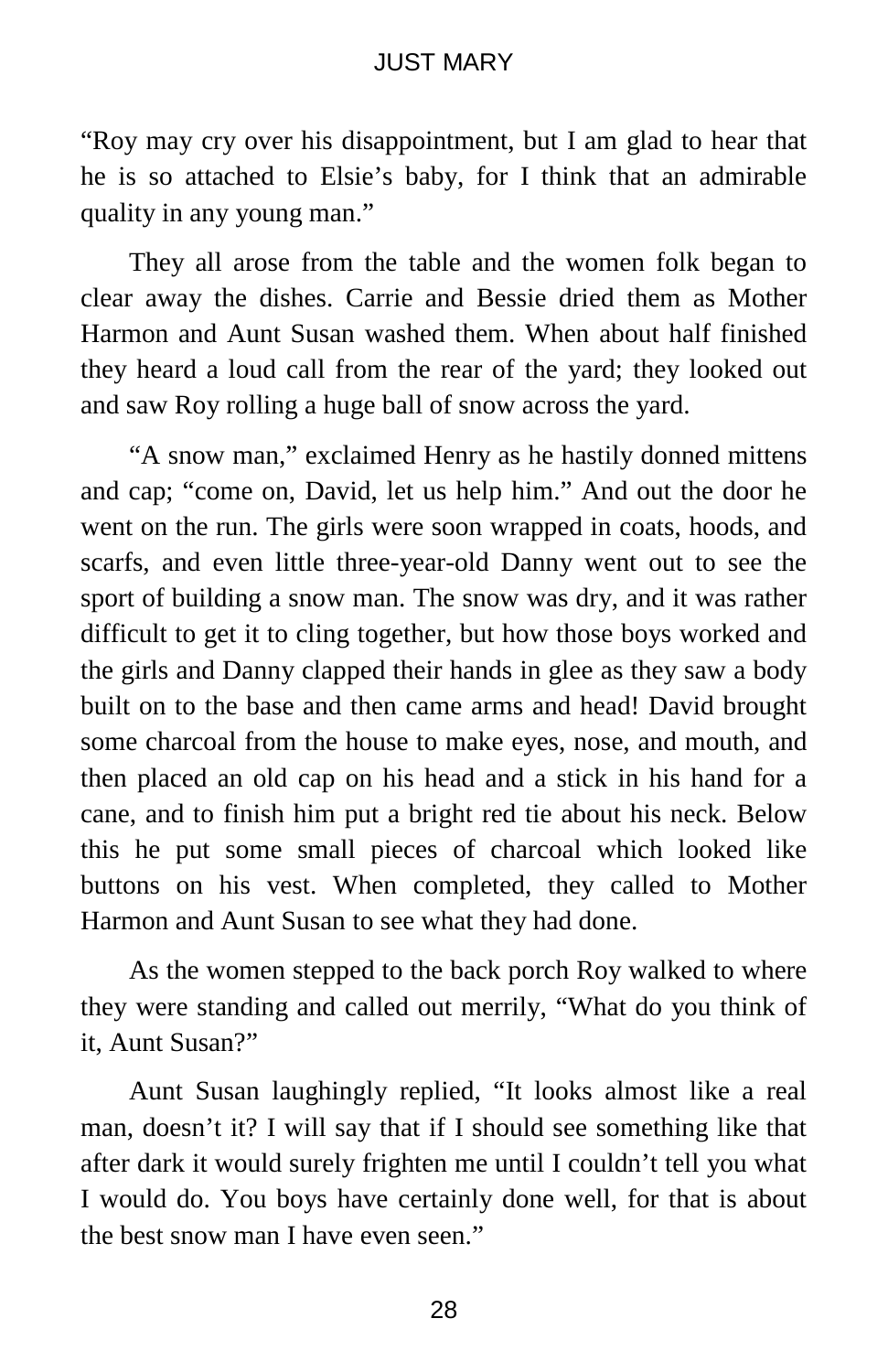"Roy may cry over his disappointment, but I am glad to hear that he is so attached to Elsie's baby, for I think that an admirable quality in any young man."

They all arose from the table and the women folk began to clear away the dishes. Carrie and Bessie dried them as Mother Harmon and Aunt Susan washed them. When about half finished they heard a loud call from the rear of the yard; they looked out and saw Roy rolling a huge ball of snow across the yard.

"A snow man," exclaimed Henry as he hastily donned mittens and cap; "come on, David, let us help him." And out the door he went on the run. The girls were soon wrapped in coats, hoods, and scarfs, and even little three-year-old Danny went out to see the sport of building a snow man. The snow was dry, and it was rather difficult to get it to cling together, but how those boys worked and the girls and Danny clapped their hands in glee as they saw a body built on to the base and then came arms and head! David brought some charcoal from the house to make eyes, nose, and mouth, and then placed an old cap on his head and a stick in his hand for a cane, and to finish him put a bright red tie about his neck. Below this he put some small pieces of charcoal which looked like buttons on his vest. When completed, they called to Mother Harmon and Aunt Susan to see what they had done.

As the women stepped to the back porch Roy walked to where they were standing and called out merrily, "What do you think of it, Aunt Susan?"

Aunt Susan laughingly replied, "It looks almost like a real man, doesn't it? I will say that if I should see something like that after dark it would surely frighten me until I couldn't tell you what I would do. You boys have certainly done well, for that is about the best snow man I have even seen."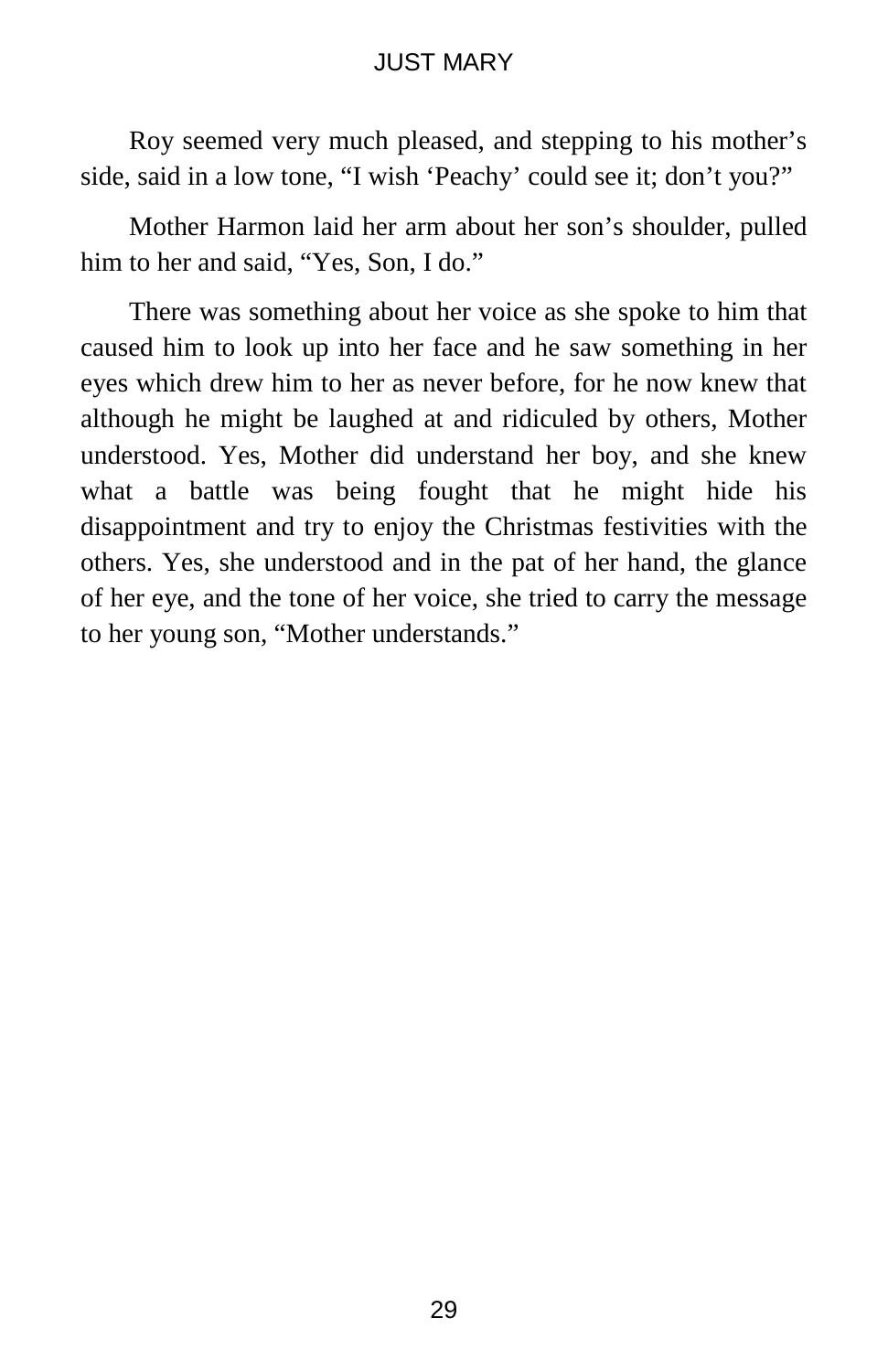Roy seemed very much pleased, and stepping to his mother's side, said in a low tone, "I wish 'Peachy' could see it; don't you?"

Mother Harmon laid her arm about her son's shoulder, pulled him to her and said, "Yes, Son, I do."

There was something about her voice as she spoke to him that caused him to look up into her face and he saw something in her eyes which drew him to her as never before, for he now knew that although he might be laughed at and ridiculed by others, Mother understood. Yes, Mother did understand her boy, and she knew what a battle was being fought that he might hide his disappointment and try to enjoy the Christmas festivities with the others. Yes, she understood and in the pat of her hand, the glance of her eye, and the tone of her voice, she tried to carry the message to her young son, "Mother understands."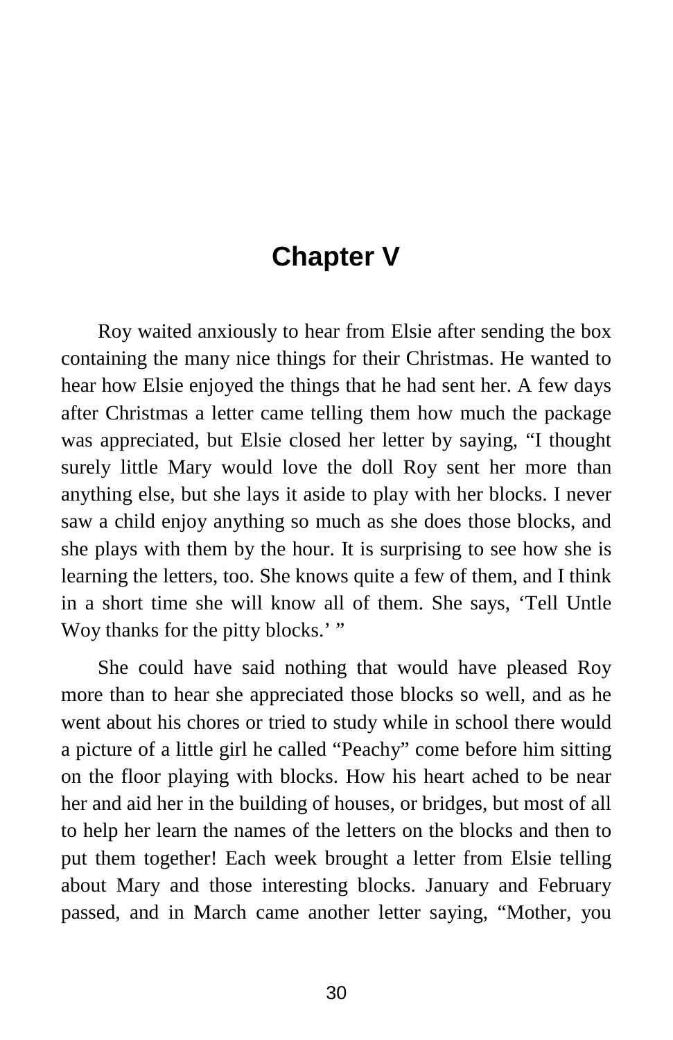# Chapter V

Roy waited anxiously to hear from Elsie after sending the box containing the many nice things for their Christmas. He wanted to hear how Elsie enjoyed the things that he had sent her. A few days after Christmas a letter came telling them how much the package was appreciated, but Elsie closed her letter by saying, "I thought surely little Mary would love the doll Roy sent her more than anything else, but she lays it aside to play with her blocks. I never saw a child enjoy anything so much as she does those blocks, and she plays with them by the hour. It is surprising to see how she is learning the letters, too. She knows quite a few of them, and I think in a short time she will know all of them. She says, 'Tell Untle Woy thanks for the pitty blocks.' "

She could have said nothing that would have pleased Roy more than to hear she appreciated those blocks so well, and as he went about his chores or tried to study while in school there would a picture of a little girl he called "Peachy" come before him sitting on the floor playing with blocks. How his heart ached to be near her and aid her in the building of houses, or bridges, but most of all to help her learn the names of the letters on the blocks and then to put them together! Each week brought a letter from Elsie telling about Mary and those interesting blocks. January and February passed, and in March came another letter saying, "Mother, you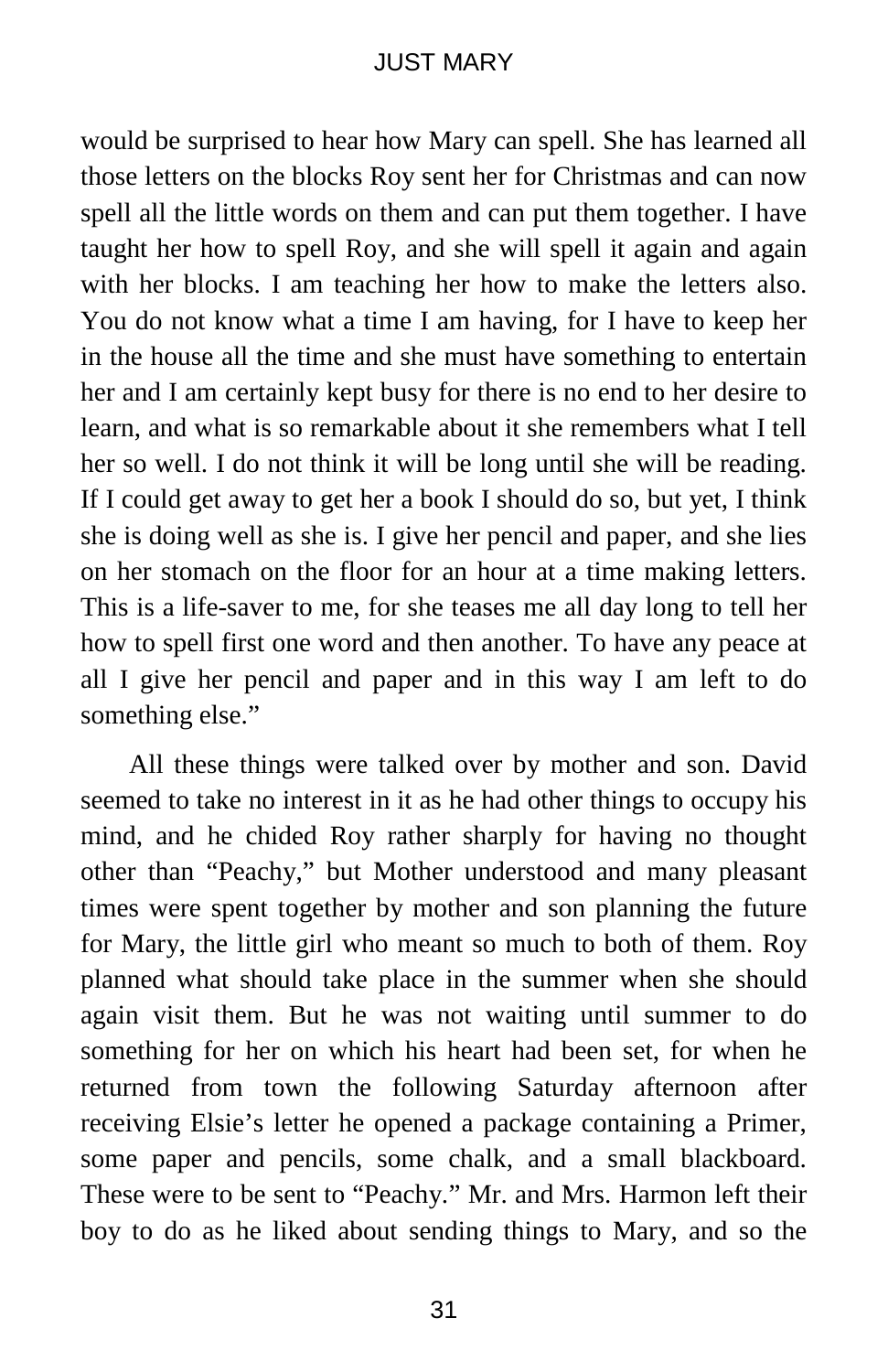would be surprised to hear how Mary can spell. She has learned all those letters on the blocks Roy sent her for Christmas and can now spell all the little words on them and can put them together. I have taught her how to spell Roy, and she will spell it again and again with her blocks. I am teaching her how to make the letters also. You do not know what a time I am having, for I have to keep her in the house all the time and she must have something to entertain her and I am certainly kept busy for there is no end to her desire to learn, and what is so remarkable about it she remembers what I tell her so well. I do not think it will be long until she will be reading. If I could get away to get her a book I should do so, but yet, I think she is doing well as she is. I give her pencil and paper, and she lies on her stomach on the floor for an hour at a time making letters. This is a life-saver to me, for she teases me all day long to tell her how to spell first one word and then another. To have any peace at all I give her pencil and paper and in this way I am left to do something else."

All these things were talked over by mother and son. David seemed to take no interest in it as he had other things to occupy his mind, and he chided Roy rather sharply for having no thought other than "Peachy," but Mother understood and many pleasant times were spent together by mother and son planning the future for Mary, the little girl who meant so much to both of them. Roy planned what should take place in the summer when she should again visit them. But he was not waiting until summer to do something for her on which his heart had been set, for when he returned from town the following Saturday afternoon after receiving Elsie's letter he opened a package containing a Primer, some paper and pencils, some chalk, and a small blackboard. These were to be sent to "Peachy." Mr. and Mrs. Harmon left their boy to do as he liked about sending things to Mary, and so the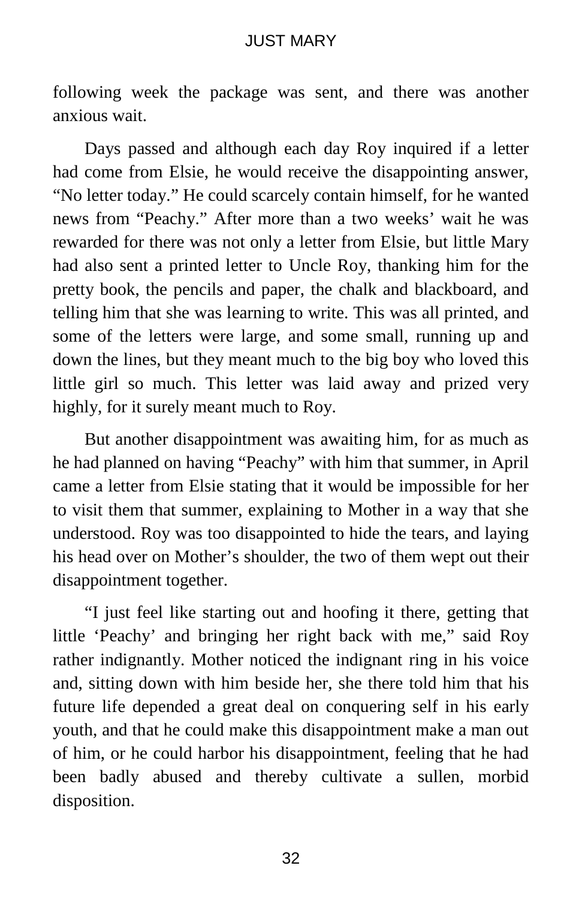following week the package was sent, and there was another anxious wait.

Days passed and although each day Roy inquired if a letter had come from Elsie, he would receive the disappointing answer, "No letter today." He could scarcely contain himself, for he wanted news from "Peachy." After more than a two weeks' wait he was rewarded for there was not only a letter from Elsie, but little Mary had also sent a printed letter to Uncle Roy, thanking him for the pretty book, the pencils and paper, the chalk and blackboard, and telling him that she was learning to write. This was all printed, and some of the letters were large, and some small, running up and down the lines, but they meant much to the big boy who loved this little girl so much. This letter was laid away and prized very highly, for it surely meant much to Roy.

But another disappointment was awaiting him, for as much as he had planned on having "Peachy" with him that summer, in April came a letter from Elsie stating that it would be impossible for her to visit them that summer, explaining to Mother in a way that she understood. Roy was too disappointed to hide the tears, and laying his head over on Mother's shoulder, the two of them wept out their disappointment together.

"I just feel like starting out and hoofing it there, getting that little 'Peachy' and bringing her right back with me," said Roy rather indignantly. Mother noticed the indignant ring in his voice and, sitting down with him beside her, she there told him that his future life depended a great deal on conquering self in his early youth, and that he could make this disappointment make a man out of him, or he could harbor his disappointment, feeling that he had been badly abused and thereby cultivate a sullen, morbid disposition.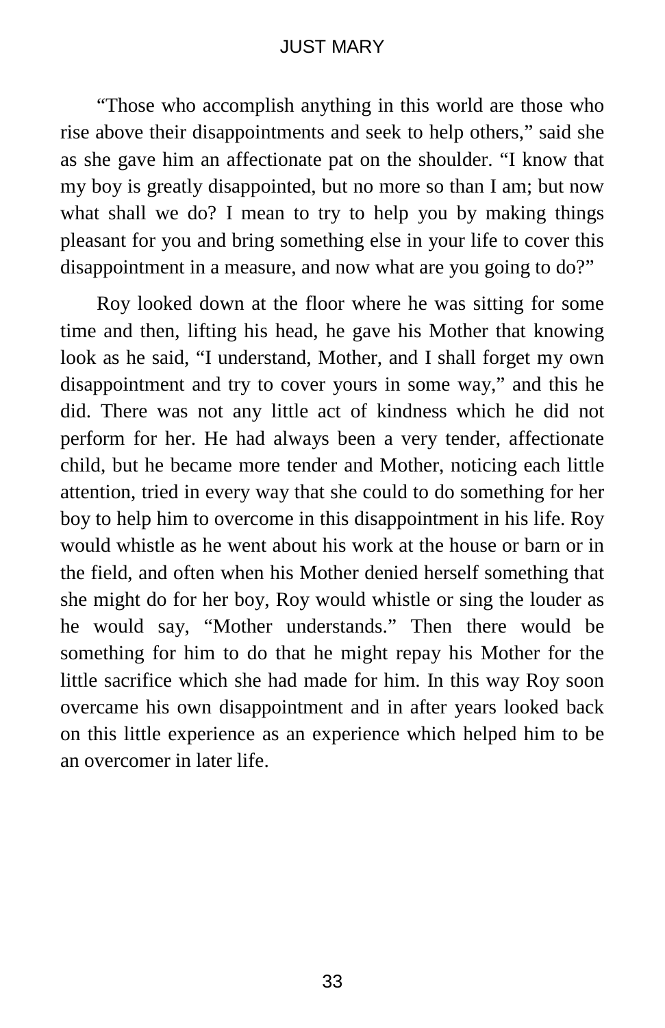"Those who accomplish anything in this world are those who rise above their disappointments and seek to help others," said she as she gave him an affectionate pat on the shoulder. "I know that my boy is greatly disappointed, but no more so than I am; but now what shall we do? I mean to try to help you by making things pleasant for you and bring something else in your life to cover this disappointment in a measure, and now what are you going to do?"

Roy looked down at the floor where he was sitting for some time and then, lifting his head, he gave his Mother that knowing look as he said, "I understand, Mother, and I shall forget my own disappointment and try to cover yours in some way," and this he did. There was not any little act of kindness which he did not perform for her. He had always been a very tender, affectionate child, but he became more tender and Mother, noticing each little attention, tried in every way that she could to do something for her boy to help him to overcome in this disappointment in his life. Roy would whistle as he went about his work at the house or barn or in the field, and often when his Mother denied herself something that she might do for her boy, Roy would whistle or sing the louder as he would say, "Mother understands." Then there would be something for him to do that he might repay his Mother for the little sacrifice which she had made for him. In this way Roy soon overcame his own disappointment and in after years looked back on this little experience as an experience which helped him to be an overcomer in later life.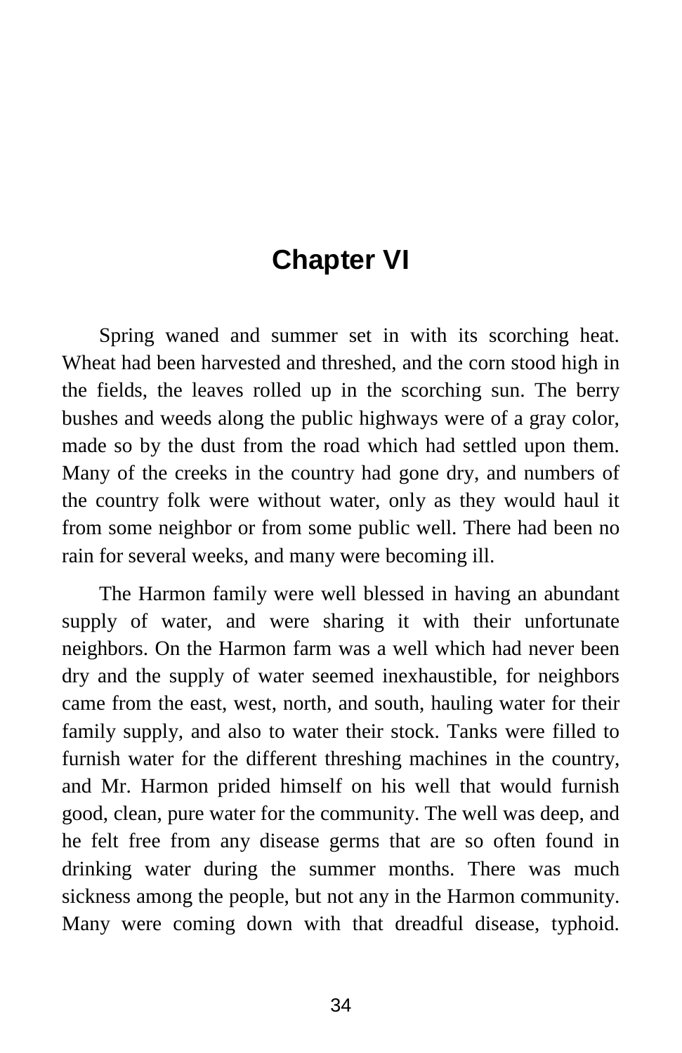# Chapter VI

Spring waned and summer set in with its scorching heat. Wheat had been harvested and threshed, and the corn stood high in the fields, the leaves rolled up in the scorching sun. The berry bushes and weeds along the public highways were of a gray color, made so by the dust from the road which had settled upon them. Many of the creeks in the country had gone dry, and numbers of the country folk were without water, only as they would haul it from some neighbor or from some public well. There had been no rain for several weeks, and many were becoming ill.

The Harmon family were well blessed in having an abundant supply of water, and were sharing it with their unfortunate neighbors. On the Harmon farm was a well which had never been dry and the supply of water seemed inexhaustible, for neighbors came from the east, west, north, and south, hauling water for their family supply, and also to water their stock. Tanks were filled to furnish water for the different threshing machines in the country, and Mr. Harmon prided himself on his well that would furnish good, clean, pure water for the community. The well was deep, and he felt free from any disease germs that are so often found in drinking water during the summer months. There was much sickness among the people, but not any in the Harmon community. Many were coming down with that dreadful disease, typhoid.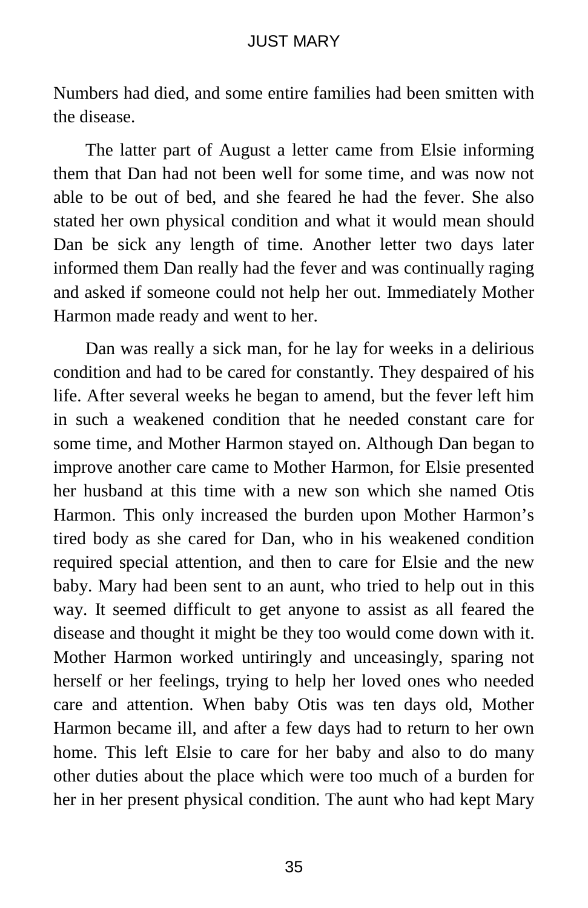Numbers had died, and some entire families had been smitten with the disease.

The latter part of August a letter came from Elsie informing them that Dan had not been well for some time, and was now not able to be out of bed, and she feared he had the fever. She also stated her own physical condition and what it would mean should Dan be sick any length of time. Another letter two days later informed them Dan really had the fever and was continually raging and asked if someone could not help her out. Immediately Mother Harmon made ready and went to her.

Dan was really a sick man, for he lay for weeks in a delirious condition and had to be cared for constantly. They despaired of his life. After several weeks he began to amend, but the fever left him in such a weakened condition that he needed constant care for some time, and Mother Harmon stayed on. Although Dan began to improve another care came to Mother Harmon, for Elsie presented her husband at this time with a new son which she named Otis Harmon. This only increased the burden upon Mother Harmon's tired body as she cared for Dan, who in his weakened condition required special attention, and then to care for Elsie and the new baby. Mary had been sent to an aunt, who tried to help out in this way. It seemed difficult to get anyone to assist as all feared the disease and thought it might be they too would come down with it. Mother Harmon worked untiringly and unceasingly, sparing not herself or her feelings, trying to help her loved ones who needed care and attention. When baby Otis was ten days old, Mother Harmon became ill, and after a few days had to return to her own home. This left Elsie to care for her baby and also to do many other duties about the place which were too much of a burden for her in her present physical condition. The aunt who had kept Mary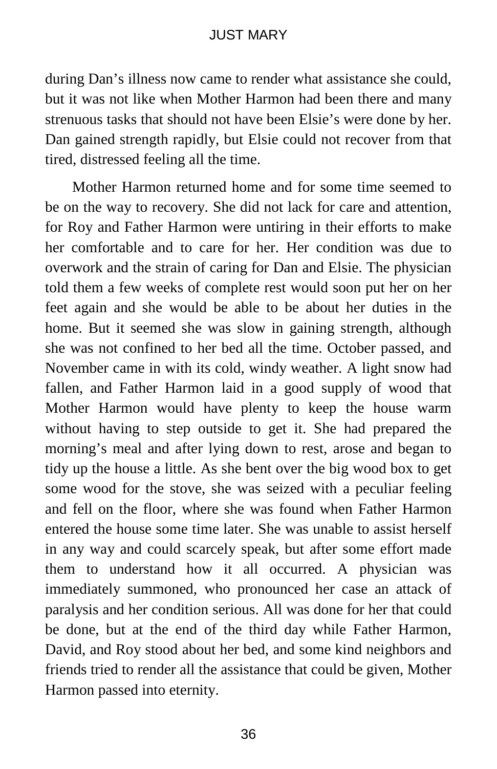during Dan's illness now came to render what assistance she could, but it was not like when Mother Harmon had been there and many strenuous tasks that should not have been Elsie's were done by her. Dan gained strength rapidly, but Elsie could not recover from that tired, distressed feeling all the time.

Mother Harmon returned home and for some time seemed to be on the way to recovery. She did not lack for care and attention, for Roy and Father Harmon were untiring in their efforts to make her comfortable and to care for her. Her condition was due to overwork and the strain of caring for Dan and Elsie. The physician told them a few weeks of complete rest would soon put her on her feet again and she would be able to be about her duties in the home. But it seemed she was slow in gaining strength, although she was not confined to her bed all the time. October passed, and November came in with its cold, windy weather. A light snow had fallen, and Father Harmon laid in a good supply of wood that Mother Harmon would have plenty to keep the house warm without having to step outside to get it. She had prepared the morning's meal and after lying down to rest, arose and began to tidy up the house a little. As she bent over the big wood box to get some wood for the stove, she was seized with a peculiar feeling and fell on the floor, where she was found when Father Harmon entered the house some time later. She was unable to assist herself in any way and could scarcely speak, but after some effort made them to understand how it all occurred. A physician was immediately summoned, who pronounced her case an attack of paralysis and her condition serious. All was done for her that could be done, but at the end of the third day while Father Harmon, David, and Roy stood about her bed, and some kind neighbors and friends tried to render all the assistance that could be given, Mother Harmon passed into eternity.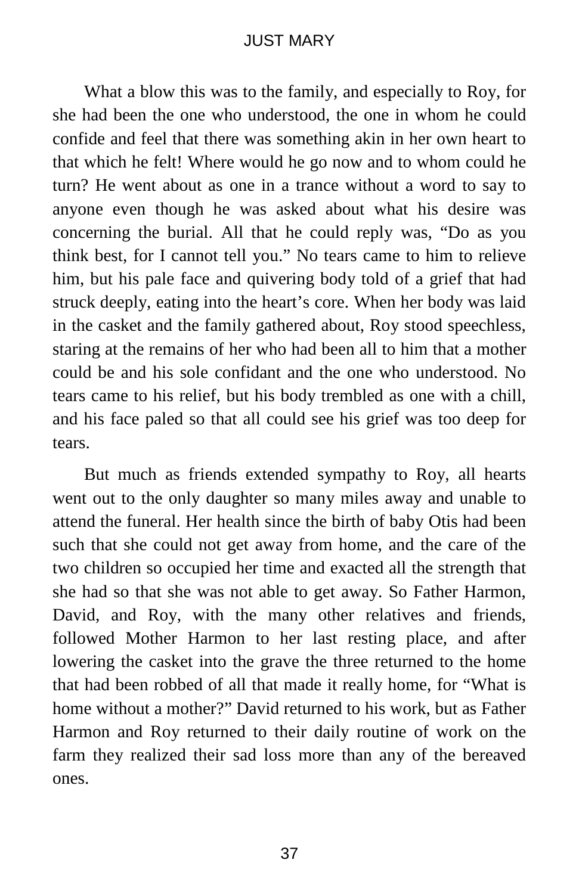What a blow this was to the family, and especially to Roy, for she had been the one who understood, the one in whom he could confide and feel that there was something akin in her own heart to that which he felt! Where would he go now and to whom could he turn? He went about as one in a trance without a word to say to anyone even though he was asked about what his desire was concerning the burial. All that he could reply was, "Do as you think best, for I cannot tell you." No tears came to him to relieve him, but his pale face and quivering body told of a grief that had struck deeply, eating into the heart's core. When her body was laid in the casket and the family gathered about, Roy stood speechless, staring at the remains of her who had been all to him that a mother could be and his sole confidant and the one who understood. No tears came to his relief, but his body trembled as one with a chill, and his face paled so that all could see his grief was too deep for tears.

But much as friends extended sympathy to Roy, all hearts went out to the only daughter so many miles away and unable to attend the funeral. Her health since the birth of baby Otis had been such that she could not get away from home, and the care of the two children so occupied her time and exacted all the strength that she had so that she was not able to get away. So Father Harmon, David, and Roy, with the many other relatives and friends, followed Mother Harmon to her last resting place, and after lowering the casket into the grave the three returned to the home that had been robbed of all that made it really home, for "What is home without a mother?" David returned to his work, but as Father Harmon and Roy returned to their daily routine of work on the farm they realized their sad loss more than any of the bereaved ones.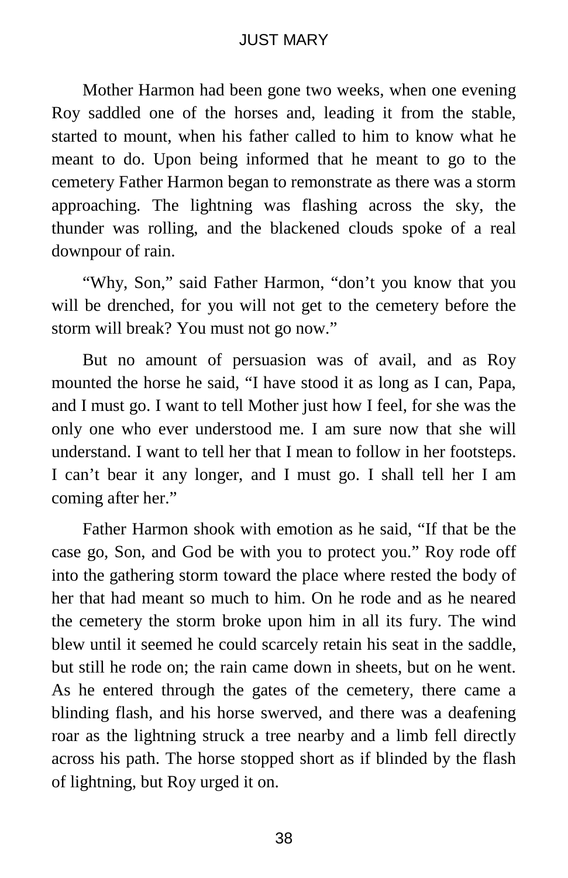Mother Harmon had been gone two weeks, when one evening Roy saddled one of the horses and, leading it from the stable, started to mount, when his father called to him to know what he meant to do. Upon being informed that he meant to go to the cemetery Father Harmon began to remonstrate as there was a storm approaching. The lightning was flashing across the sky, the thunder was rolling, and the blackened clouds spoke of a real downpour of rain.

"Why, Son," said Father Harmon, "don't you know that you will be drenched, for you will not get to the cemetery before the storm will break? You must not go now."

But no amount of persuasion was of avail, and as Roy mounted the horse he said, "I have stood it as long as I can, Papa, and I must go. I want to tell Mother just how I feel, for she was the only one who ever understood me. I am sure now that she will understand. I want to tell her that I mean to follow in her footsteps. I can't bear it any longer, and I must go. I shall tell her I am coming after her."

Father Harmon shook with emotion as he said, "If that be the case go, Son, and God be with you to protect you." Roy rode off into the gathering storm toward the place where rested the body of her that had meant so much to him. On he rode and as he neared the cemetery the storm broke upon him in all its fury. The wind blew until it seemed he could scarcely retain his seat in the saddle, but still he rode on; the rain came down in sheets, but on he went. As he entered through the gates of the cemetery, there came a blinding flash, and his horse swerved, and there was a deafening roar as the lightning struck a tree nearby and a limb fell directly across his path. The horse stopped short as if blinded by the flash of lightning, but Roy urged it on.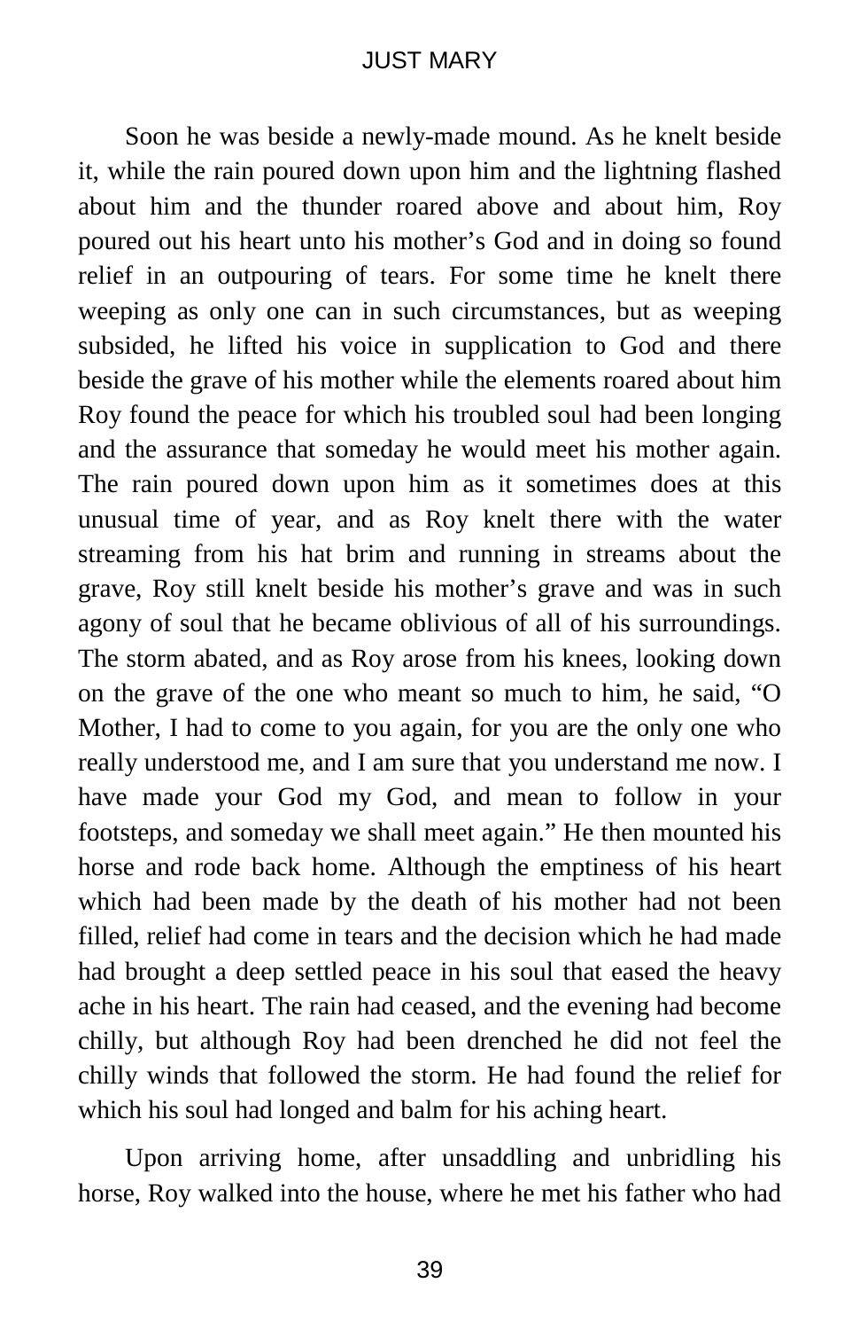Soon he was beside a newly-made mound. As he knelt beside it, while the rain poured down upon him and the lightning flashed about him and the thunder roared above and about him, Roy poured out his heart unto his mother's God and in doing so found relief in an outpouring of tears. For some time he knelt there weeping as only one can in such circumstances, but as weeping subsided, he lifted his voice in supplication to God and there beside the grave of his mother while the elements roared about him Roy found the peace for which his troubled soul had been longing and the assurance that someday he would meet his mother again. The rain poured down upon him as it sometimes does at this unusual time of year, and as Roy knelt there with the water streaming from his hat brim and running in streams about the grave, Roy still knelt beside his mother's grave and was in such agony of soul that he became oblivious of all of his surroundings. The storm abated, and as Roy arose from his knees, looking down on the grave of the one who meant so much to him, he said, "O Mother, I had to come to you again, for you are the only one who really understood me, and I am sure that you understand me now. I have made your God my God, and mean to follow in your footsteps, and someday we shall meet again." He then mounted his horse and rode back home. Although the emptiness of his heart which had been made by the death of his mother had not been filled, relief had come in tears and the decision which he had made had brought a deep settled peace in his soul that eased the heavy ache in his heart. The rain had ceased, and the evening had become chilly, but although Roy had been drenched he did not feel the chilly winds that followed the storm. He had found the relief for which his soul had longed and balm for his aching heart.

Upon arriving home, after unsaddling and unbridling his horse, Roy walked into the house, where he met his father who had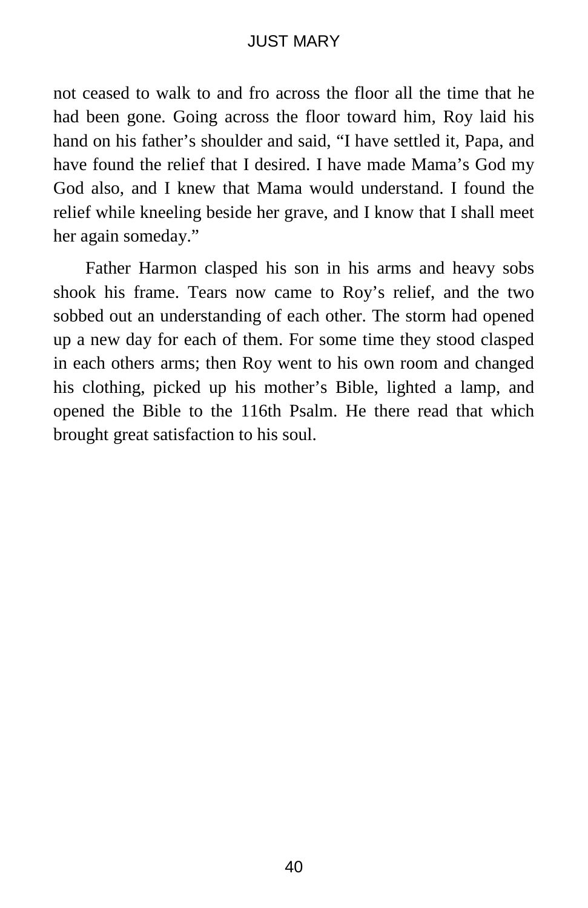not ceased to walk to and fro across the floor all the time that he had been gone. Going across the floor toward him, Roy laid his hand on his father's shoulder and said, "I have settled it, Papa, and have found the relief that I desired. I have made Mama's God my God also, and I knew that Mama would understand. I found the relief while kneeling beside her grave, and I know that I shall meet her again someday."

Father Harmon clasped his son in his arms and heavy sobs shook his frame. Tears now came to Roy's relief, and the two sobbed out an understanding of each other. The storm had opened up a new day for each of them. For some time they stood clasped in each others arms; then Roy went to his own room and changed his clothing, picked up his mother's Bible, lighted a lamp, and opened the Bible to the 116th Psalm. He there read that which brought great satisfaction to his soul.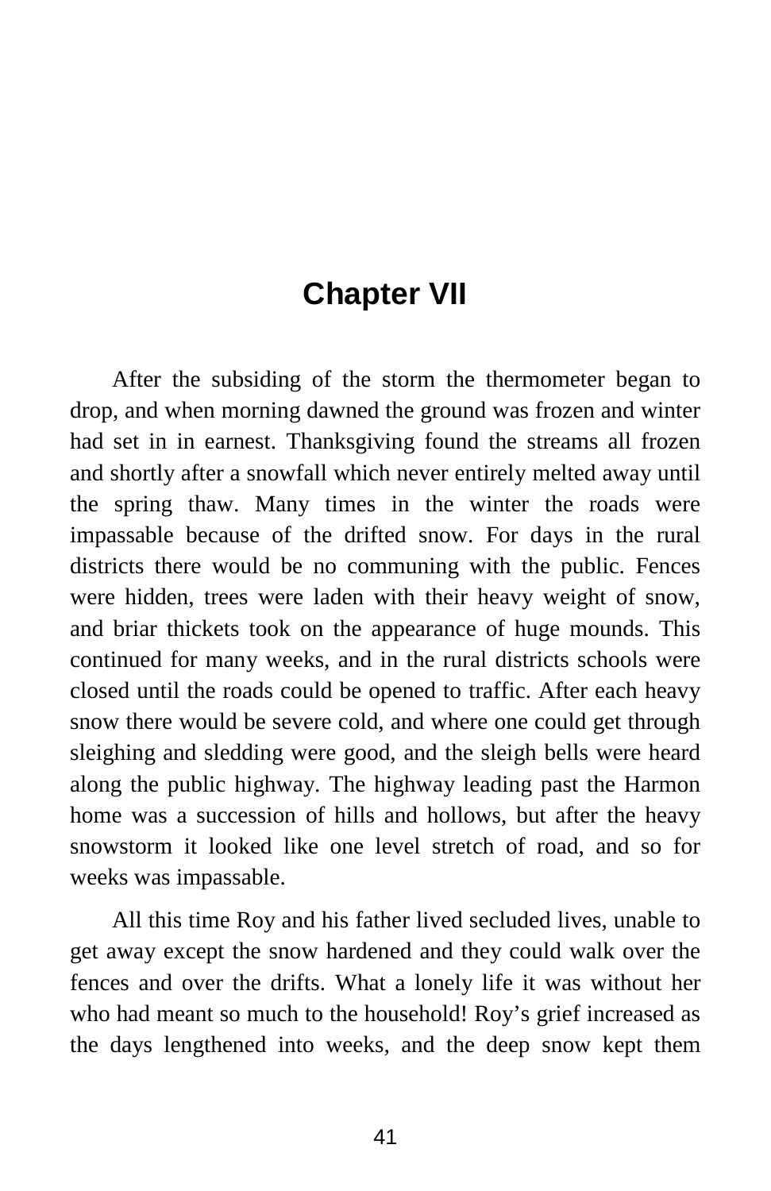# Chapter VII

After the subsiding of the storm the thermometer began to drop, and when morning dawned the ground was frozen and winter had set in in earnest. Thanksgiving found the streams all frozen and shortly after a snowfall which never entirely melted away until the spring thaw. Many times in the winter the roads were impassable because of the drifted snow. For days in the rural districts there would be no communing with the public. Fences were hidden, trees were laden with their heavy weight of snow, and briar thickets took on the appearance of huge mounds. This continued for many weeks, and in the rural districts schools were closed until the roads could be opened to traffic. After each heavy snow there would be severe cold, and where one could get through sleighing and sledding were good, and the sleigh bells were heard along the public highway. The highway leading past the Harmon home was a succession of hills and hollows, but after the heavy snowstorm it looked like one level stretch of road, and so for weeks was impassable.

All this time Roy and his father lived secluded lives, unable to get away except the snow hardened and they could walk over the fences and over the drifts. What a lonely life it was without her who had meant so much to the household! Roy's grief increased as the days lengthened into weeks, and the deep snow kept them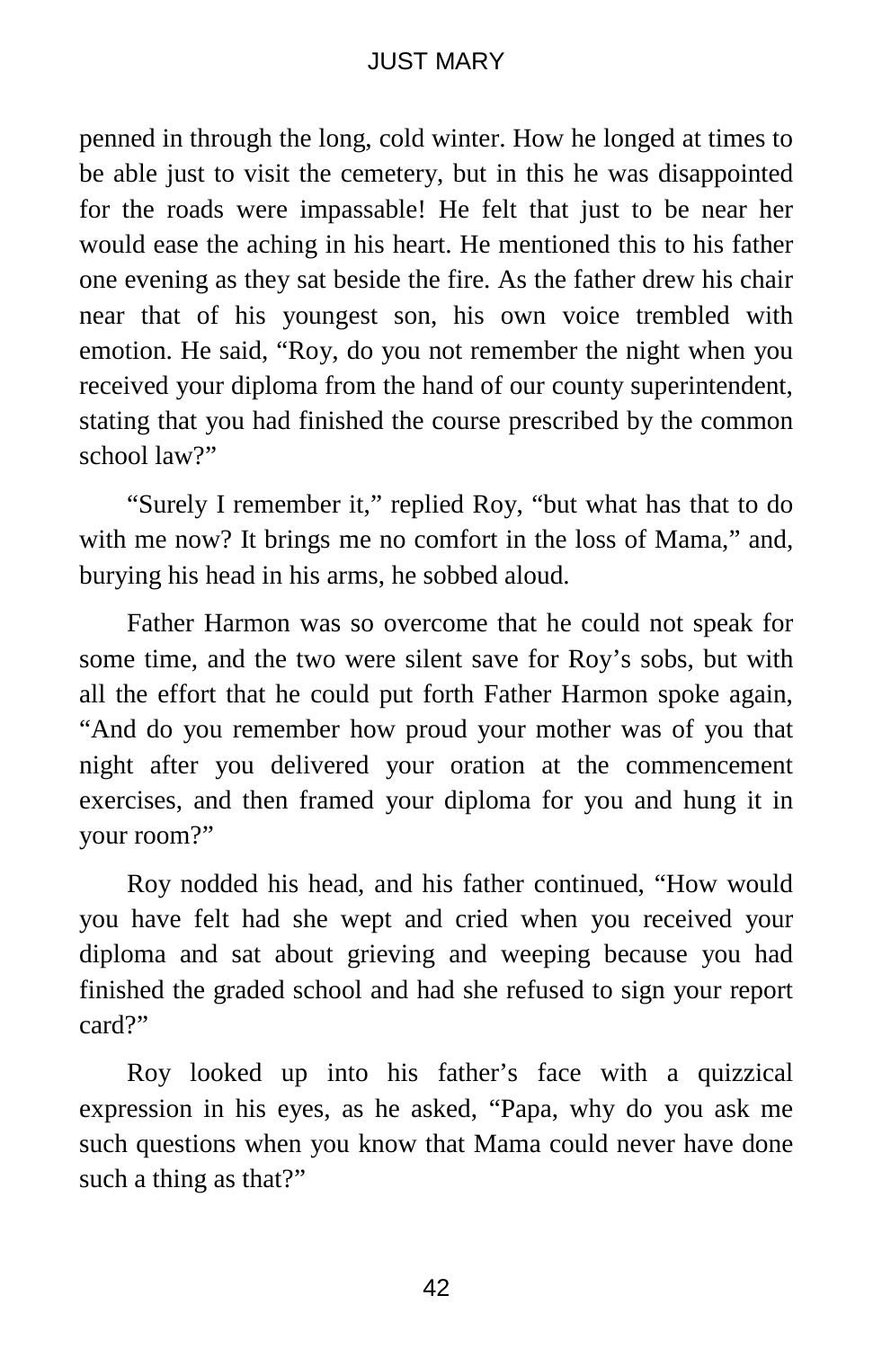penned in through the long, cold winter. How he longed at times to be able just to visit the cemetery, but in this he was disappointed for the roads were impassable! He felt that just to be near her would ease the aching in his heart. He mentioned this to his father one evening as they sat beside the fire. As the father drew his chair near that of his youngest son, his own voice trembled with emotion. He said, "Roy, do you not remember the night when you received your diploma from the hand of our county superintendent, stating that you had finished the course prescribed by the common school law?"

"Surely I remember it," replied Roy, "but what has that to do with me now? It brings me no comfort in the loss of Mama," and, burying his head in his arms, he sobbed aloud.

Father Harmon was so overcome that he could not speak for some time, and the two were silent save for Roy's sobs, but with all the effort that he could put forth Father Harmon spoke again, "And do you remember how proud your mother was of you that night after you delivered your oration at the commencement exercises, and then framed your diploma for you and hung it in your room?"

Roy nodded his head, and his father continued, "How would you have felt had she wept and cried when you received your diploma and sat about grieving and weeping because you had finished the graded school and had she refused to sign your report card?"

Roy looked up into his father's face with a quizzical expression in his eyes, as he asked, "Papa, why do you ask me such questions when you know that Mama could never have done such a thing as that?"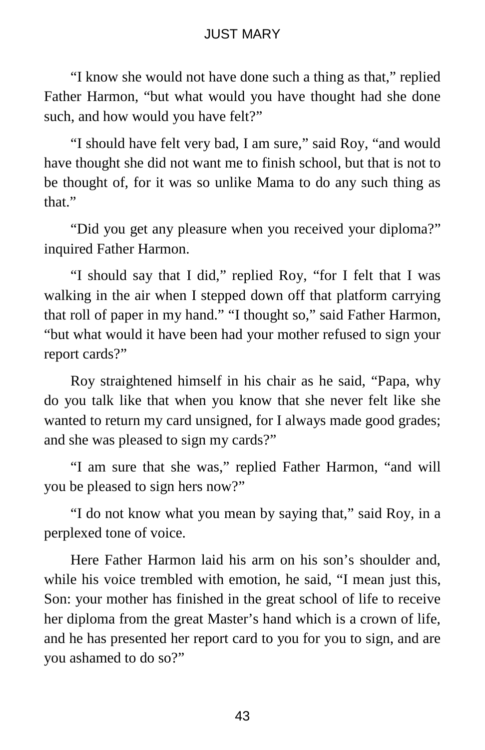“I know she would not have done such a thing as that,” replied Father Harmon, “but what would you have thought had she done such, and how would you have felt?”

“I should have felt very bad, I am sure,” said Roy, “and would have thought she did not want me to finish school, but that is not to be thought of, for it was so unlike Mama to do any such thing as that.”

“Did you get any pleasure when you received your diploma?” inquired Father Harmon.

“I should say that I did,” replied Roy, “for I felt that I was walking in the air when I stepped down off that platform carrying that roll of paper in my hand.” “I thought so,” said Father Harmon, “but what would it have been had your mother refused to sign your report cards?”

Roy straightened himself in his chair as he said, “Papa, why do you talk like that when you know that she never felt like she wanted to return my card unsigned, for I always made good grades; and she was pleased to sign my cards?”

“I am sure that she was,” replied Father Harmon, “and will you be pleased to sign hers now?”

“I do not know what you mean by saying that,” said Roy, in a perplexed tone of voice.

Here Father Harmon laid his arm on his son’s shoulder and, while his voice trembled with emotion, he said, “I mean just this, Son: your mother has finished in the great school of life to receive her diploma from the great Master’s hand which is a crown of life, and he has presented her report card to you for you to sign, and are you ashamed to do so?”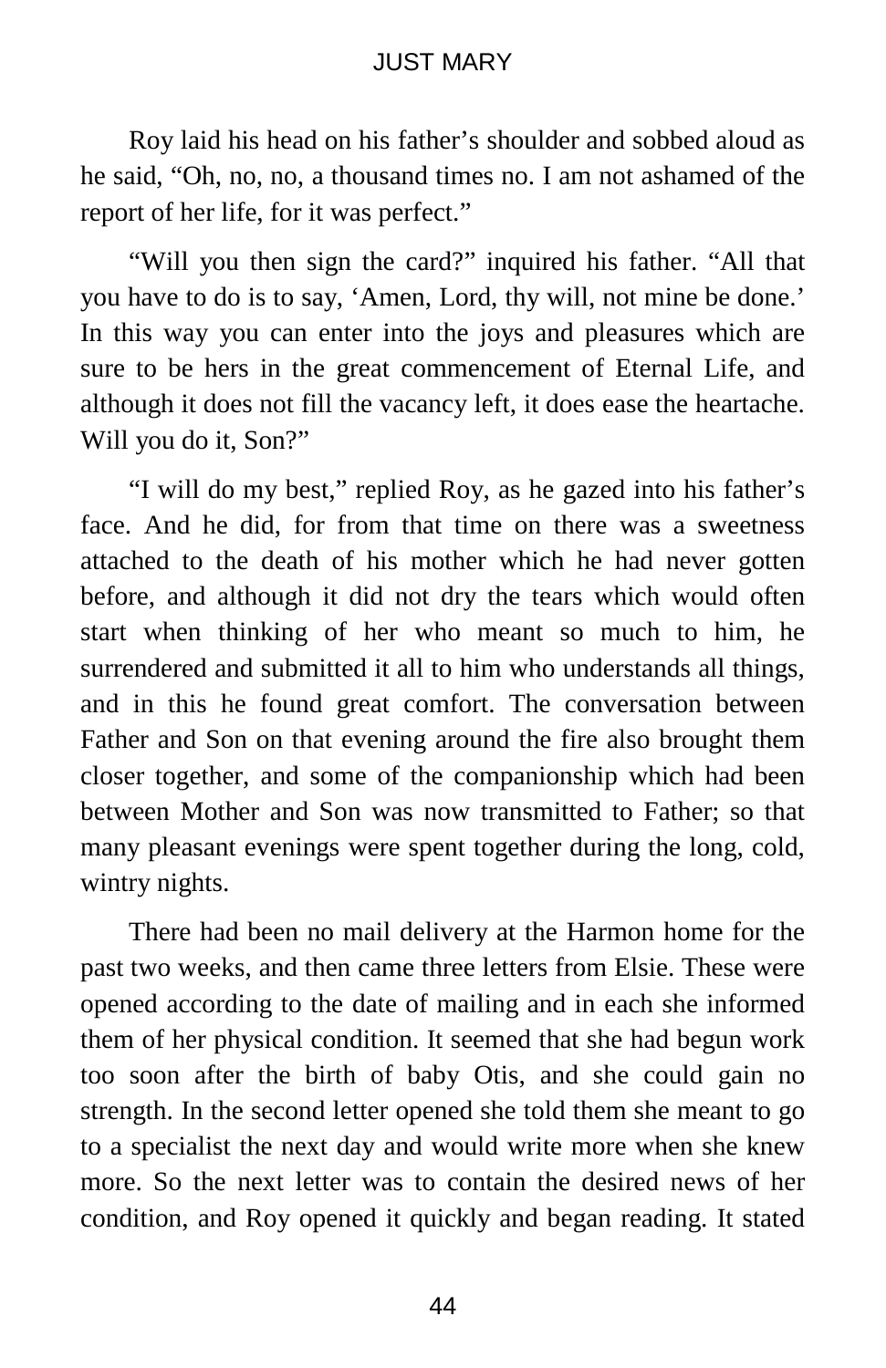Roy laid his head on his father’s shoulder and sobbed aloud as he said, “Oh, no, no, a thousand times no. I am not ashamed of the report of her life, for it was perfect.”

“Will you then sign the card?” inquired his father. “All that you have to do is to say, ‘Amen, Lord, thy will, not mine be done.’ In this way you can enter into the joys and pleasures which are sure to be hers in the great commencement of Eternal Life, and although it does not fill the vacancy left, it does ease the heartache. Will you do it, Son?”

“I will do my best,” replied Roy, as he gazed into his father’s face. And he did, for from that time on there was a sweetness attached to the death of his mother which he had never gotten before, and although it did not dry the tears which would often start when thinking of her who meant so much to him, he surrendered and submitted it all to him who understands all things, and in this he found great comfort. The conversation between Father and Son on that evening around the fire also brought them closer together, and some of the companionship which had been between Mother and Son was now transmitted to Father; so that many pleasant evenings were spent together during the long, cold, wintry nights.

There had been no mail delivery at the Harmon home for the past two weeks, and then came three letters from Elsie. These were opened according to the date of mailing and in each she informed them of her physical condition. It seemed that she had begun work too soon after the birth of baby Otis, and she could gain no strength. In the second letter opened she told them she meant to go to a specialist the next day and would write more when she knew more. So the next letter was to contain the desired news of her condition, and Roy opened it quickly and began reading. It stated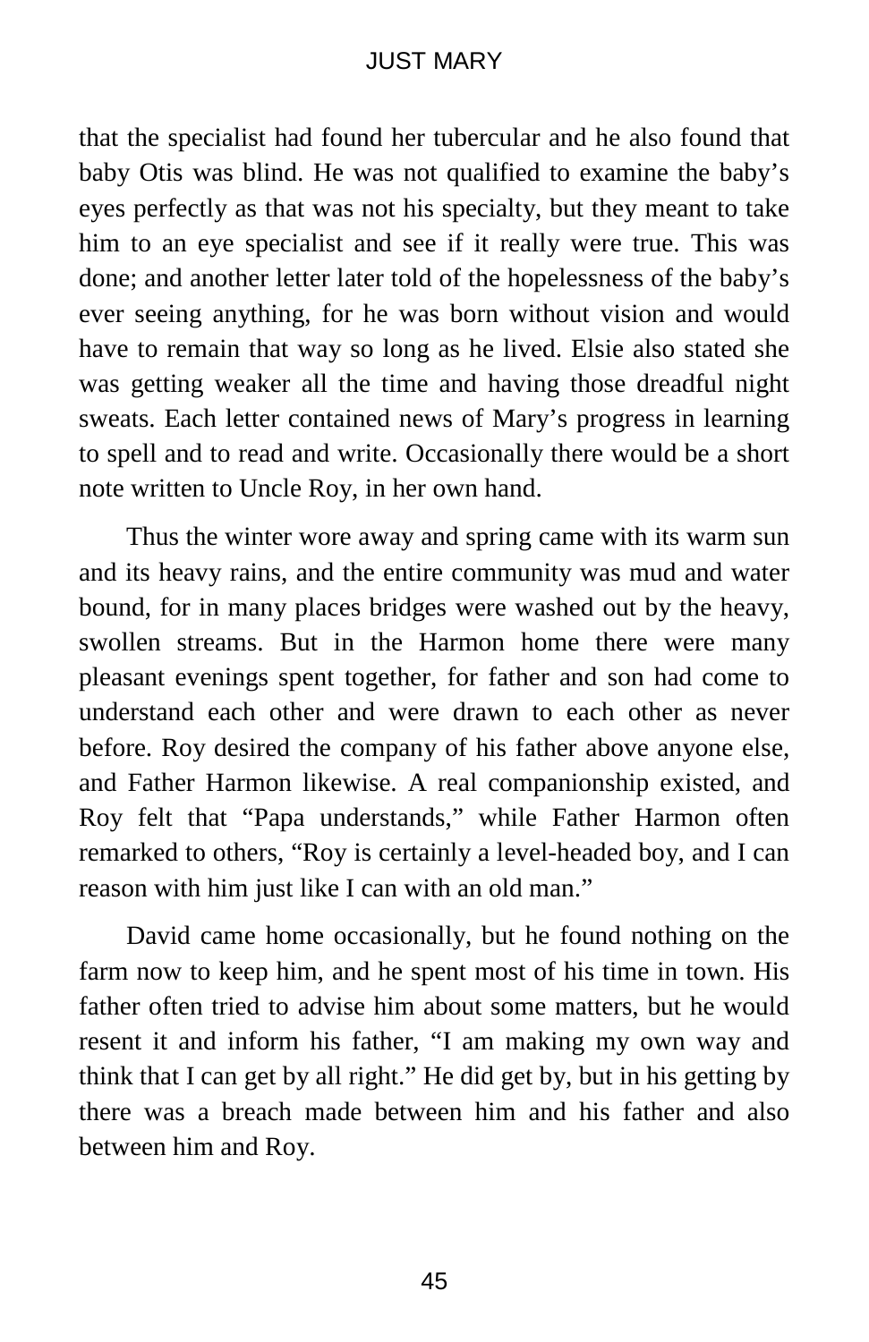that the specialist had found her tubercular and he also found that baby Otis was blind. He was not qualified to examine the baby's eyes perfectly as that was not his specialty, but they meant to take him to an eye specialist and see if it really were true. This was done; and another letter later told of the hopelessness of the baby's ever seeing anything, for he was born without vision and would have to remain that way so long as he lived. Elsie also stated she was getting weaker all the time and having those dreadful night sweats. Each letter contained news of Mary's progress in learning to spell and to read and write. Occasionally there would be a short note written to Uncle Roy, in her own hand.

Thus the winter wore away and spring came with its warm sun and its heavy rains, and the entire community was mud and water bound, for in many places bridges were washed out by the heavy, swollen streams. But in the Harmon home there were many pleasant evenings spent together, for father and son had come to understand each other and were drawn to each other as never before. Roy desired the company of his father above anyone else, and Father Harmon likewise. A real companionship existed, and Roy felt that "Papa understands," while Father Harmon often remarked to others, "Roy is certainly a level-headed boy, and I can reason with him just like I can with an old man."

David came home occasionally, but he found nothing on the farm now to keep him, and he spent most of his time in town. His father often tried to advise him about some matters, but he would resent it and inform his father, "I am making my own way and think that I can get by all right." He did get by, but in his getting by there was a breach made between him and his father and also between him and Roy.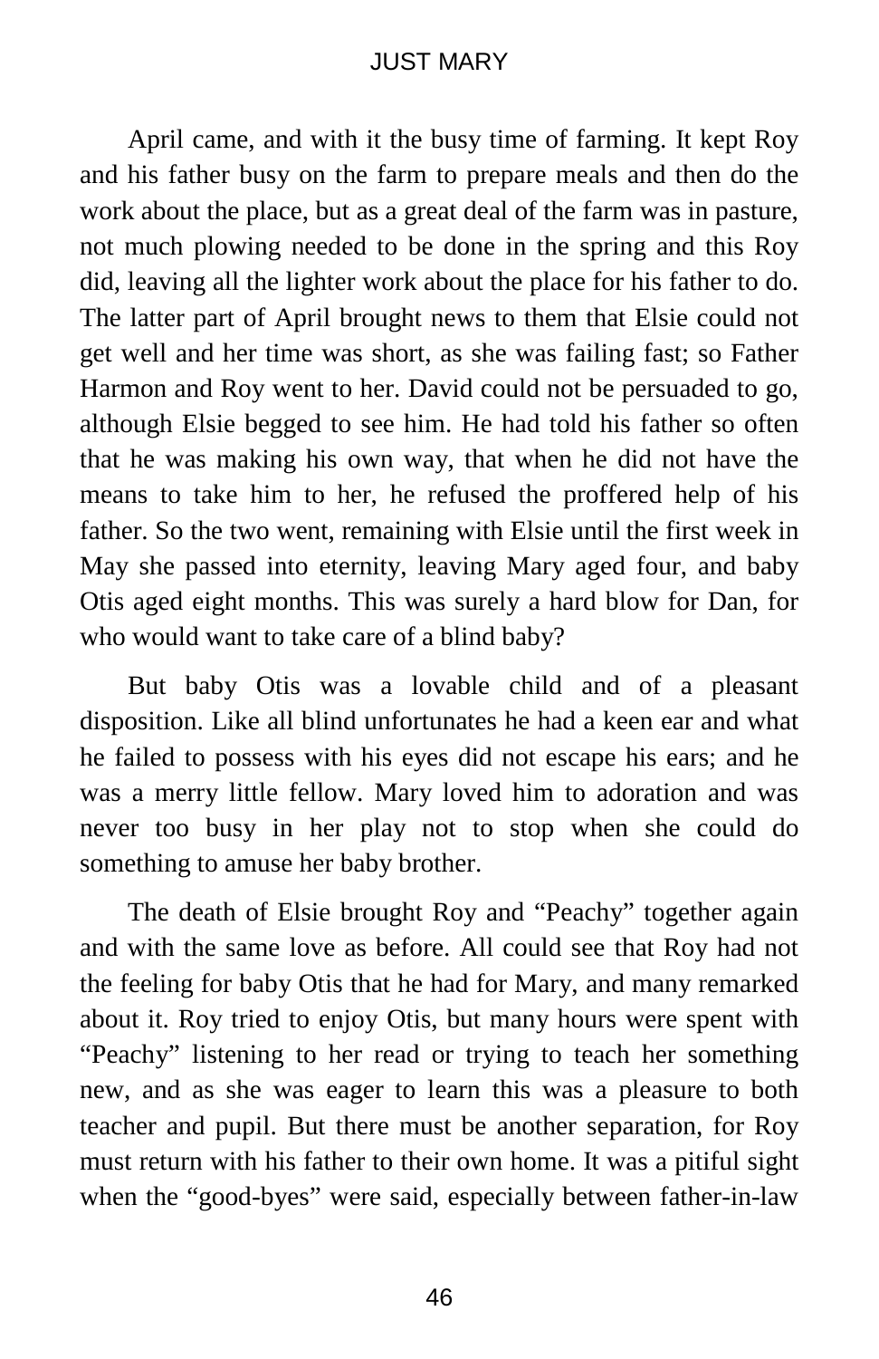April came, and with it the busy time of farming. It kept Roy and his father busy on the farm to prepare meals and then do the work about the place, but as a great deal of the farm was in pasture, not much plowing needed to be done in the spring and this Roy did, leaving all the lighter work about the place for his father to do. The latter part of April brought news to them that Elsie could not get well and her time was short, as she was failing fast; so Father Harmon and Roy went to her. David could not be persuaded to go, although Elsie begged to see him. He had told his father so often that he was making his own way, that when he did not have the means to take him to her, he refused the proffered help of his father. So the two went, remaining with Elsie until the first week in May she passed into eternity, leaving Mary aged four, and baby Otis aged eight months. This was surely a hard blow for Dan, for who would want to take care of a blind baby?

But baby Otis was a lovable child and of a pleasant disposition. Like all blind unfortunates he had a keen ear and what he failed to possess with his eyes did not escape his ears; and he was a merry little fellow. Mary loved him to adoration and was never too busy in her play not to stop when she could do something to amuse her baby brother.

The death of Elsie brought Roy and "Peachy" together again and with the same love as before. All could see that Roy had not the feeling for baby Otis that he had for Mary, and many remarked about it. Roy tried to enjoy Otis, but many hours were spent with "Peachy" listening to her read or trying to teach her something new, and as she was eager to learn this was a pleasure to both teacher and pupil. But there must be another separation, for Roy must return with his father to their own home. It was a pitiful sight when the "good-byes" were said, especially between father-in-law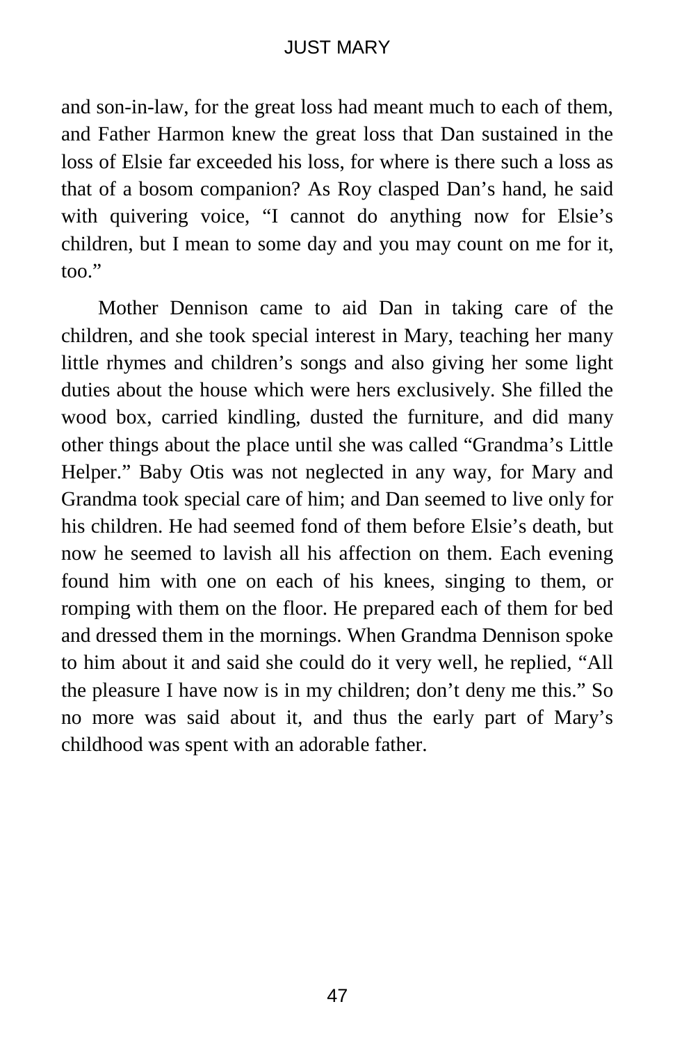and son-in-law, for the great loss had meant much to each of them, and Father Harmon knew the great loss that Dan sustained in the loss of Elsie far exceeded his loss, for where is there such a loss as that of a bosom companion? As Roy clasped Dan's hand, he said with quivering voice, "I cannot do anything now for Elsie's children, but I mean to some day and you may count on me for it, too."

Mother Dennison came to aid Dan in taking care of the children, and she took special interest in Mary, teaching her many little rhymes and children's songs and also giving her some light duties about the house which were hers exclusively. She filled the wood box, carried kindling, dusted the furniture, and did many other things about the place until she was called "Grandma's Little Helper." Baby Otis was not neglected in any way, for Mary and Grandma took special care of him; and Dan seemed to live only for his children. He had seemed fond of them before Elsie's death, but now he seemed to lavish all his affection on them. Each evening found him with one on each of his knees, singing to them, or romping with them on the floor. He prepared each of them for bed and dressed them in the mornings. When Grandma Dennison spoke to him about it and said she could do it very well, he replied, "All the pleasure I have now is in my children; don't deny me this." So no more was said about it, and thus the early part of Mary's childhood was spent with an adorable father.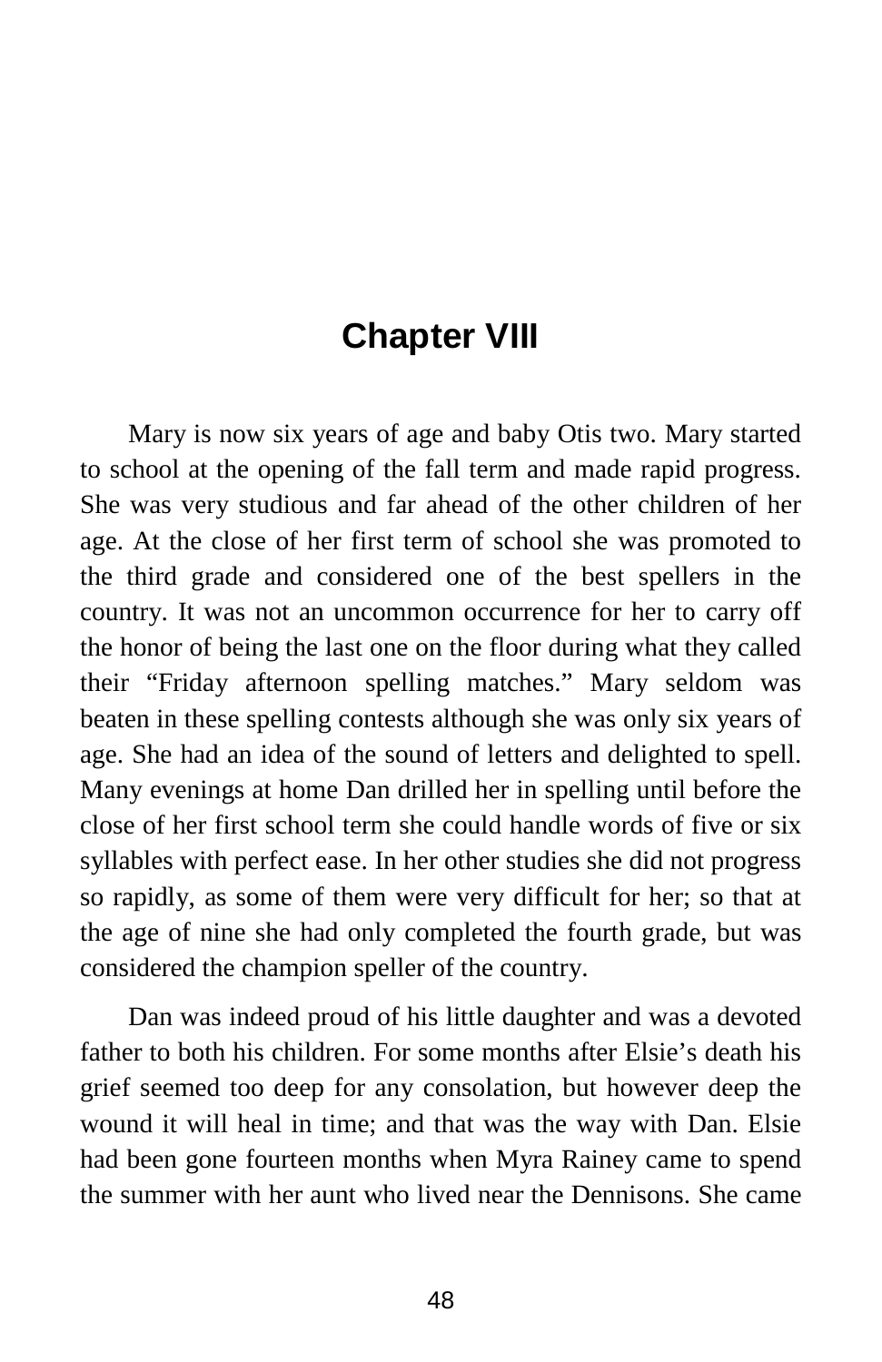## Chapter VIII

Mary is now six years of age and baby Otis two. Mary started to school at the opening of the fall term and made rapid progress. She was very studious and far ahead of the other children of her age. At the close of her first term of school she was promoted to the third grade and considered one of the best spellers in the country. It was not an uncommon occurrence for her to carry off the honor of being the last one on the floor during what they called their "Friday afternoon spelling matches." Mary seldom was beaten in these spelling contests although she was only six years of age. She had an idea of the sound of letters and delighted to spell. Many evenings at home Dan drilled her in spelling until before the close of her first school term she could handle words of five or six syllables with perfect ease. In her other studies she did not progress so rapidly, as some of them were very difficult for her; so that at the age of nine she had only completed the fourth grade, but was considered the champion speller of the country.

Dan was indeed proud of his little daughter and was a devoted father to both his children. For some months after Elsie's death his grief seemed too deep for any consolation, but however deep the wound it will heal in time; and that was the way with Dan. Elsie had been gone fourteen months when Myra Rainey came to spend the summer with her aunt who lived near the Dennisons. She came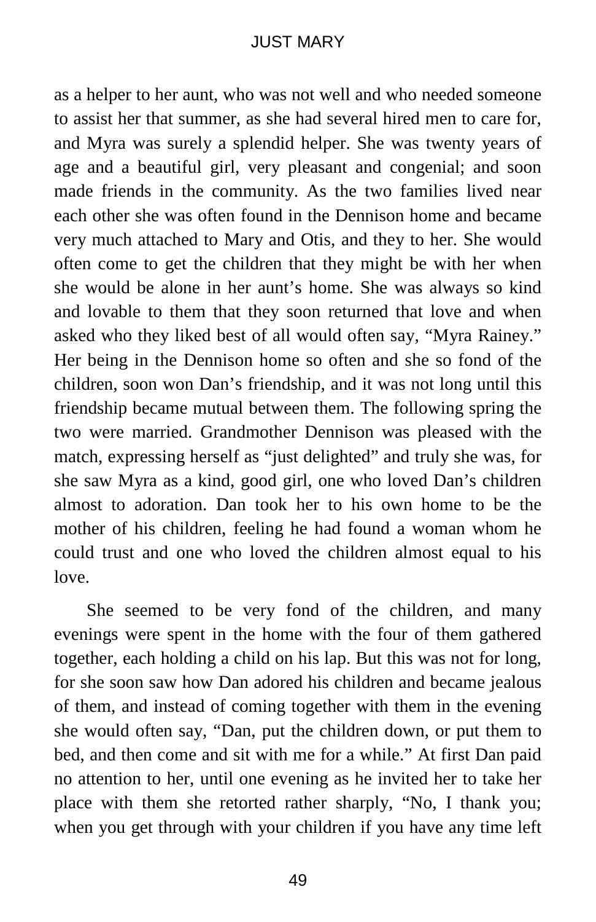as a helper to her aunt, who was not well and who needed someone to assist her that summer, as she had several hired men to care for, and Myra was surely a splendid helper. She was twenty years of age and a beautiful girl, very pleasant and congenial; and soon made friends in the community. As the two families lived near each other she was often found in the Dennison home and became very much attached to Mary and Otis, and they to her. She would often come to get the children that they might be with her when she would be alone in her aunt's home. She was always so kind and lovable to them that they soon returned that love and when asked who they liked best of all would often say, "Myra Rainey." Her being in the Dennison home so often and she so fond of the children, soon won Dan's friendship, and it was not long until this friendship became mutual between them. The following spring the two were married. Grandmother Dennison was pleased with the match, expressing herself as "just delighted" and truly she was, for she saw Myra as a kind, good girl, one who loved Dan's children almost to adoration. Dan took her to his own home to be the mother of his children, feeling he had found a woman whom he could trust and one who loved the children almost equal to his love.

She seemed to be very fond of the children, and many evenings were spent in the home with the four of them gathered together, each holding a child on his lap. But this was not for long, for she soon saw how Dan adored his children and became jealous of them, and instead of coming together with them in the evening she would often say, "Dan, put the children down, or put them to bed, and then come and sit with me for a while." At first Dan paid no attention to her, until one evening as he invited her to take her place with them she retorted rather sharply, "No, I thank you; when you get through with your children if you have any time left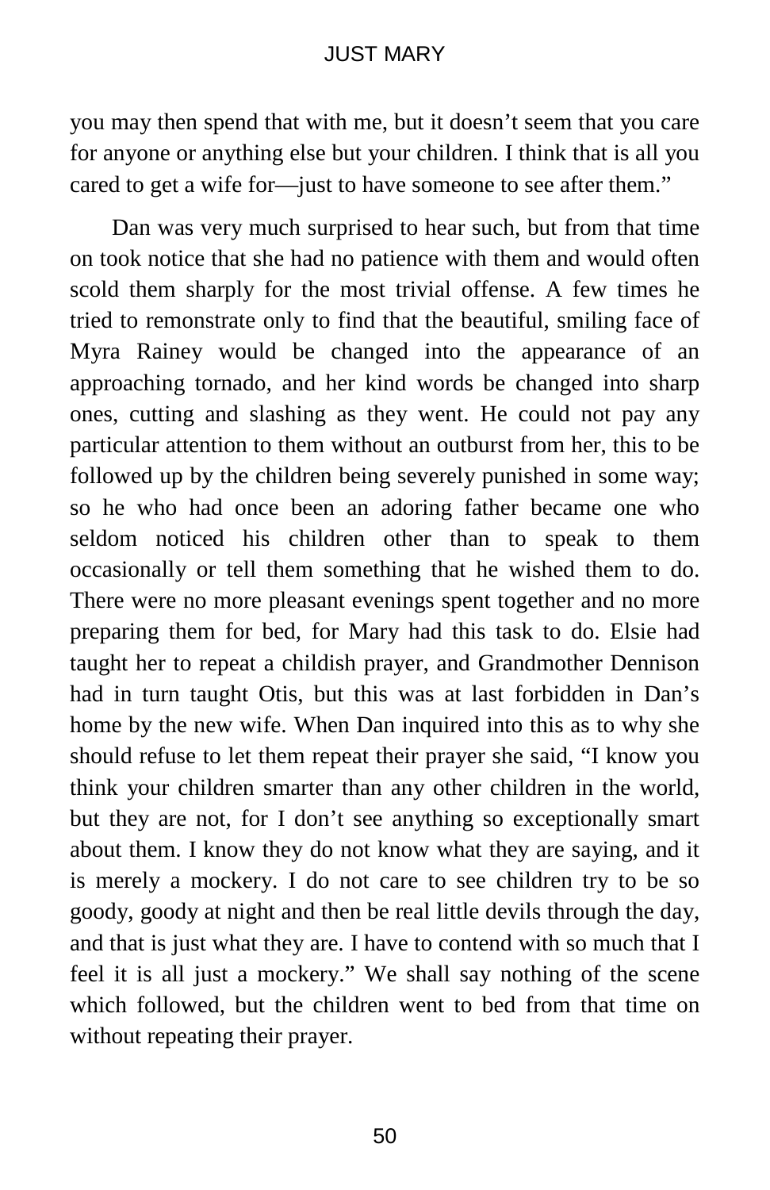you may then spend that with me, but it doesn't seem that you care for anyone or anything else but your children. I think that is all you cared to get a wife for—just to have someone to see after them."

Dan was very much surprised to hear such, but from that time on took notice that she had no patience with them and would often scold them sharply for the most trivial offense. A few times he tried to remonstrate only to find that the beautiful, smiling face of Myra Rainey would be changed into the appearance of an approaching tornado, and her kind words be changed into sharp ones, cutting and slashing as they went. He could not pay any particular attention to them without an outburst from her, this to be followed up by the children being severely punished in some way; so he who had once been an adoring father became one who seldom noticed his children other than to speak to them occasionally or tell them something that he wished them to do. There were no more pleasant evenings spent together and no more preparing them for bed, for Mary had this task to do. Elsie had taught her to repeat a childish prayer, and Grandmother Dennison had in turn taught Otis, but this was at last forbidden in Dan's home by the new wife. When Dan inquired into this as to why she should refuse to let them repeat their prayer she said, "I know you think your children smarter than any other children in the world, but they are not, for I don't see anything so exceptionally smart about them. I know they do not know what they are saying, and it is merely a mockery. I do not care to see children try to be so goody, goody at night and then be real little devils through the day, and that is just what they are. I have to contend with so much that I feel it is all just a mockery." We shall say nothing of the scene which followed, but the children went to bed from that time on without repeating their prayer.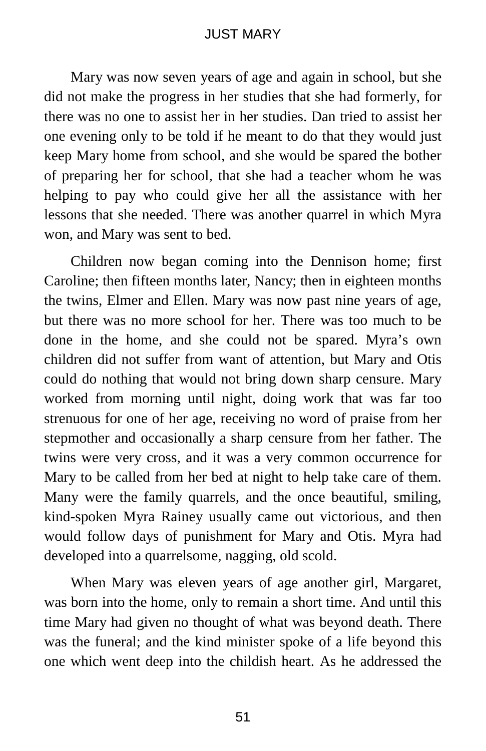Mary was now seven years of age and again in school, but she did not make the progress in her studies that she had formerly, for there was no one to assist her in her studies. Dan tried to assist her one evening only to be told if he meant to do that they would just keep Mary home from school, and she would be spared the bother of preparing her for school, that she had a teacher whom he was helping to pay who could give her all the assistance with her lessons that she needed. There was another quarrel in which Myra won, and Mary was sent to bed.

Children now began coming into the Dennison home; first Caroline; then fifteen months later, Nancy; then in eighteen months the twins, Elmer and Ellen. Mary was now past nine years of age, but there was no more school for her. There was too much to be done in the home, and she could not be spared. Myra's own children did not suffer from want of attention, but Mary and Otis could do nothing that would not bring down sharp censure. Mary worked from morning until night, doing work that was far too strenuous for one of her age, receiving no word of praise from her stepmother and occasionally a sharp censure from her father. The twins were very cross, and it was a very common occurrence for Mary to be called from her bed at night to help take care of them. Many were the family quarrels, and the once beautiful, smiling, kind-spoken Myra Rainey usually came out victorious, and then would follow days of punishment for Mary and Otis. Myra had developed into a quarrelsome, nagging, old scold.

When Mary was eleven years of age another girl, Margaret, was born into the home, only to remain a short time. And until this time Mary had given no thought of what was beyond death. There was the funeral; and the kind minister spoke of a life beyond this one which went deep into the childish heart. As he addressed the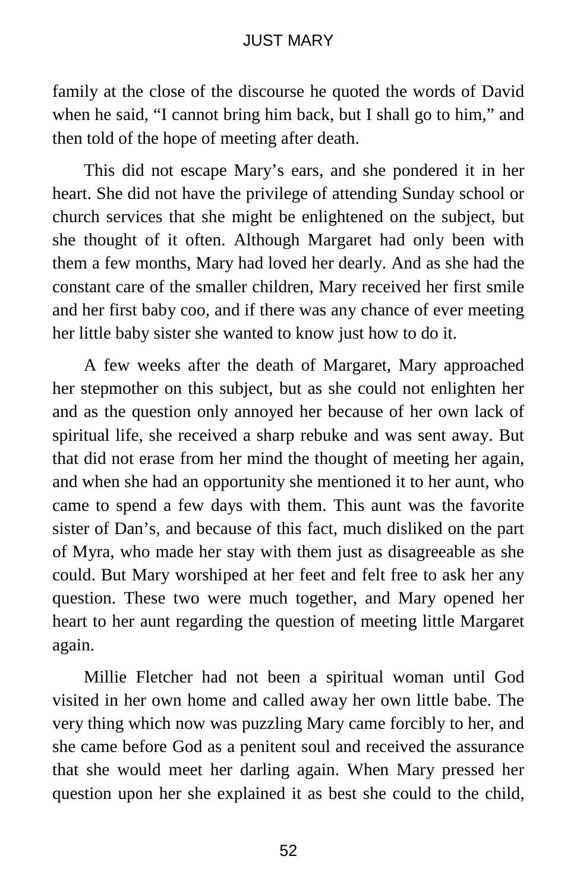family at the close of the discourse he quoted the words of David when he said, “I cannot bring him back, but I shall go to him,” and then told of the hope of meeting after death.

This did not escape Mary’s ears, and she pondered it in her heart. She did not have the privilege of attending Sunday school or church services that she might be enlightened on the subject, but she thought of it often. Although Margaret had only been with them a few months, Mary had loved her dearly. And as she had the constant care of the smaller children, Mary received her first smile and her first baby coo, and if there was any chance of ever meeting her little baby sister she wanted to know just how to do it.

A few weeks after the death of Margaret, Mary approached her stepmother on this subject, but as she could not enlighten her and as the question only annoyed her because of her own lack of spiritual life, she received a sharp rebuke and was sent away. But that did not erase from her mind the thought of meeting her again, and when she had an opportunity she mentioned it to her aunt, who came to spend a few days with them. This aunt was the favorite sister of Dan’s, and because of this fact, much disliked on the part of Myra, who made her stay with them just as disagreeable as she could. But Mary worshiped at her feet and felt free to ask her any question. These two were much together, and Mary opened her heart to her aunt regarding the question of meeting little Margaret again.

Millie Fletcher had not been a spiritual woman until God visited in her own home and called away her own little babe. The very thing which now was puzzling Mary came forcibly to her, and she came before God as a penitent soul and received the assurance that she would meet her darling again. When Mary pressed her question upon her she explained it as best she could to the child,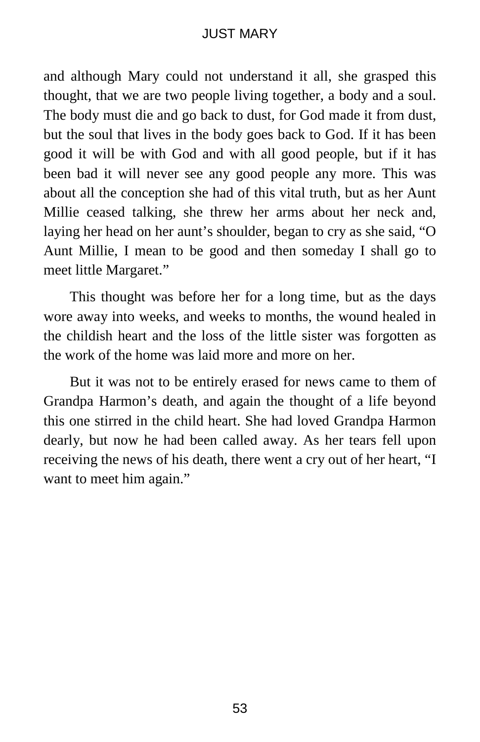and although Mary could not understand it all, she grasped this thought, that we are two people living together, a body and a soul. The body must die and go back to dust, for God made it from dust, but the soul that lives in the body goes back to God. If it has been good it will be with God and with all good people, but if it has been bad it will never see any good people any more. This was about all the conception she had of this vital truth, but as her Aunt Millie ceased talking, she threw her arms about her neck and, laying her head on her aunt's shoulder, began to cry as she said, "O Aunt Millie, I mean to be good and then someday I shall go to meet little Margaret."

This thought was before her for a long time, but as the days wore away into weeks, and weeks to months, the wound healed in the childish heart and the loss of the little sister was forgotten as the work of the home was laid more and more on her.

But it was not to be entirely erased for news came to them of Grandpa Harmon's death, and again the thought of a life beyond this one stirred in the child heart. She had loved Grandpa Harmon dearly, but now he had been called away. As her tears fell upon receiving the news of his death, there went a cry out of her heart, "I want to meet him again."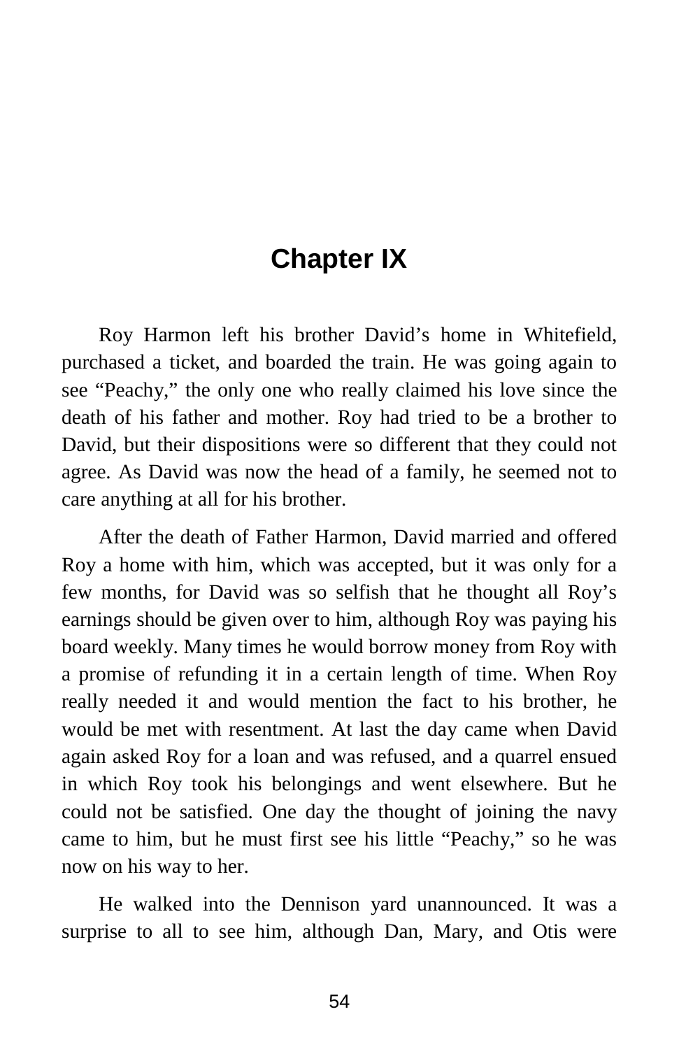# Chapter IX

Roy Harmon left his brother David’s home in Whitefield, purchased a ticket, and boarded the train. He was going again to see “Peachy,” the only one who really claimed his love since the death of his father and mother. Roy had tried to be a brother to David, but their dispositions were so different that they could not agree. As David was now the head of a family, he seemed not to care anything at all for his brother.

After the death of Father Harmon, David married and offered Roy a home with him, which was accepted, but it was only for a few months, for David was so selfish that he thought all Roy’s earnings should be given over to him, although Roy was paying his board weekly. Many times he would borrow money from Roy with a promise of refunding it in a certain length of time. When Roy really needed it and would mention the fact to his brother, he would be met with resentment. At last the day came when David again asked Roy for a loan and was refused, and a quarrel ensued in which Roy took his belongings and went elsewhere. But he could not be satisfied. One day the thought of joining the navy came to him, but he must first see his little “Peachy,” so he was now on his way to her.

He walked into the Dennison yard unannounced. It was a surprise to all to see him, although Dan, Mary, and Otis were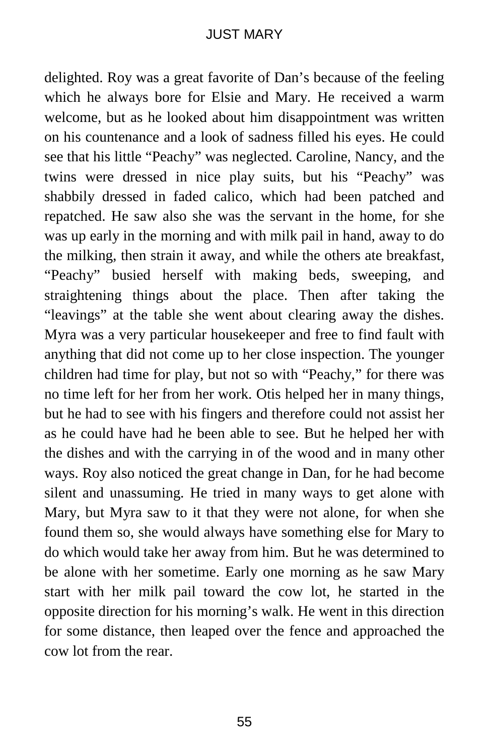delighted. Roy was a great favorite of Dan's because of the feeling which he always bore for Elsie and Mary. He received a warm welcome, but as he looked about him disappointment was written on his countenance and a look of sadness filled his eyes. He could see that his little "Peachy" was neglected. Caroline, Nancy, and the twins were dressed in nice play suits, but his "Peachy" was shabbily dressed in faded calico, which had been patched and repatched. He saw also she was the servant in the home, for she was up early in the morning and with milk pail in hand, away to do the milking, then strain it away, and while the others ate breakfast, "Peachy" busied herself with making beds, sweeping, and straightening things about the place. Then after taking the "leavings" at the table she went about clearing away the dishes. Myra was a very particular housekeeper and free to find fault with anything that did not come up to her close inspection. The younger children had time for play, but not so with "Peachy," for there was no time left for her from her work. Otis helped her in many things, but he had to see with his fingers and therefore could not assist her as he could have had he been able to see. But he helped her with the dishes and with the carrying in of the wood and in many other ways. Roy also noticed the great change in Dan, for he had become silent and unassuming. He tried in many ways to get alone with Mary, but Myra saw to it that they were not alone, for when she found them so, she would always have something else for Mary to do which would take her away from him. But he was determined to be alone with her sometime. Early one morning as he saw Mary start with her milk pail toward the cow lot, he started in the opposite direction for his morning's walk. He went in this direction for some distance, then leaped over the fence and approached the cow lot from the rear.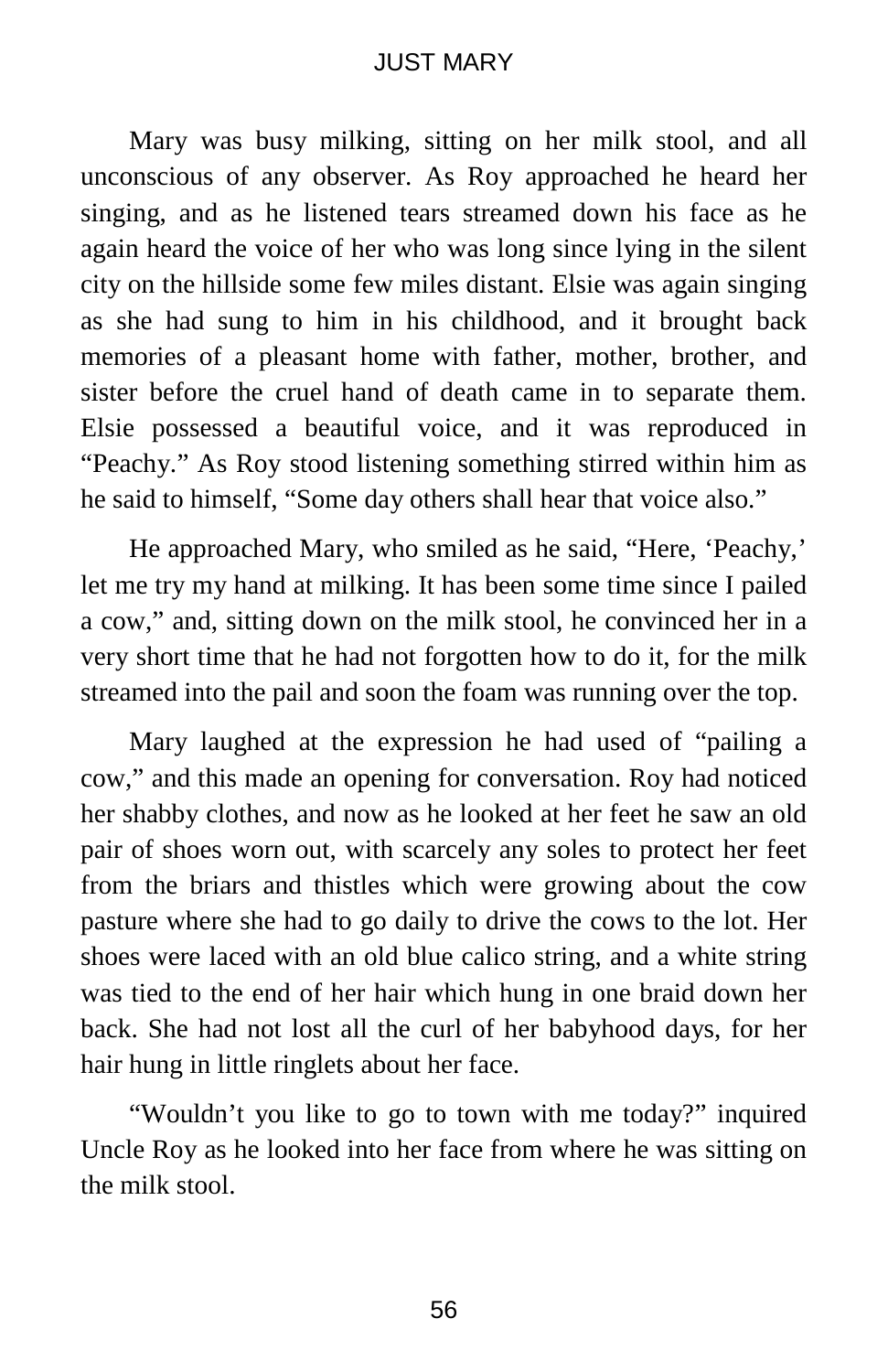Mary was busy milking, sitting on her milk stool, and all unconscious of any observer. As Roy approached he heard her singing, and as he listened tears streamed down his face as he again heard the voice of her who was long since lying in the silent city on the hillside some few miles distant. Elsie was again singing as she had sung to him in his childhood, and it brought back memories of a pleasant home with father, mother, brother, and sister before the cruel hand of death came in to separate them. Elsie possessed a beautiful voice, and it was reproduced in "Peachy." As Roy stood listening something stirred within him as he said to himself, "Some day others shall hear that voice also."

He approached Mary, who smiled as he said, "Here, 'Peachy,' let me try my hand at milking. It has been some time since I pailed a cow," and, sitting down on the milk stool, he convinced her in a very short time that he had not forgotten how to do it, for the milk streamed into the pail and soon the foam was running over the top.

Mary laughed at the expression he had used of "pailing a cow," and this made an opening for conversation. Roy had noticed her shabby clothes, and now as he looked at her feet he saw an old pair of shoes worn out, with scarcely any soles to protect her feet from the briars and thistles which were growing about the cow pasture where she had to go daily to drive the cows to the lot. Her shoes were laced with an old blue calico string, and a white string was tied to the end of her hair which hung in one braid down her back. She had not lost all the curl of her babyhood days, for her hair hung in little ringlets about her face.

"Wouldn't you like to go to town with me today?" inquired Uncle Roy as he looked into her face from where he was sitting on the milk stool.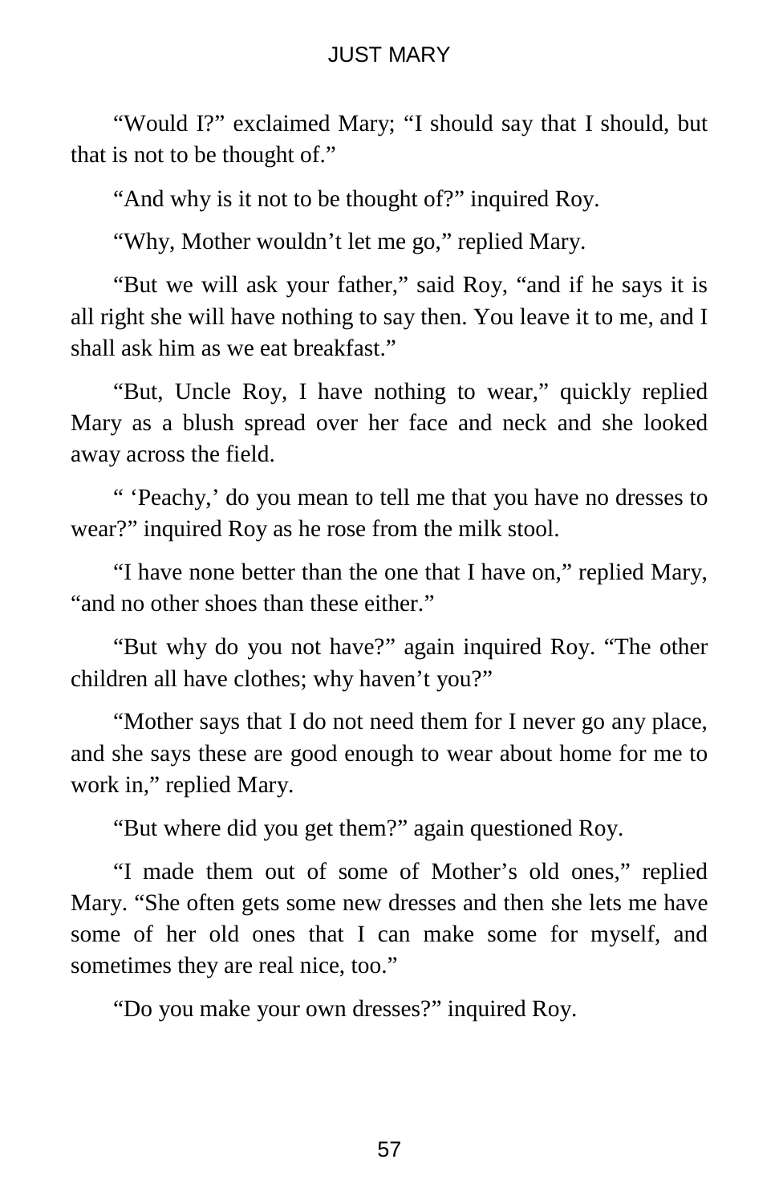"Would I?" exclaimed Mary; "I should say that I should, but that is not to be thought of."

"And why is it not to be thought of?" inquired Roy.

"Why, Mother wouldn't let me go," replied Mary.

"But we will ask your father," said Roy, "and if he says it is all right she will have nothing to say then. You leave it to me, and I shall ask him as we eat breakfast."

"But, Uncle Roy, I have nothing to wear," quickly replied Mary as a blush spread over her face and neck and she looked away across the field.

" 'Peachy,' do you mean to tell me that you have no dresses to wear?" inquired Roy as he rose from the milk stool.

"I have none better than the one that I have on," replied Mary, "and no other shoes than these either."

"But why do you not have?" again inquired Roy. "The other children all have clothes; why haven't you?"

"Mother says that I do not need them for I never go any place, and she says these are good enough to wear about home for me to work in," replied Mary.

"But where did you get them?" again questioned Roy.

"I made them out of some of Mother's old ones," replied Mary. "She often gets some new dresses and then she lets me have some of her old ones that I can make some for myself, and sometimes they are real nice, too."

"Do you make your own dresses?" inquired Roy.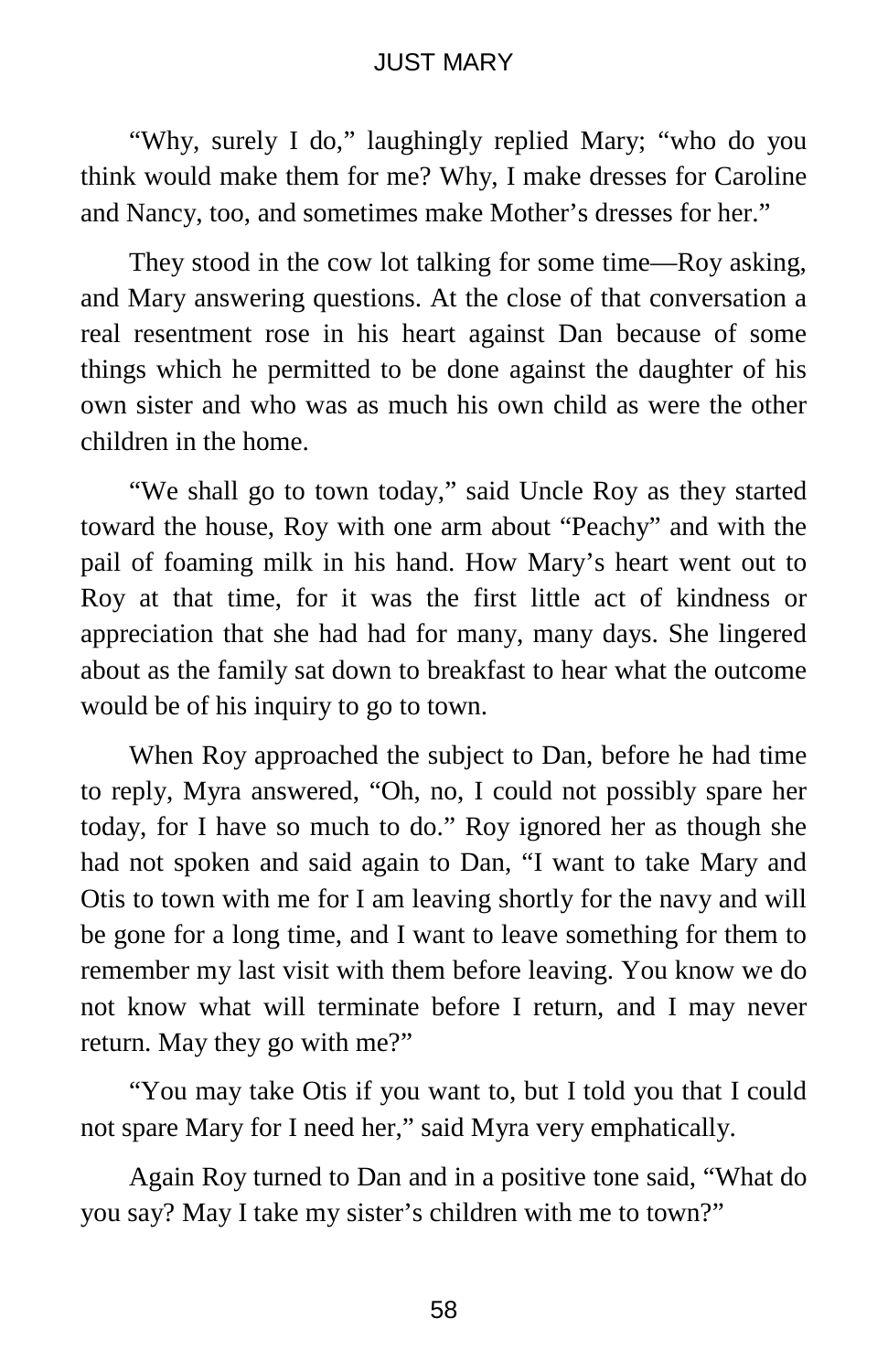"Why, surely I do," laughingly replied Mary; "who do you think would make them for me? Why, I make dresses for Caroline and Nancy, too, and sometimes make Mother's dresses for her."

They stood in the cow lot talking for some time—Roy asking, and Mary answering questions. At the close of that conversation a real resentment rose in his heart against Dan because of some things which he permitted to be done against the daughter of his own sister and who was as much his own child as were the other children in the home.

"We shall go to town today," said Uncle Roy as they started toward the house, Roy with one arm about "Peachy" and with the pail of foaming milk in his hand. How Mary's heart went out to Roy at that time, for it was the first little act of kindness or appreciation that she had had for many, many days. She lingered about as the family sat down to breakfast to hear what the outcome would be of his inquiry to go to town.

When Roy approached the subject to Dan, before he had time to reply, Myra answered, "Oh, no, I could not possibly spare her today, for I have so much to do." Roy ignored her as though she had not spoken and said again to Dan, "I want to take Mary and Otis to town with me for I am leaving shortly for the navy and will be gone for a long time, and I want to leave something for them to remember my last visit with them before leaving. You know we do not know what will terminate before I return, and I may never return. May they go with me?"

"You may take Otis if you want to, but I told you that I could not spare Mary for I need her," said Myra very emphatically.

Again Roy turned to Dan and in a positive tone said, "What do you say? May I take my sister's children with me to town?"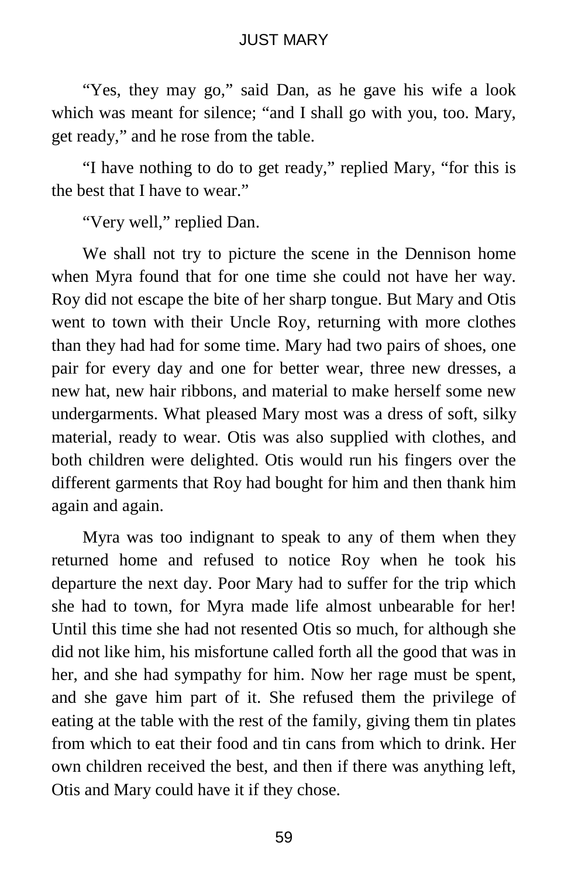“Yes, they may go,” said Dan, as he gave his wife a look which was meant for silence; “and I shall go with you, too. Mary, get ready,” and he rose from the table.

“I have nothing to do to get ready,” replied Mary, “for this is the best that I have to wear.”

“Very well,” replied Dan.

We shall not try to picture the scene in the Dennison home when Myra found that for one time she could not have her way. Roy did not escape the bite of her sharp tongue. But Mary and Otis went to town with their Uncle Roy, returning with more clothes than they had had for some time. Mary had two pairs of shoes, one pair for every day and one for better wear, three new dresses, a new hat, new hair ribbons, and material to make herself some new undergarments. What pleased Mary most was a dress of soft, silky material, ready to wear. Otis was also supplied with clothes, and both children were delighted. Otis would run his fingers over the different garments that Roy had bought for him and then thank him again and again.

Myra was too indignant to speak to any of them when they returned home and refused to notice Roy when he took his departure the next day. Poor Mary had to suffer for the trip which she had to town, for Myra made life almost unbearable for her! Until this time she had not resented Otis so much, for although she did not like him, his misfortune called forth all the good that was in her, and she had sympathy for him. Now her rage must be spent, and she gave him part of it. She refused them the privilege of eating at the table with the rest of the family, giving them tin plates from which to eat their food and tin cans from which to drink. Her own children received the best, and then if there was anything left, Otis and Mary could have it if they chose.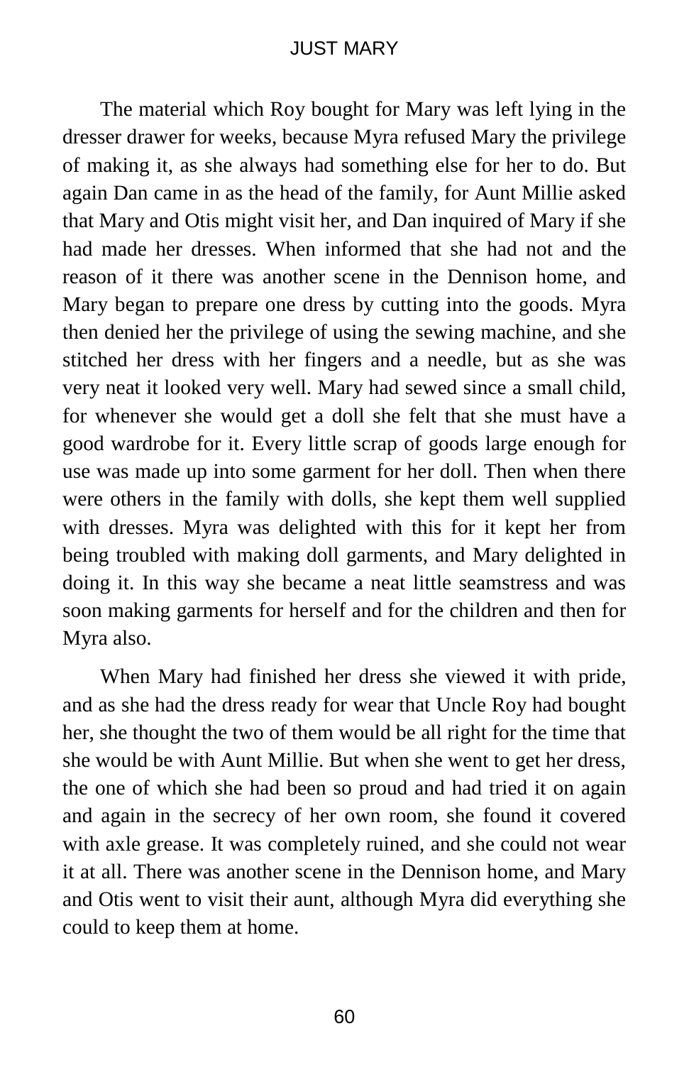The material which Roy bought for Mary was left lying in the dresser drawer for weeks, because Myra refused Mary the privilege of making it, as she always had something else for her to do. But again Dan came in as the head of the family, for Aunt Millie asked that Mary and Otis might visit her, and Dan inquired of Mary if she had made her dresses. When informed that she had not and the reason of it there was another scene in the Dennison home, and Mary began to prepare one dress by cutting into the goods. Myra then denied her the privilege of using the sewing machine, and she stitched her dress with her fingers and a needle, but as she was very neat it looked very well. Mary had sewed since a small child, for whenever she would get a doll she felt that she must have a good wardrobe for it. Every little scrap of goods large enough for use was made up into some garment for her doll. Then when there were others in the family with dolls, she kept them well supplied with dresses. Myra was delighted with this for it kept her from being troubled with making doll garments, and Mary delighted in doing it. In this way she became a neat little seamstress and was soon making garments for herself and for the children and then for Myra also.

When Mary had finished her dress she viewed it with pride, and as she had the dress ready for wear that Uncle Roy had bought her, she thought the two of them would be all right for the time that she would be with Aunt Millie. But when she went to get her dress, the one of which she had been so proud and had tried it on again and again in the secrecy of her own room, she found it covered with axle grease. It was completely ruined, and she could not wear it at all. There was another scene in the Dennison home, and Mary and Otis went to visit their aunt, although Myra did everything she could to keep them at home.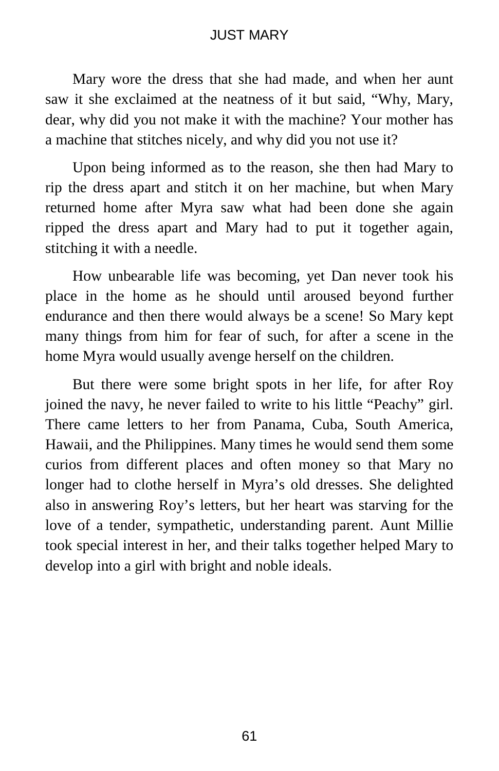Mary wore the dress that she had made, and when her aunt saw it she exclaimed at the neatness of it but said, “Why, Mary, dear, why did you not make it with the machine? Your mother has a machine that stitches nicely, and why did you not use it?

Upon being informed as to the reason, she then had Mary to rip the dress apart and stitch it on her machine, but when Mary returned home after Myra saw what had been done she again ripped the dress apart and Mary had to put it together again, stitching it with a needle.

How unbearable life was becoming, yet Dan never took his place in the home as he should until aroused beyond further endurance and then there would always be a scene! So Mary kept many things from him for fear of such, for after a scene in the home Myra would usually avenge herself on the children.

But there were some bright spots in her life, for after Roy joined the navy, he never failed to write to his little “Peachy” girl. There came letters to her from Panama, Cuba, South America, Hawaii, and the Philippines. Many times he would send them some curios from different places and often money so that Mary no longer had to clothe herself in Myra’s old dresses. She delighted also in answering Roy’s letters, but her heart was starving for the love of a tender, sympathetic, understanding parent. Aunt Millie took special interest in her, and their talks together helped Mary to develop into a girl with bright and noble ideals.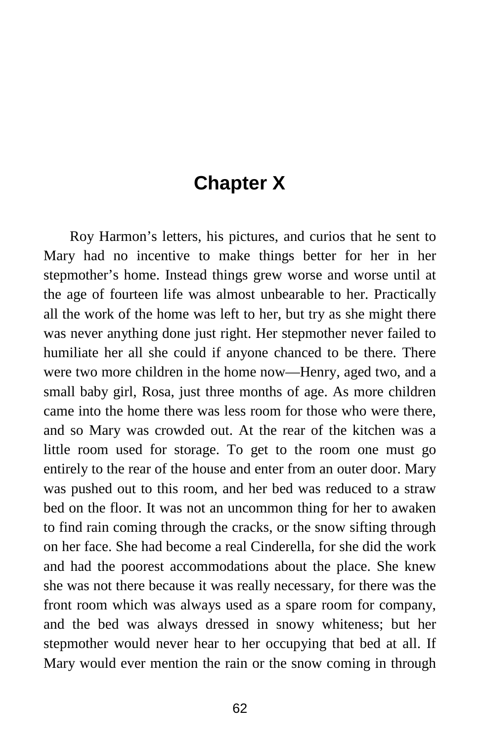# Chapter X

Roy Harmon's letters, his pictures, and curios that he sent to Mary had no incentive to make things better for her in her stepmother's home. Instead things grew worse and worse until at the age of fourteen life was almost unbearable to her. Practically all the work of the home was left to her, but try as she might there was never anything done just right. Her stepmother never failed to humiliate her all she could if anyone chanced to be there. There were two more children in the home now—Henry, aged two, and a small baby girl, Rosa, just three months of age. As more children came into the home there was less room for those who were there, and so Mary was crowded out. At the rear of the kitchen was a little room used for storage. To get to the room one must go entirely to the rear of the house and enter from an outer door. Mary was pushed out to this room, and her bed was reduced to a straw bed on the floor. It was not an uncommon thing for her to awaken to find rain coming through the cracks, or the snow sifting through on her face. She had become a real Cinderella, for she did the work and had the poorest accommodations about the place. She knew she was not there because it was really necessary, for there was the front room which was always used as a spare room for company, and the bed was always dressed in snowy whiteness; but her stepmother would never hear to her occupying that bed at all. If Mary would ever mention the rain or the snow coming in through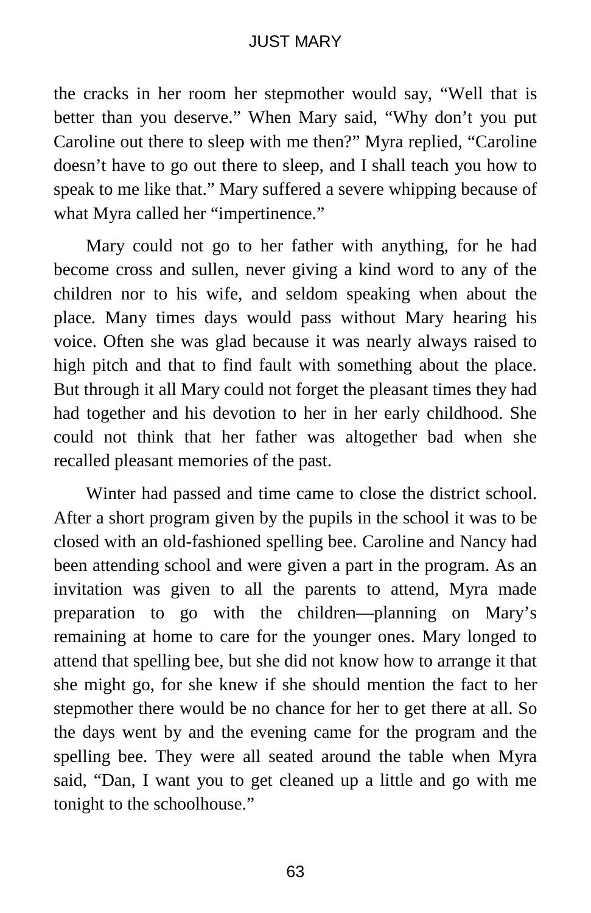the cracks in her room her stepmother would say, “Well that is better than you deserve.” When Mary said, “Why don’t you put Caroline out there to sleep with me then?” Myra replied, “Caroline doesn’t have to go out there to sleep, and I shall teach you how to speak to me like that.” Mary suffered a severe whipping because of what Myra called her “impertinence.”

Mary could not go to her father with anything, for he had become cross and sullen, never giving a kind word to any of the children nor to his wife, and seldom speaking when about the place. Many times days would pass without Mary hearing his voice. Often she was glad because it was nearly always raised to high pitch and that to find fault with something about the place. But through it all Mary could not forget the pleasant times they had had together and his devotion to her in her early childhood. She could not think that her father was altogether bad when she recalled pleasant memories of the past.

Winter had passed and time came to close the district school. After a short program given by the pupils in the school it was to be closed with an old-fashioned spelling bee. Caroline and Nancy had been attending school and were given a part in the program. As an invitation was given to all the parents to attend, Myra made preparation to go with the children—planning on Mary’s remaining at home to care for the younger ones. Mary longed to attend that spelling bee, but she did not know how to arrange it that she might go, for she knew if she should mention the fact to her stepmother there would be no chance for her to get there at all. So the days went by and the evening came for the program and the spelling bee. They were all seated around the table when Myra said, “Dan, I want you to get cleaned up a little and go with me tonight to the schoolhouse.”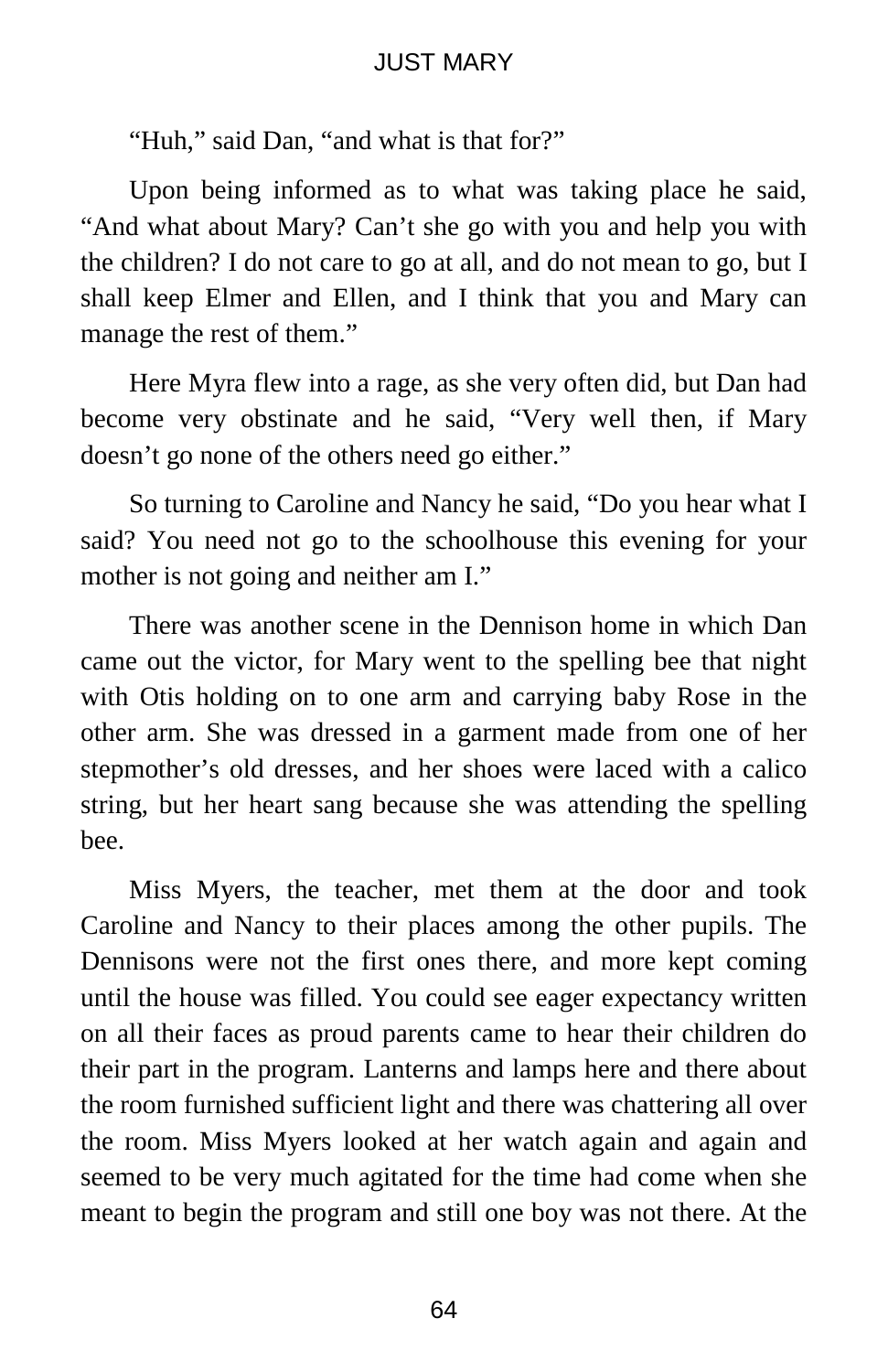"Huh," said Dan, "and what is that for?"

Upon being informed as to what was taking place he said, "And what about Mary? Can't she go with you and help you with the children? I do not care to go at all, and do not mean to go, but I shall keep Elmer and Ellen, and I think that you and Mary can manage the rest of them."

Here Myra flew into a rage, as she very often did, but Dan had become very obstinate and he said, "Very well then, if Mary doesn't go none of the others need go either."

So turning to Caroline and Nancy he said, "Do you hear what I said? You need not go to the schoolhouse this evening for your mother is not going and neither am I."

There was another scene in the Dennison home in which Dan came out the victor, for Mary went to the spelling bee that night with Otis holding on to one arm and carrying baby Rose in the other arm. She was dressed in a garment made from one of her stepmother's old dresses, and her shoes were laced with a calico string, but her heart sang because she was attending the spelling bee.

Miss Myers, the teacher, met them at the door and took Caroline and Nancy to their places among the other pupils. The Dennisons were not the first ones there, and more kept coming until the house was filled. You could see eager expectancy written on all their faces as proud parents came to hear their children do their part in the program. Lanterns and lamps here and there about the room furnished sufficient light and there was chattering all over the room. Miss Myers looked at her watch again and again and seemed to be very much agitated for the time had come when she meant to begin the program and still one boy was not there. At the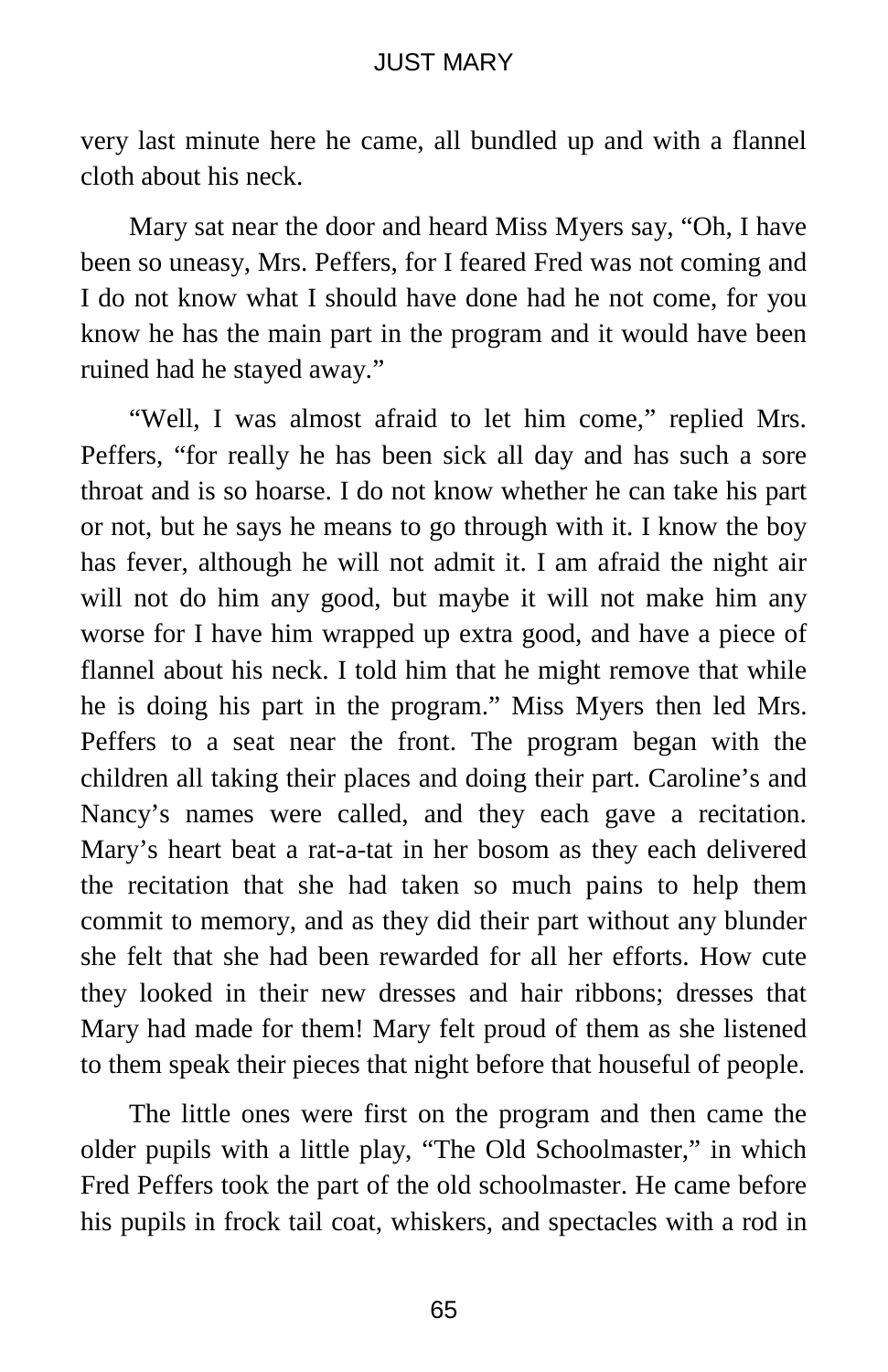very last minute here he came, all bundled up and with a flannel cloth about his neck.

Mary sat near the door and heard Miss Myers say, “Oh, I have been so uneasy, Mrs. Peffers, for I feared Fred was not coming and I do not know what I should have done had he not come, for you know he has the main part in the program and it would have been ruined had he stayed away.”

“Well, I was almost afraid to let him come,” replied Mrs. Peffers, “for really he has been sick all day and has such a sore throat and is so hoarse. I do not know whether he can take his part or not, but he says he means to go through with it. I know the boy has fever, although he will not admit it. I am afraid the night air will not do him any good, but maybe it will not make him any worse for I have him wrapped up extra good, and have a piece of flannel about his neck. I told him that he might remove that while he is doing his part in the program.” Miss Myers then led Mrs. Peffers to a seat near the front. The program began with the children all taking their places and doing their part. Caroline’s and Nancy’s names were called, and they each gave a recitation. Mary’s heart beat a rat-a-tat in her bosom as they each delivered the recitation that she had taken so much pains to help them commit to memory, and as they did their part without any blunder she felt that she had been rewarded for all her efforts. How cute they looked in their new dresses and hair ribbons; dresses that Mary had made for them! Mary felt proud of them as she listened to them speak their pieces that night before that houseful of people.

The little ones were first on the program and then came the older pupils with a little play, “The Old Schoolmaster,” in which Fred Peffers took the part of the old schoolmaster. He came before his pupils in frock tail coat, whiskers, and spectacles with a rod in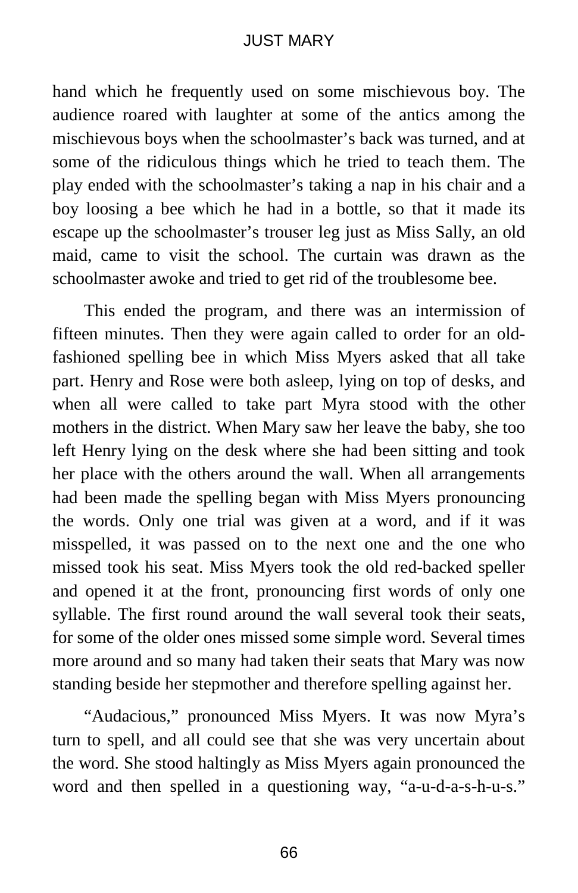hand which he frequently used on some mischievous boy. The audience roared with laughter at some of the antics among the mischievous boys when the schoolmaster's back was turned, and at some of the ridiculous things which he tried to teach them. The play ended with the schoolmaster's taking a nap in his chair and a boy loosing a bee which he had in a bottle, so that it made its escape up the schoolmaster's trouser leg just as Miss Sally, an old maid, came to visit the school. The curtain was drawn as the schoolmaster awoke and tried to get rid of the troublesome bee.

This ended the program, and there was an intermission of fifteen minutes. Then they were again called to order for an old-fashioned spelling bee in which Miss Myers asked that all take part. Henry and Rose were both asleep, lying on top of desks, and when all were called to take part Myra stood with the other mothers in the district. When Mary saw her leave the baby, she too left Henry lying on the desk where she had been sitting and took her place with the others around the wall. When all arrangements had been made the spelling began with Miss Myers pronouncing the words. Only one trial was given at a word, and if it was misspelled, it was passed on to the next one and the one who missed took his seat. Miss Myers took the old red-backed speller and opened it at the front, pronouncing first words of only one syllable. The first round around the wall several took their seats, for some of the older ones missed some simple word. Several times more around and so many had taken their seats that Mary was now standing beside her stepmother and therefore spelling against her.

"Audacious," pronounced Miss Myers. It was now Myra's turn to spell, and all could see that she was very uncertain about the word. She stood haltingly as Miss Myers again pronounced the word and then spelled in a questioning way, "a-u-d-a-s-h-u-s."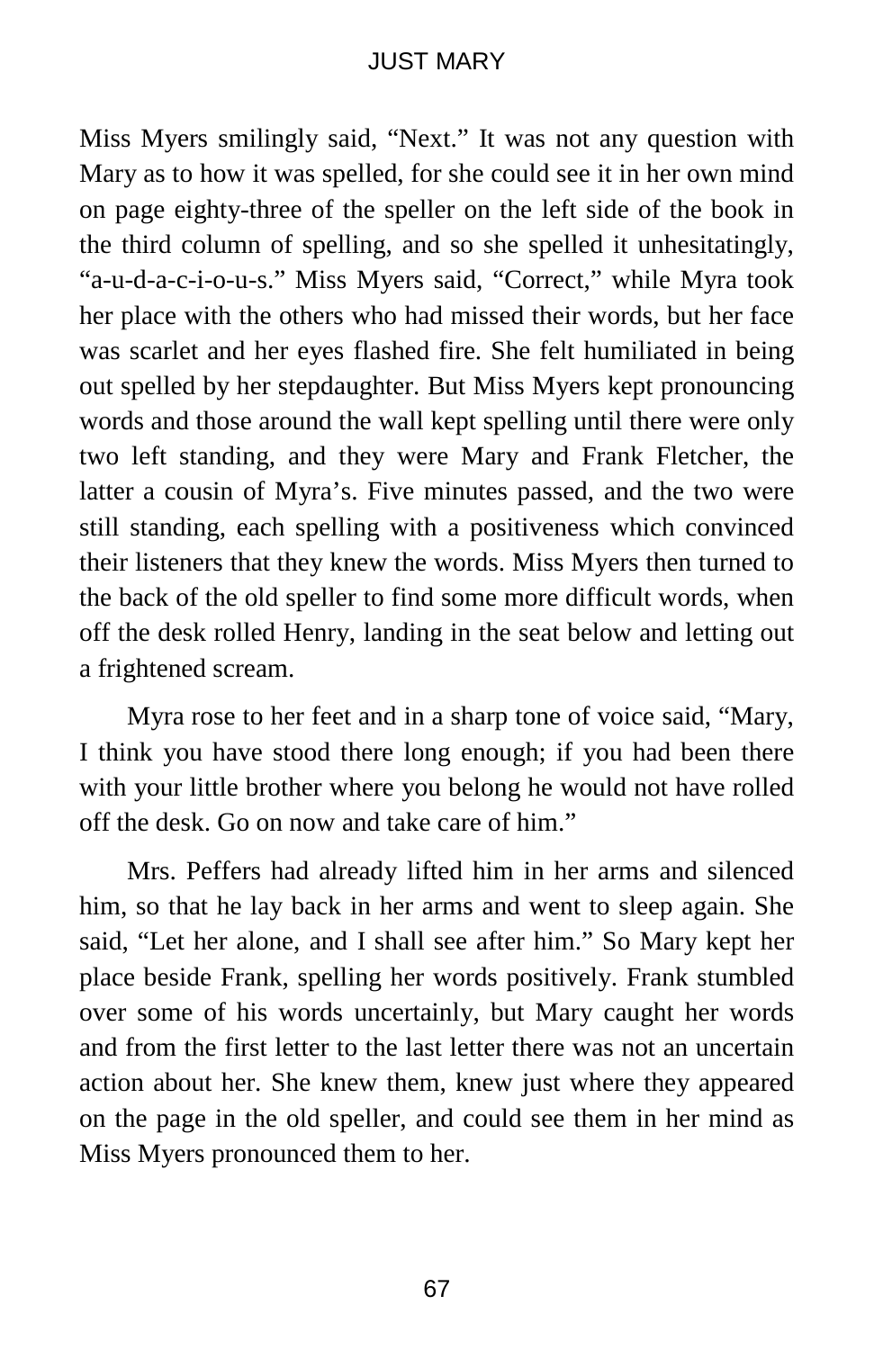Miss Myers smilingly said, “Next.” It was not any question with Mary as to how it was spelled, for she could see it in her own mind on page eighty-three of the speller on the left side of the book in the third column of spelling, and so she spelled it unhesitatingly, “a-u-d-a-c-i-o-u-s.” Miss Myers said, “Correct,” while Myra took her place with the others who had missed their words, but her face was scarlet and her eyes flashed fire. She felt humiliated in being out spelled by her stepdaughter. But Miss Myers kept pronouncing words and those around the wall kept spelling until there were only two left standing, and they were Mary and Frank Fletcher, the latter a cousin of Myra’s. Five minutes passed, and the two were still standing, each spelling with a positiveness which convinced their listeners that they knew the words. Miss Myers then turned to the back of the old speller to find some more difficult words, when off the desk rolled Henry, landing in the seat below and letting out a frightened scream.

Myra rose to her feet and in a sharp tone of voice said, “Mary, I think you have stood there long enough; if you had been there with your little brother where you belong he would not have rolled off the desk. Go on now and take care of him.”

Mrs. Peffers had already lifted him in her arms and silenced him, so that he lay back in her arms and went to sleep again. She said, “Let her alone, and I shall see after him.” So Mary kept her place beside Frank, spelling her words positively. Frank stumbled over some of his words uncertainly, but Mary caught her words and from the first letter to the last letter there was not an uncertain action about her. She knew them, knew just where they appeared on the page in the old speller, and could see them in her mind as Miss Myers pronounced them to her.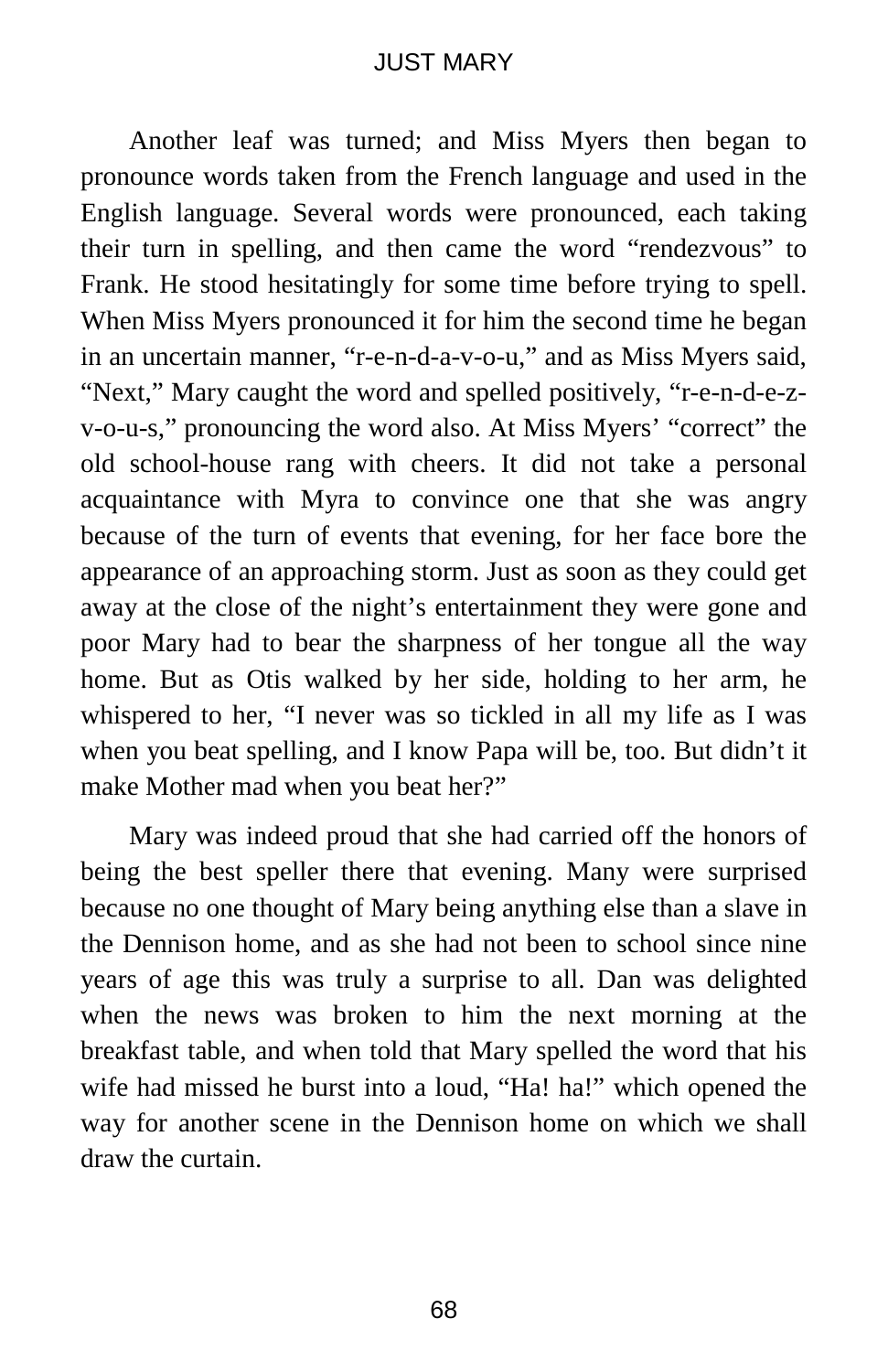Another leaf was turned; and Miss Myers then began to pronounce words taken from the French language and used in the English language. Several words were pronounced, each taking their turn in spelling, and then came the word "rendezvous" to Frank. He stood hesitatingly for some time before trying to spell. When Miss Myers pronounced it for him the second time he began in an uncertain manner, "r-e-n-d-a-v-o-u," and as Miss Myers said, "Next," Mary caught the word and spelled positively, "r-e-n-d-e-z-v-o-u-s," pronouncing the word also. At Miss Myers' "correct" the old school-house rang with cheers. It did not take a personal acquaintance with Myra to convince one that she was angry because of the turn of events that evening, for her face bore the appearance of an approaching storm. Just as soon as they could get away at the close of the night's entertainment they were gone and poor Mary had to bear the sharpness of her tongue all the way home. But as Otis walked by her side, holding to her arm, he whispered to her, "I never was so tickled in all my life as I was when you beat spelling, and I know Papa will be, too. But didn't it make Mother mad when you beat her?"

Mary was indeed proud that she had carried off the honors of being the best speller there that evening. Many were surprised because no one thought of Mary being anything else than a slave in the Dennison home, and as she had not been to school since nine years of age this was truly a surprise to all. Dan was delighted when the news was broken to him the next morning at the breakfast table, and when told that Mary spelled the word that his wife had missed he burst into a loud, "Ha! ha!" which opened the way for another scene in the Dennison home on which we shall draw the curtain.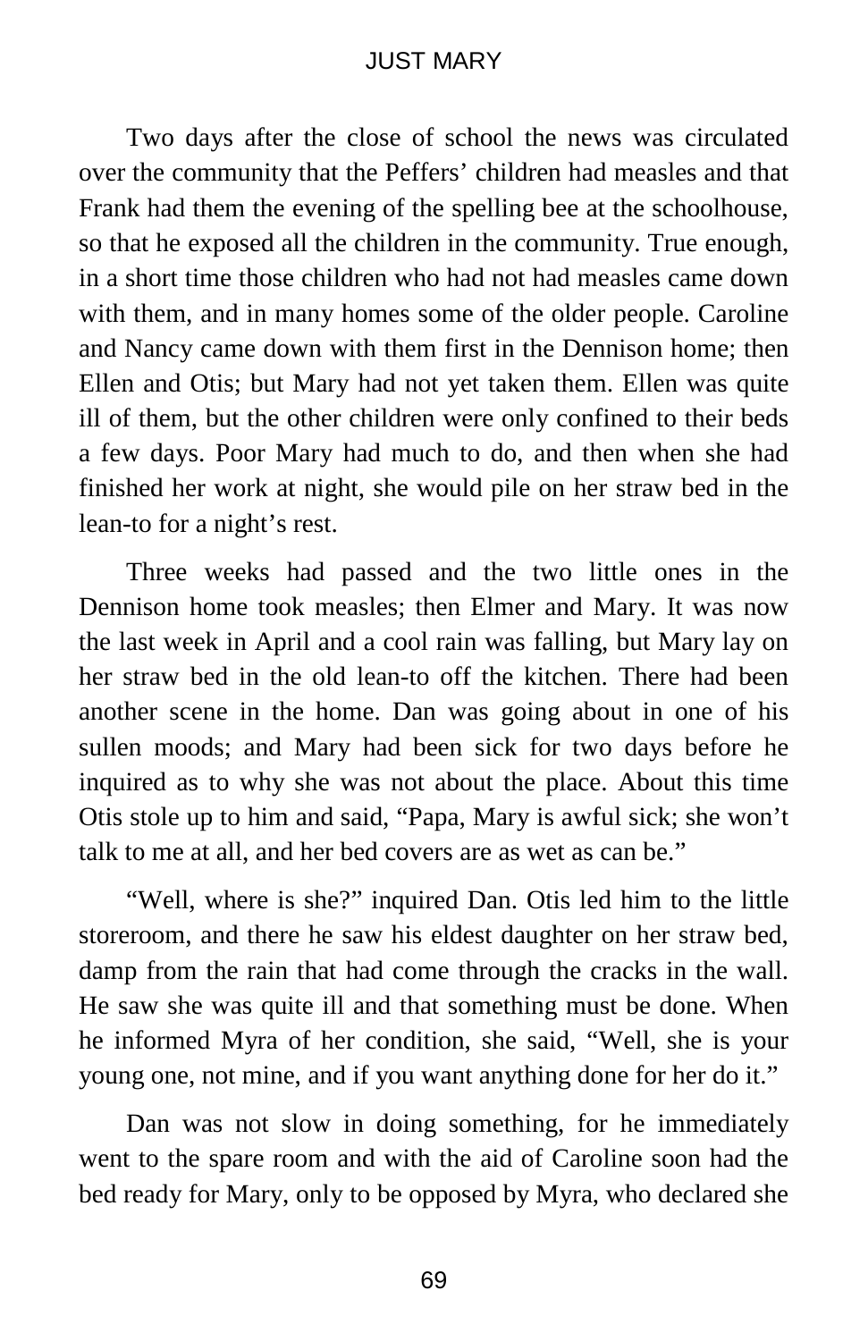Two days after the close of school the news was circulated over the community that the Peffers' children had measles and that Frank had them the evening of the spelling bee at the schoolhouse, so that he exposed all the children in the community. True enough, in a short time those children who had not had measles came down with them, and in many homes some of the older people. Caroline and Nancy came down with them first in the Dennison home; then Ellen and Otis; but Mary had not yet taken them. Ellen was quite ill of them, but the other children were only confined to their beds a few days. Poor Mary had much to do, and then when she had finished her work at night, she would pile on her straw bed in the lean-to for a night's rest.

Three weeks had passed and the two little ones in the Dennison home took measles; then Elmer and Mary. It was now the last week in April and a cool rain was falling, but Mary lay on her straw bed in the old lean-to off the kitchen. There had been another scene in the home. Dan was going about in one of his sullen moods; and Mary had been sick for two days before he inquired as to why she was not about the place. About this time Otis stole up to him and said, "Papa, Mary is awful sick; she won't talk to me at all, and her bed covers are as wet as can be."

"Well, where is she?" inquired Dan. Otis led him to the little storeroom, and there he saw his eldest daughter on her straw bed, damp from the rain that had come through the cracks in the wall. He saw she was quite ill and that something must be done. When he informed Myra of her condition, she said, "Well, she is your young one, not mine, and if you want anything done for her do it."

Dan was not slow in doing something, for he immediately went to the spare room and with the aid of Caroline soon had the bed ready for Mary, only to be opposed by Myra, who declared she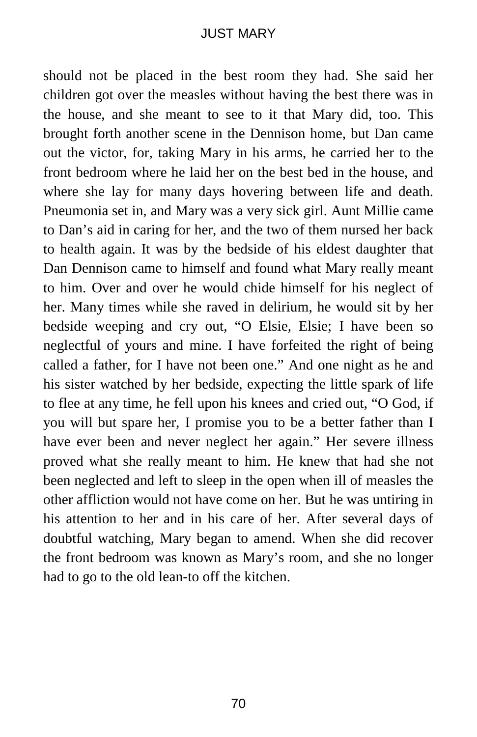should not be placed in the best room they had. She said her children got over the measles without having the best there was in the house, and she meant to see to it that Mary did, too. This brought forth another scene in the Dennison home, but Dan came out the victor, for, taking Mary in his arms, he carried her to the front bedroom where he laid her on the best bed in the house, and where she lay for many days hovering between life and death. Pneumonia set in, and Mary was a very sick girl. Aunt Millie came to Dan's aid in caring for her, and the two of them nursed her back to health again. It was by the bedside of his eldest daughter that Dan Dennison came to himself and found what Mary really meant to him. Over and over he would chide himself for his neglect of her. Many times while she raved in delirium, he would sit by her bedside weeping and cry out, "O Elsie, Elsie; I have been so neglectful of yours and mine. I have forfeited the right of being called a father, for I have not been one." And one night as he and his sister watched by her bedside, expecting the little spark of life to flee at any time, he fell upon his knees and cried out, "O God, if you will but spare her, I promise you to be a better father than I have ever been and never neglect her again." Her severe illness proved what she really meant to him. He knew that had she not been neglected and left to sleep in the open when ill of measles the other affliction would not have come on her. But he was untiring in his attention to her and in his care of her. After several days of doubtful watching, Mary began to amend. When she did recover the front bedroom was known as Mary's room, and she no longer had to go to the old lean-to off the kitchen.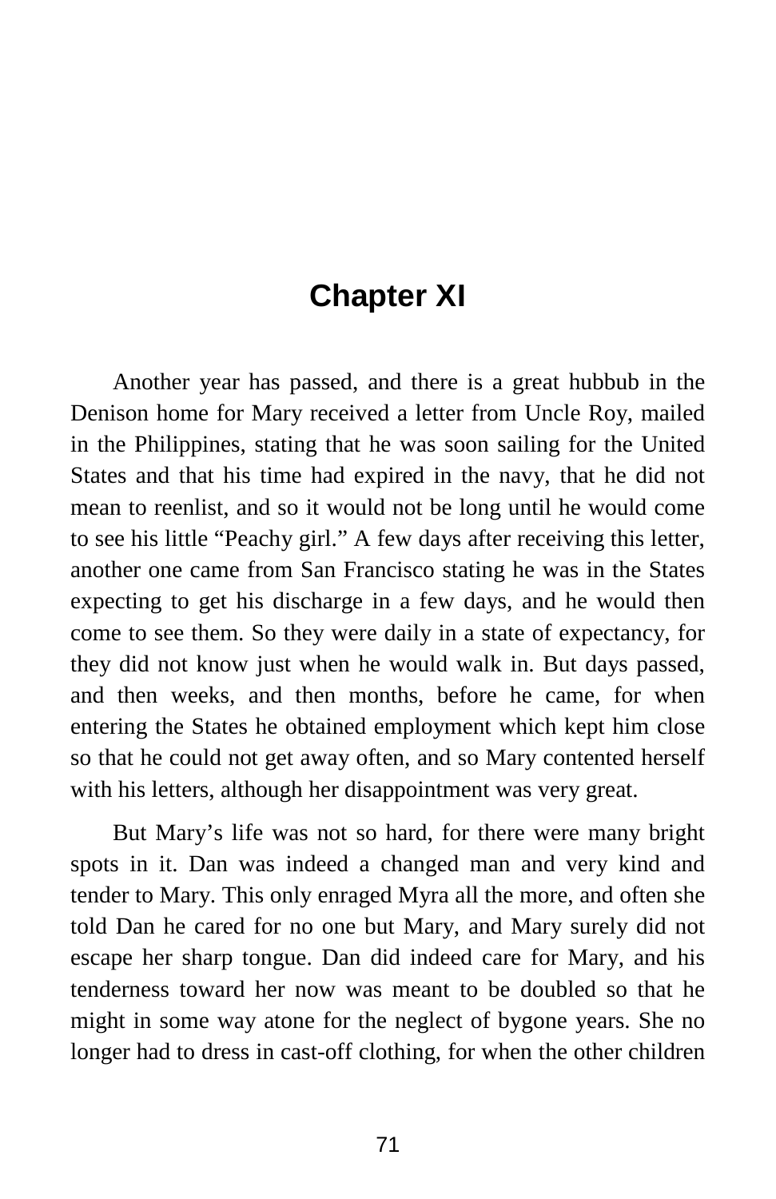# Chapter XI

Another year has passed, and there is a great hubbub in the Denison home for Mary received a letter from Uncle Roy, mailed in the Philippines, stating that he was soon sailing for the United States and that his time had expired in the navy, that he did not mean to reenlist, and so it would not be long until he would come to see his little "Peachy girl." A few days after receiving this letter, another one came from San Francisco stating he was in the States expecting to get his discharge in a few days, and he would then come to see them. So they were daily in a state of expectancy, for they did not know just when he would walk in. But days passed, and then weeks, and then months, before he came, for when entering the States he obtained employment which kept him close so that he could not get away often, and so Mary contented herself with his letters, although her disappointment was very great.

But Mary's life was not so hard, for there were many bright spots in it. Dan was indeed a changed man and very kind and tender to Mary. This only enraged Myra all the more, and often she told Dan he cared for no one but Mary, and Mary surely did not escape her sharp tongue. Dan did indeed care for Mary, and his tenderness toward her now was meant to be doubled so that he might in some way atone for the neglect of bygone years. She no longer had to dress in cast-off clothing, for when the other children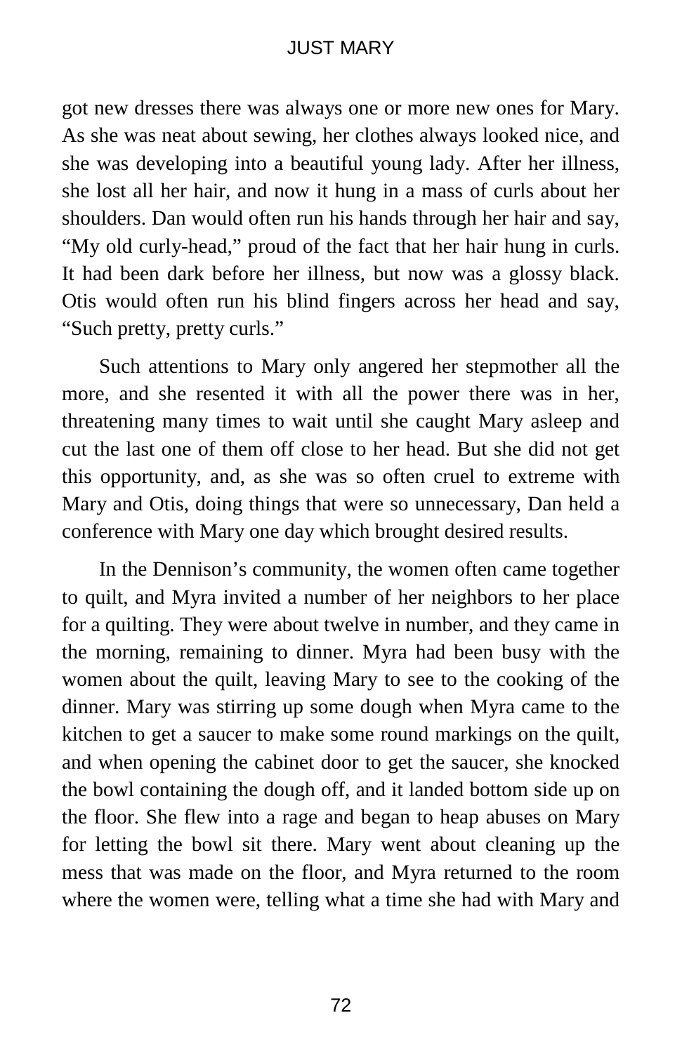got new dresses there was always one or more new ones for Mary. As she was neat about sewing, her clothes always looked nice, and she was developing into a beautiful young lady. After her illness, she lost all her hair, and now it hung in a mass of curls about her shoulders. Dan would often run his hands through her hair and say, "My old curly-head," proud of the fact that her hair hung in curls. It had been dark before her illness, but now was a glossy black. Otis would often run his blind fingers across her head and say, "Such pretty, pretty curls."

Such attentions to Mary only angered her stepmother all the more, and she resented it with all the power there was in her, threatening many times to wait until she caught Mary asleep and cut the last one of them off close to her head. But she did not get this opportunity, and, as she was so often cruel to extreme with Mary and Otis, doing things that were so unnecessary, Dan held a conference with Mary one day which brought desired results.

In the Dennison's community, the women often came together to quilt, and Myra invited a number of her neighbors to her place for a quilting. They were about twelve in number, and they came in the morning, remaining to dinner. Myra had been busy with the women about the quilt, leaving Mary to see to the cooking of the dinner. Mary was stirring up some dough when Myra came to the kitchen to get a saucer to make some round markings on the quilt, and when opening the cabinet door to get the saucer, she knocked the bowl containing the dough off, and it landed bottom side up on the floor. She flew into a rage and began to heap abuses on Mary for letting the bowl sit there. Mary went about cleaning up the mess that was made on the floor, and Myra returned to the room where the women were, telling what a time she had with Mary and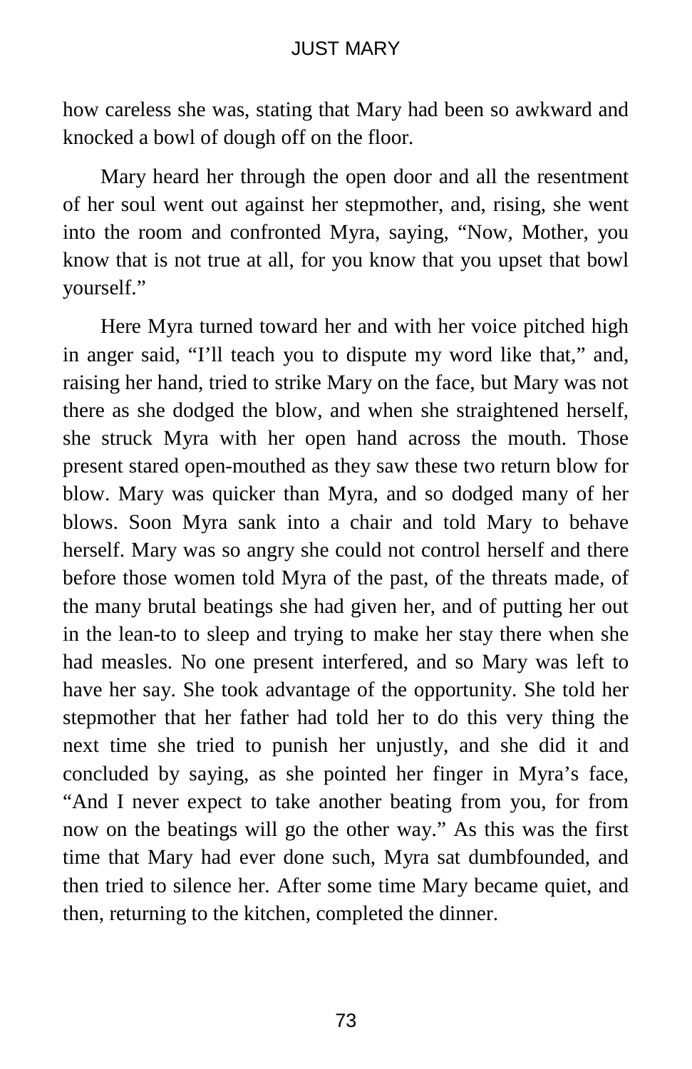how careless she was, stating that Mary had been so awkward and knocked a bowl of dough off on the floor.

Mary heard her through the open door and all the resentment of her soul went out against her stepmother, and, rising, she went into the room and confronted Myra, saying, "Now, Mother, you know that is not true at all, for you know that you upset that bowl yourself."

Here Myra turned toward her and with her voice pitched high in anger said, "I'll teach you to dispute my word like that," and, raising her hand, tried to strike Mary on the face, but Mary was not there as she dodged the blow, and when she straightened herself, she struck Myra with her open hand across the mouth. Those present stared open-mouthed as they saw these two return blow for blow. Mary was quicker than Myra, and so dodged many of her blows. Soon Myra sank into a chair and told Mary to behave herself. Mary was so angry she could not control herself and there before those women told Myra of the past, of the threats made, of the many brutal beatings she had given her, and of putting her out in the lean-to to sleep and trying to make her stay there when she had measles. No one present interfered, and so Mary was left to have her say. She took advantage of the opportunity. She told her stepmother that her father had told her to do this very thing the next time she tried to punish her unjustly, and she did it and concluded by saying, as she pointed her finger in Myra's face, "And I never expect to take another beating from you, for from now on the beatings will go the other way." As this was the first time that Mary had ever done such, Myra sat dumbfounded, and then tried to silence her. After some time Mary became quiet, and then, returning to the kitchen, completed the dinner.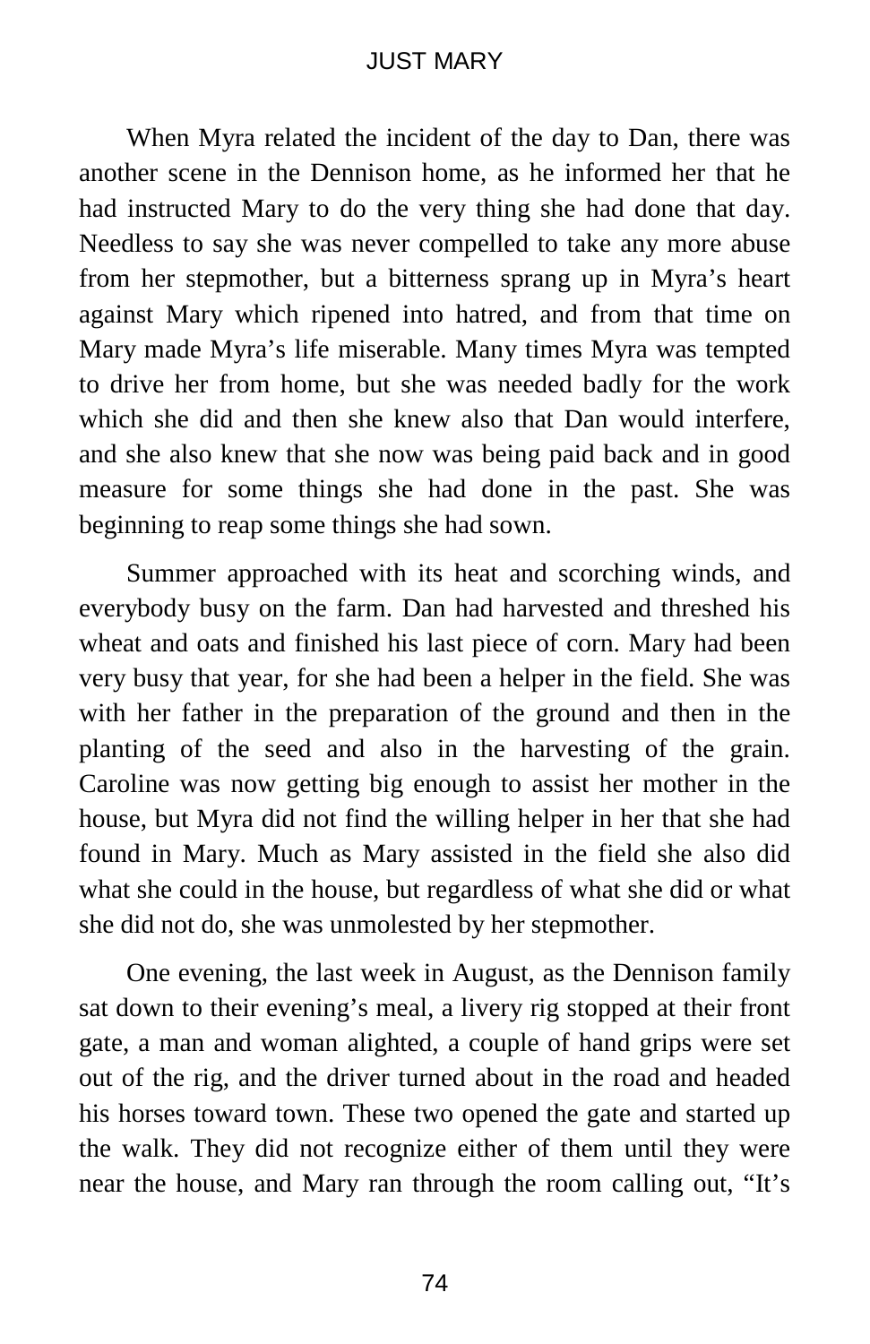When Myra related the incident of the day to Dan, there was another scene in the Dennison home, as he informed her that he had instructed Mary to do the very thing she had done that day. Needless to say she was never compelled to take any more abuse from her stepmother, but a bitterness sprang up in Myra's heart against Mary which ripened into hatred, and from that time on Mary made Myra's life miserable. Many times Myra was tempted to drive her from home, but she was needed badly for the work which she did and then she knew also that Dan would interfere, and she also knew that she now was being paid back and in good measure for some things she had done in the past. She was beginning to reap some things she had sown.

Summer approached with its heat and scorching winds, and everybody busy on the farm. Dan had harvested and threshed his wheat and oats and finished his last piece of corn. Mary had been very busy that year, for she had been a helper in the field. She was with her father in the preparation of the ground and then in the planting of the seed and also in the harvesting of the grain. Caroline was now getting big enough to assist her mother in the house, but Myra did not find the willing helper in her that she had found in Mary. Much as Mary assisted in the field she also did what she could in the house, but regardless of what she did or what she did not do, she was unmolested by her stepmother.

One evening, the last week in August, as the Dennison family sat down to their evening's meal, a livery rig stopped at their front gate, a man and woman alighted, a couple of hand grips were set out of the rig, and the driver turned about in the road and headed his horses toward town. These two opened the gate and started up the walk. They did not recognize either of them until they were near the house, and Mary ran through the room calling out, "It's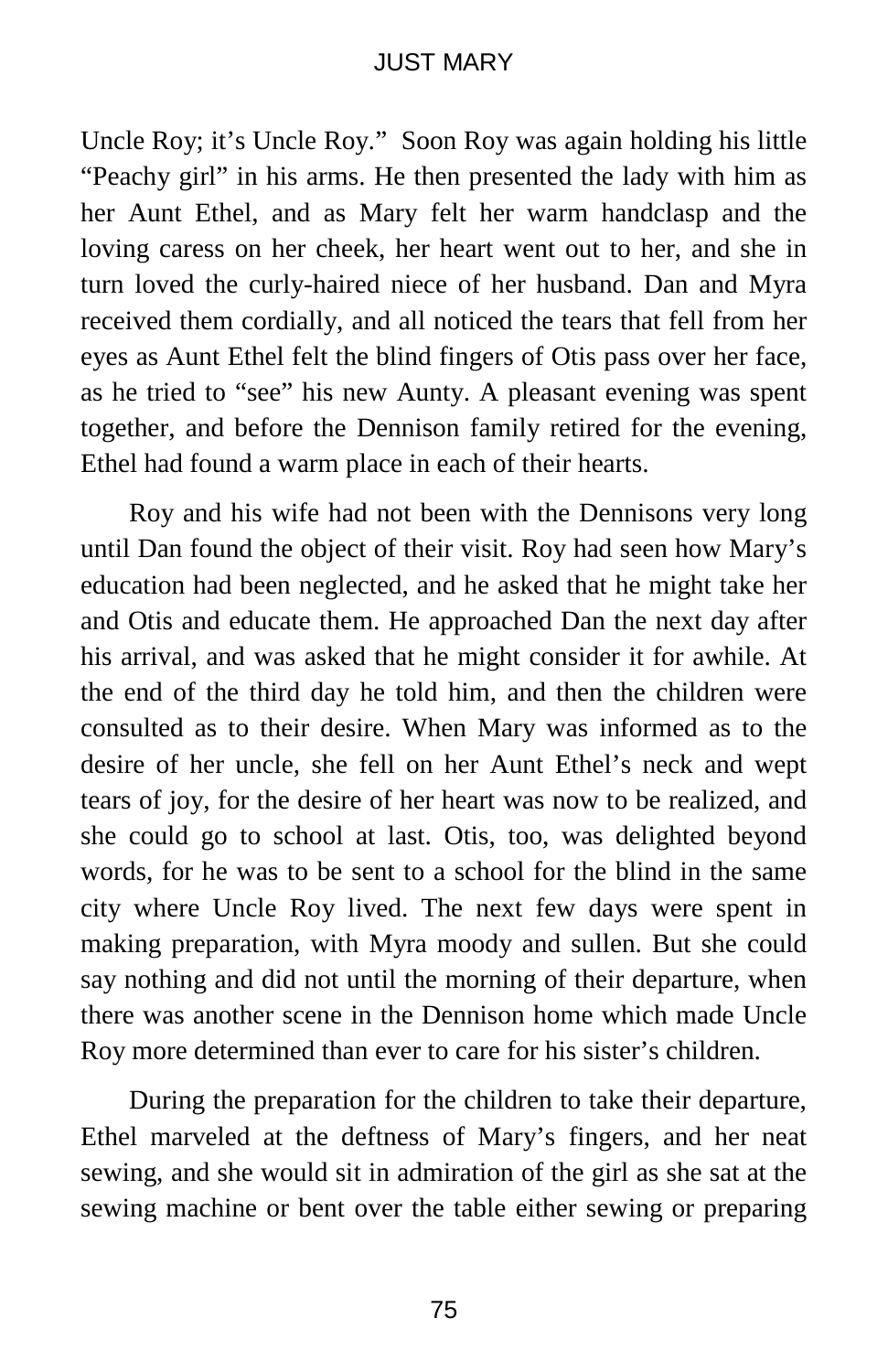Uncle Roy; it's Uncle Roy." Soon Roy was again holding his little "Peachy girl" in his arms. He then presented the lady with him as her Aunt Ethel, and as Mary felt her warm handclasp and the loving caress on her cheek, her heart went out to her, and she in turn loved the curly-haired niece of her husband. Dan and Myra received them cordially, and all noticed the tears that fell from her eyes as Aunt Ethel felt the blind fingers of Otis pass over her face, as he tried to "see" his new Aunty. A pleasant evening was spent together, and before the Dennison family retired for the evening, Ethel had found a warm place in each of their hearts.

Roy and his wife had not been with the Dennisons very long until Dan found the object of their visit. Roy had seen how Mary's education had been neglected, and he asked that he might take her and Otis and educate them. He approached Dan the next day after his arrival, and was asked that he might consider it for awhile. At the end of the third day he told him, and then the children were consulted as to their desire. When Mary was informed as to the desire of her uncle, she fell on her Aunt Ethel's neck and wept tears of joy, for the desire of her heart was now to be realized, and she could go to school at last. Otis, too, was delighted beyond words, for he was to be sent to a school for the blind in the same city where Uncle Roy lived. The next few days were spent in making preparation, with Myra moody and sullen. But she could say nothing and did not until the morning of their departure, when there was another scene in the Dennison home which made Uncle Roy more determined than ever to care for his sister's children.

During the preparation for the children to take their departure, Ethel marveled at the deftness of Mary's fingers, and her neat sewing, and she would sit in admiration of the girl as she sat at the sewing machine or bent over the table either sewing or preparing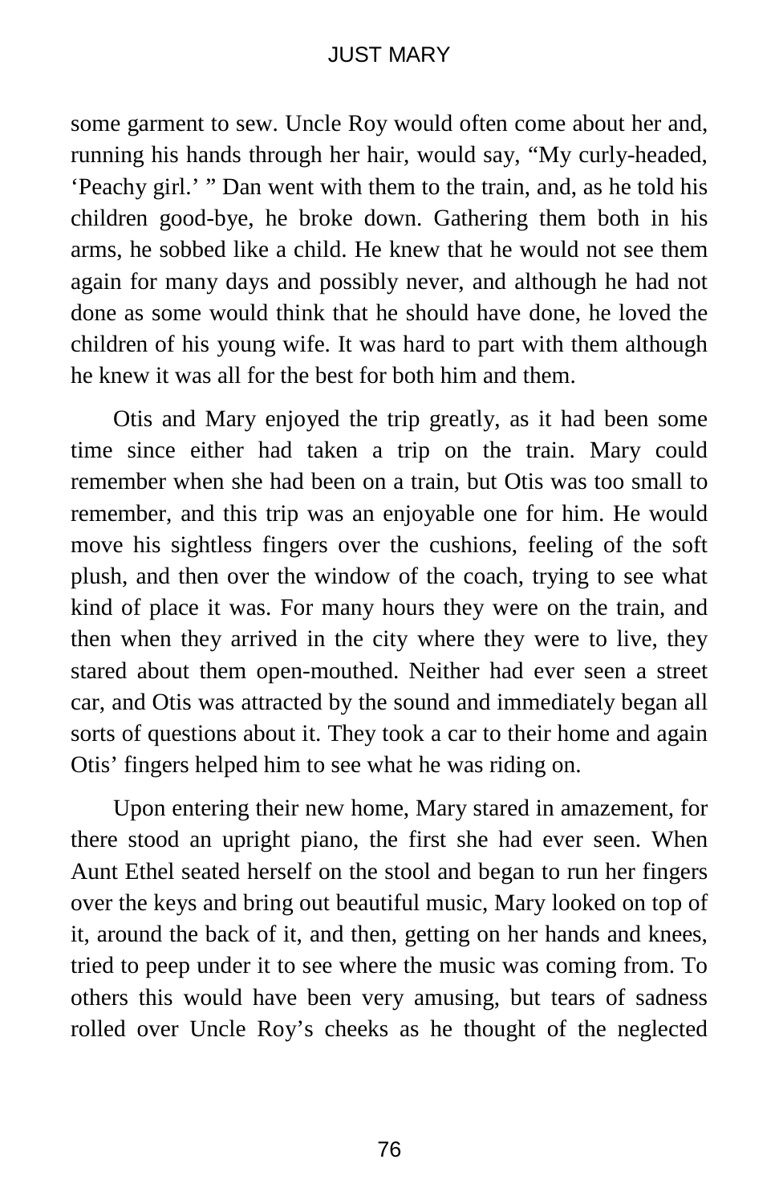some garment to sew. Uncle Roy would often come about her and, running his hands through her hair, would say, "My curly-headed, 'Peachy girl.' " Dan went with them to the train, and, as he told his children good-bye, he broke down. Gathering them both in his arms, he sobbed like a child. He knew that he would not see them again for many days and possibly never, and although he had not done as some would think that he should have done, he loved the children of his young wife. It was hard to part with them although he knew it was all for the best for both him and them.

Otis and Mary enjoyed the trip greatly, as it had been some time since either had taken a trip on the train. Mary could remember when she had been on a train, but Otis was too small to remember, and this trip was an enjoyable one for him. He would move his sightless fingers over the cushions, feeling of the soft plush, and then over the window of the coach, trying to see what kind of place it was. For many hours they were on the train, and then when they arrived in the city where they were to live, they stared about them open-mouthed. Neither had ever seen a street car, and Otis was attracted by the sound and immediately began all sorts of questions about it. They took a car to their home and again Otis' fingers helped him to see what he was riding on.

Upon entering their new home, Mary stared in amazement, for there stood an upright piano, the first she had ever seen. When Aunt Ethel seated herself on the stool and began to run her fingers over the keys and bring out beautiful music, Mary looked on top of it, around the back of it, and then, getting on her hands and knees, tried to peep under it to see where the music was coming from. To others this would have been very amusing, but tears of sadness rolled over Uncle Roy's cheeks as he thought of the neglected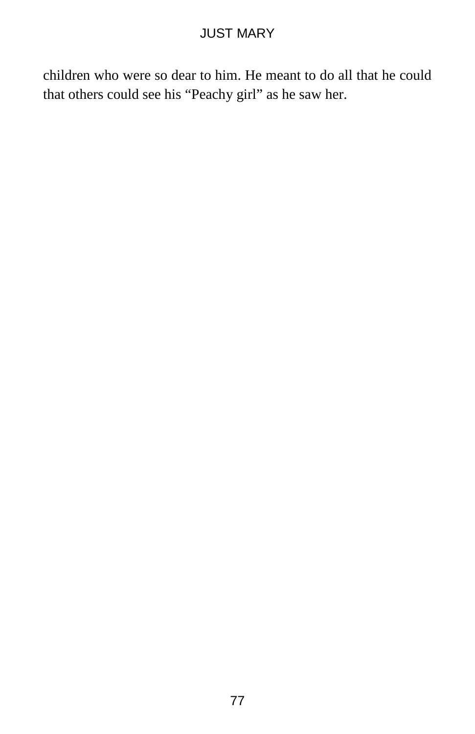children who were so dear to him. He meant to do all that he could that others could see his “Peachy girl” as he saw her.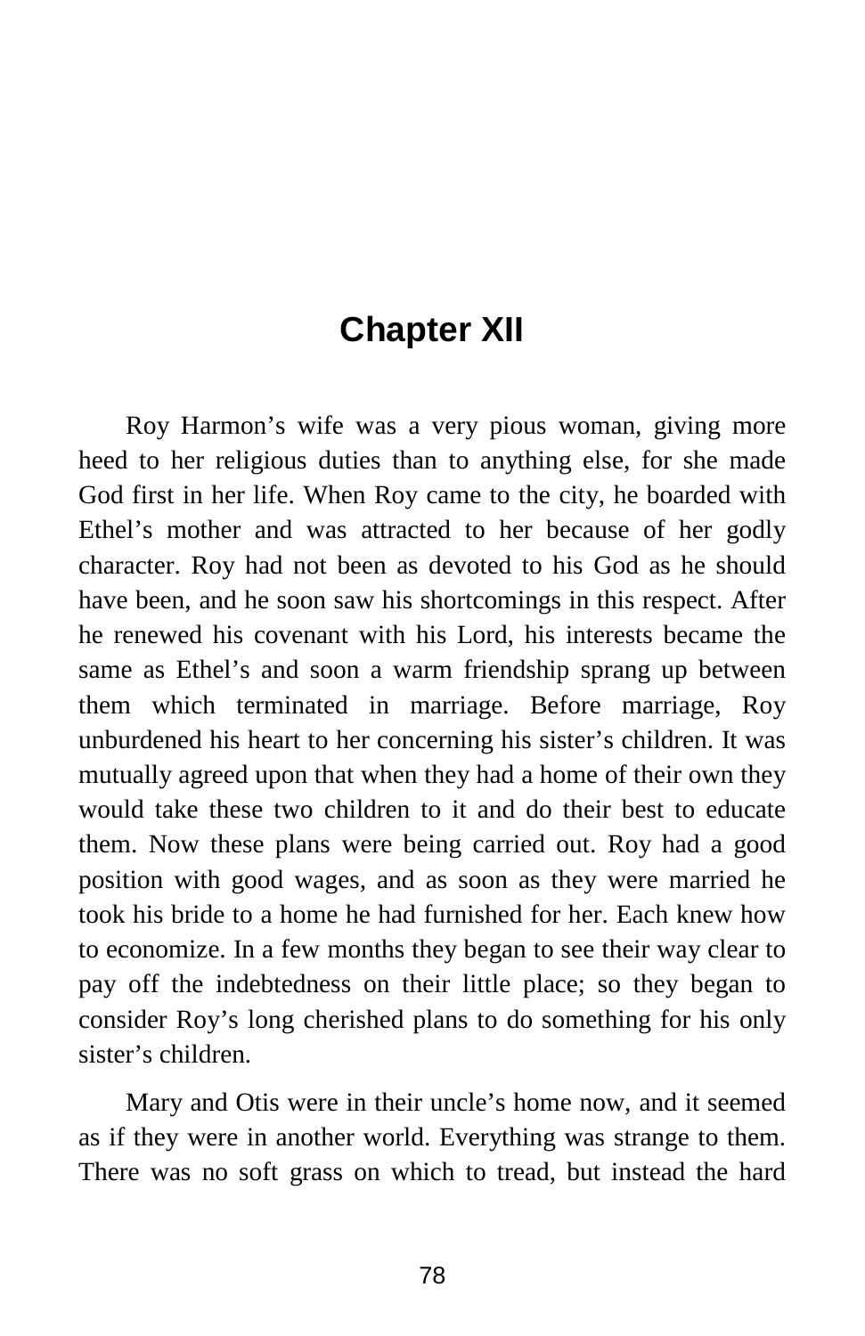# Chapter XII

Roy Harmon's wife was a very pious woman, giving more heed to her religious duties than to anything else, for she made God first in her life. When Roy came to the city, he boarded with Ethel's mother and was attracted to her because of her godly character. Roy had not been as devoted to his God as he should have been, and he soon saw his shortcomings in this respect. After he renewed his covenant with his Lord, his interests became the same as Ethel's and soon a warm friendship sprang up between them which terminated in marriage. Before marriage, Roy unburdened his heart to her concerning his sister's children. It was mutually agreed upon that when they had a home of their own they would take these two children to it and do their best to educate them. Now these plans were being carried out. Roy had a good position with good wages, and as soon as they were married he took his bride to a home he had furnished for her. Each knew how to economize. In a few months they began to see their way clear to pay off the indebtedness on their little place; so they began to consider Roy's long cherished plans to do something for his only sister's children.

Mary and Otis were in their uncle's home now, and it seemed as if they were in another world. Everything was strange to them. There was no soft grass on which to tread, but instead the hard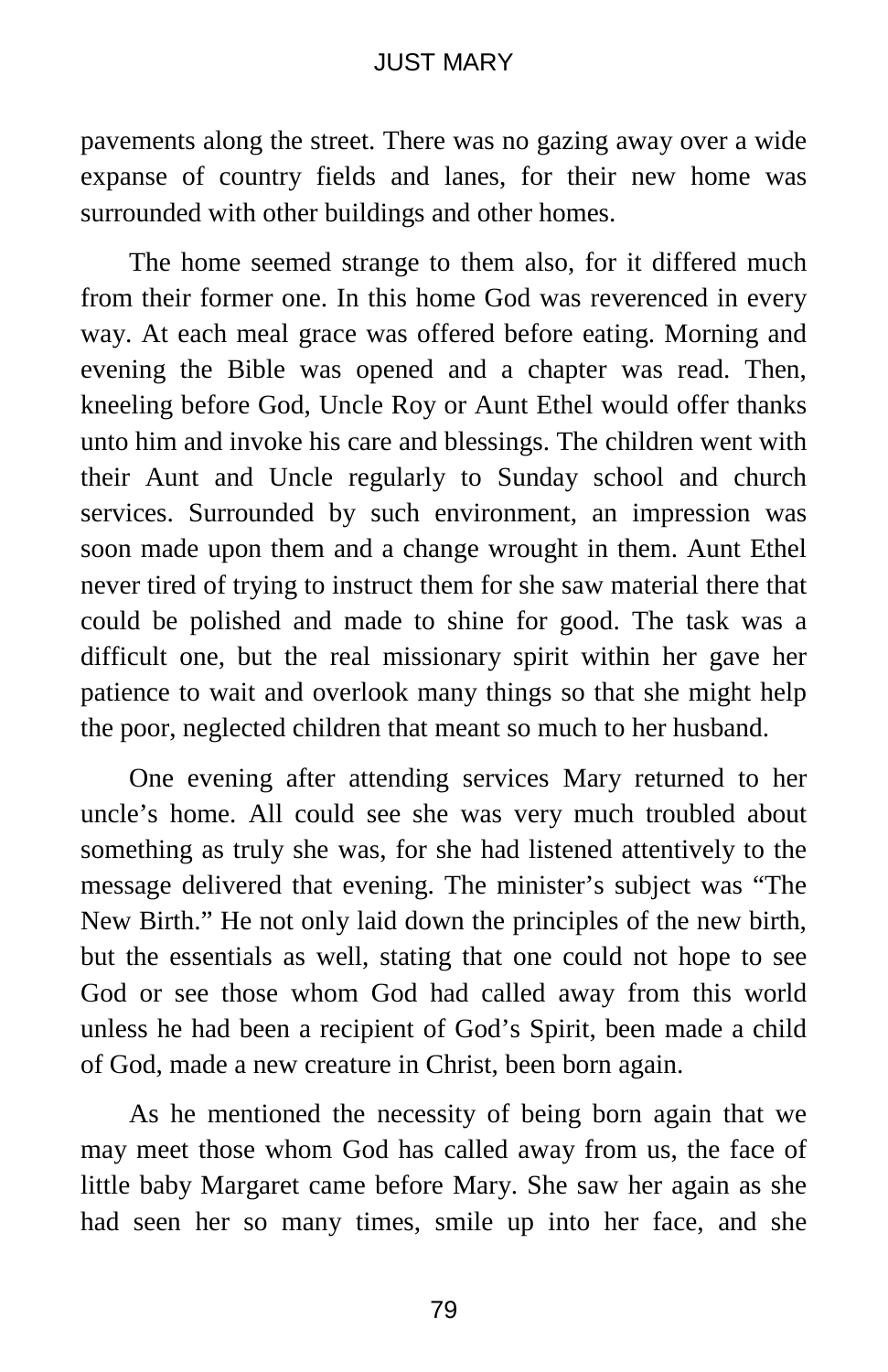pavements along the street. There was no gazing away over a wide expanse of country fields and lanes, for their new home was surrounded with other buildings and other homes.

The home seemed strange to them also, for it differed much from their former one. In this home God was reverenced in every way. At each meal grace was offered before eating. Morning and evening the Bible was opened and a chapter was read. Then, kneeling before God, Uncle Roy or Aunt Ethel would offer thanks unto him and invoke his care and blessings. The children went with their Aunt and Uncle regularly to Sunday school and church services. Surrounded by such environment, an impression was soon made upon them and a change wrought in them. Aunt Ethel never tired of trying to instruct them for she saw material there that could be polished and made to shine for good. The task was a difficult one, but the real missionary spirit within her gave her patience to wait and overlook many things so that she might help the poor, neglected children that meant so much to her husband.

One evening after attending services Mary returned to her uncle's home. All could see she was very much troubled about something as truly she was, for she had listened attentively to the message delivered that evening. The minister's subject was "The New Birth." He not only laid down the principles of the new birth, but the essentials as well, stating that one could not hope to see God or see those whom God had called away from this world unless he had been a recipient of God's Spirit, been made a child of God, made a new creature in Christ, been born again.

As he mentioned the necessity of being born again that we may meet those whom God has called away from us, the face of little baby Margaret came before Mary. She saw her again as she had seen her so many times, smile up into her face, and she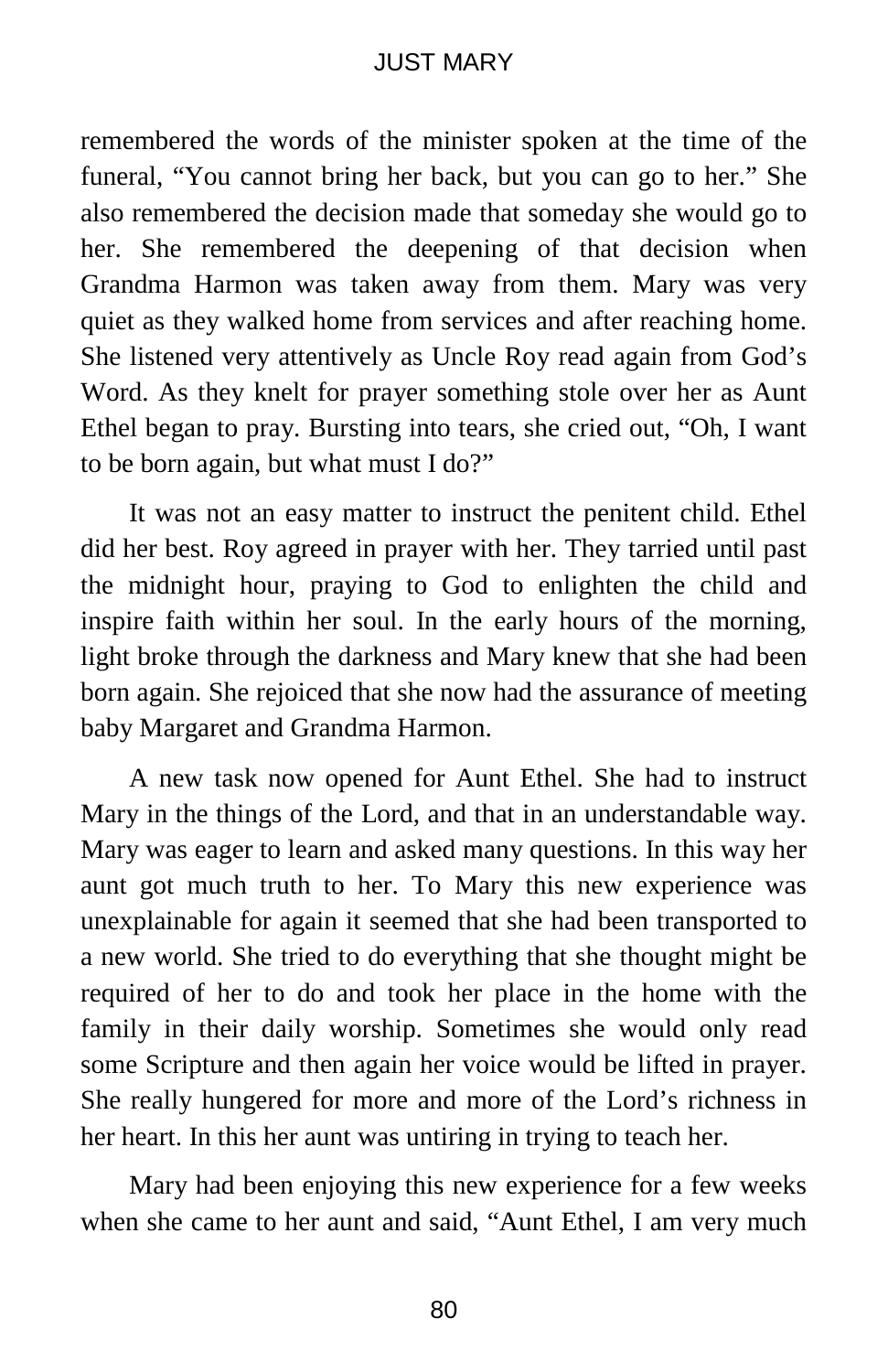remembered the words of the minister spoken at the time of the funeral, “You cannot bring her back, but you can go to her.” She also remembered the decision made that someday she would go to her. She remembered the deepening of that decision when Grandma Harmon was taken away from them. Mary was very quiet as they walked home from services and after reaching home. She listened very attentively as Uncle Roy read again from God’s Word. As they knelt for prayer something stole over her as Aunt Ethel began to pray. Bursting into tears, she cried out, “Oh, I want to be born again, but what must I do?”

It was not an easy matter to instruct the penitent child. Ethel did her best. Roy agreed in prayer with her. They tarried until past the midnight hour, praying to God to enlighten the child and inspire faith within her soul. In the early hours of the morning, light broke through the darkness and Mary knew that she had been born again. She rejoiced that she now had the assurance of meeting baby Margaret and Grandma Harmon.

A new task now opened for Aunt Ethel. She had to instruct Mary in the things of the Lord, and that in an understandable way. Mary was eager to learn and asked many questions. In this way her aunt got much truth to her. To Mary this new experience was unexplainable for again it seemed that she had been transported to a new world. She tried to do everything that she thought might be required of her to do and took her place in the home with the family in their daily worship. Sometimes she would only read some Scripture and then again her voice would be lifted in prayer. She really hungered for more and more of the Lord’s richness in her heart. In this her aunt was untiring in trying to teach her.

Mary had been enjoying this new experience for a few weeks when she came to her aunt and said, “Aunt Ethel, I am very much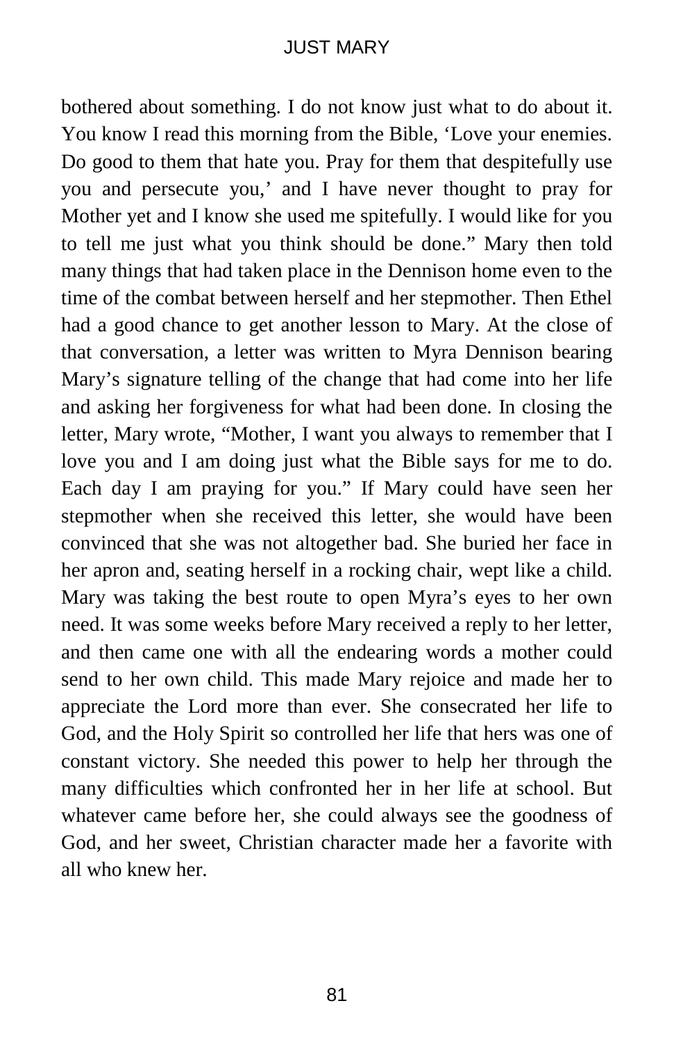bothered about something. I do not know just what to do about it. You know I read this morning from the Bible, 'Love your enemies. Do good to them that hate you. Pray for them that despitefully use you and persecute you,' and I have never thought to pray for Mother yet and I know she used me spitefully. I would like for you to tell me just what you think should be done." Mary then told many things that had taken place in the Dennison home even to the time of the combat between herself and her stepmother. Then Ethel had a good chance to get another lesson to Mary. At the close of that conversation, a letter was written to Myra Dennison bearing Mary's signature telling of the change that had come into her life and asking her forgiveness for what had been done. In closing the letter, Mary wrote, "Mother, I want you always to remember that I love you and I am doing just what the Bible says for me to do. Each day I am praying for you." If Mary could have seen her stepmother when she received this letter, she would have been convinced that she was not altogether bad. She buried her face in her apron and, seating herself in a rocking chair, wept like a child. Mary was taking the best route to open Myra's eyes to her own need. It was some weeks before Mary received a reply to her letter, and then came one with all the endearing words a mother could send to her own child. This made Mary rejoice and made her to appreciate the Lord more than ever. She consecrated her life to God, and the Holy Spirit so controlled her life that hers was one of constant victory. She needed this power to help her through the many difficulties which confronted her in her life at school. But whatever came before her, she could always see the goodness of God, and her sweet, Christian character made her a favorite with all who knew her.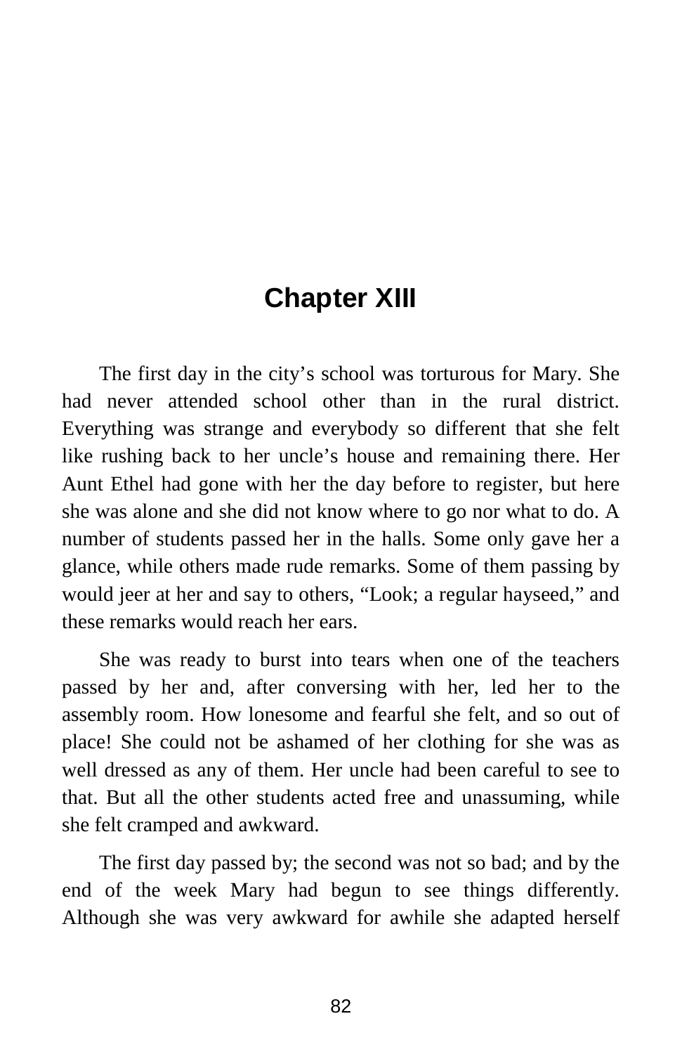# Chapter XIII

The first day in the city's school was torturous for Mary. She had never attended school other than in the rural district. Everything was strange and everybody so different that she felt like rushing back to her uncle's house and remaining there. Her Aunt Ethel had gone with her the day before to register, but here she was alone and she did not know where to go nor what to do. A number of students passed her in the halls. Some only gave her a glance, while others made rude remarks. Some of them passing by would jeer at her and say to others, "Look; a regular hayseed," and these remarks would reach her ears.

She was ready to burst into tears when one of the teachers passed by her and, after conversing with her, led her to the assembly room. How lonesome and fearful she felt, and so out of place! She could not be ashamed of her clothing for she was as well dressed as any of them. Her uncle had been careful to see to that. But all the other students acted free and unassuming, while she felt cramped and awkward.

The first day passed by; the second was not so bad; and by the end of the week Mary had begun to see things differently. Although she was very awkward for awhile she adapted herself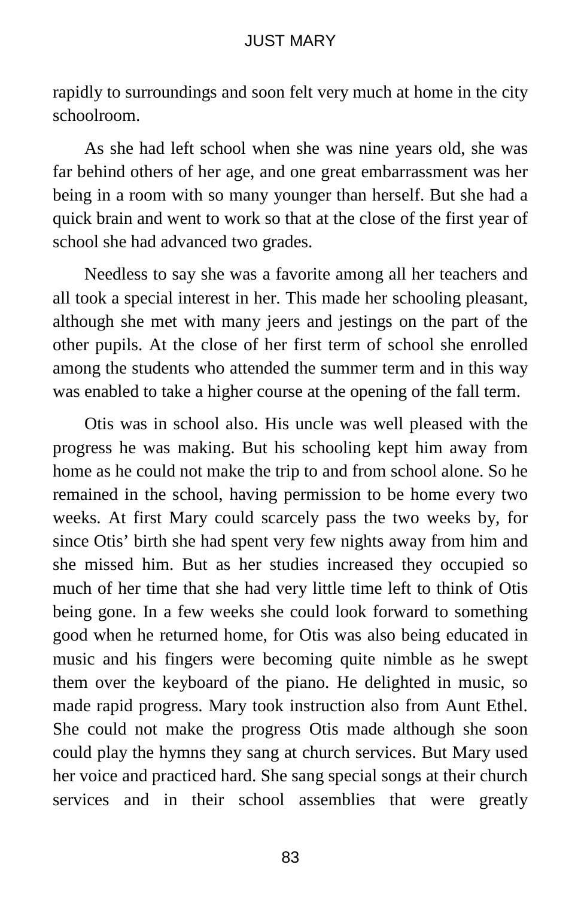rapidly to surroundings and soon felt very much at home in the city schoolroom.

As she had left school when she was nine years old, she was far behind others of her age, and one great embarrassment was her being in a room with so many younger than herself. But she had a quick brain and went to work so that at the close of the first year of school she had advanced two grades.

Needless to say she was a favorite among all her teachers and all took a special interest in her. This made her schooling pleasant, although she met with many jeers and jestings on the part of the other pupils. At the close of her first term of school she enrolled among the students who attended the summer term and in this way was enabled to take a higher course at the opening of the fall term.

Otis was in school also. His uncle was well pleased with the progress he was making. But his schooling kept him away from home as he could not make the trip to and from school alone. So he remained in the school, having permission to be home every two weeks. At first Mary could scarcely pass the two weeks by, for since Otis' birth she had spent very few nights away from him and she missed him. But as her studies increased they occupied so much of her time that she had very little time left to think of Otis being gone. In a few weeks she could look forward to something good when he returned home, for Otis was also being educated in music and his fingers were becoming quite nimble as he swept them over the keyboard of the piano. He delighted in music, so made rapid progress. Mary took instruction also from Aunt Ethel. She could not make the progress Otis made although she soon could play the hymns they sang at church services. But Mary used her voice and practiced hard. She sang special songs at their church services and in their school assemblies that were greatly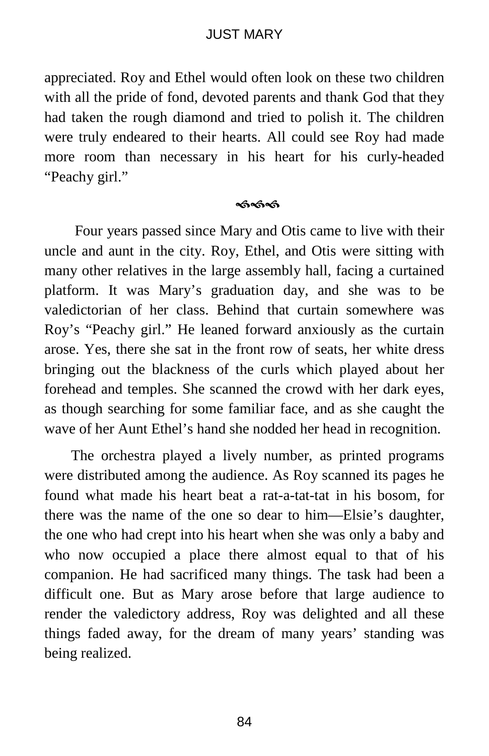appreciated. Roy and Ethel would often look on these two children with all the pride of fond, devoted parents and thank God that they had taken the rough diamond and tried to polish it. The children were truly endeared to their hearts. All could see Roy had made more room than necessary in his heart for his curly-headed "Peachy girl."

ණණණ

Four years passed since Mary and Otis came to live with their uncle and aunt in the city. Roy, Ethel, and Otis were sitting with many other relatives in the large assembly hall, facing a curtained platform. It was Mary's graduation day, and she was to be valedictorian of her class. Behind that curtain somewhere was Roy's "Peachy girl." He leaned forward anxiously as the curtain arose. Yes, there she sat in the front row of seats, her white dress bringing out the blackness of the curls which played about her forehead and temples. She scanned the crowd with her dark eyes, as though searching for some familiar face, and as she caught the wave of her Aunt Ethel's hand she nodded her head in recognition.

The orchestra played a lively number, as printed programs were distributed among the audience. As Roy scanned its pages he found what made his heart beat a rat-a-tat-tat in his bosom, for there was the name of the one so dear to him—Elsie's daughter, the one who had crept into his heart when she was only a baby and who now occupied a place there almost equal to that of his companion. He had sacrificed many things. The task had been a difficult one. But as Mary arose before that large audience to render the valedictory address, Roy was delighted and all these things faded away, for the dream of many years' standing was being realized.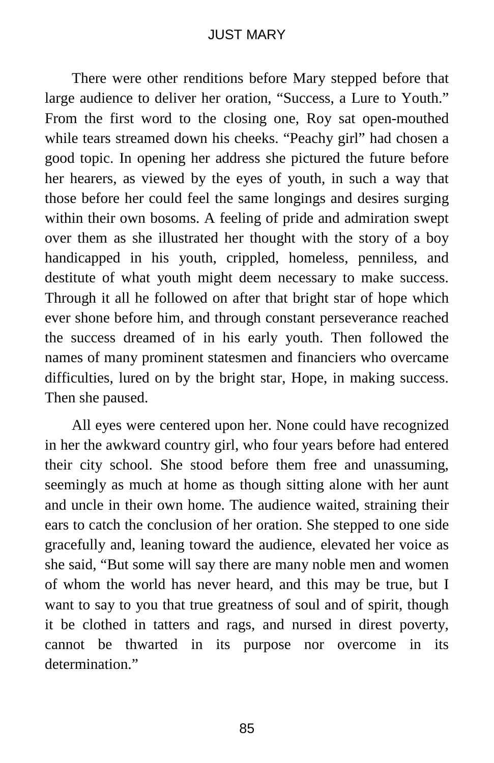There were other renditions before Mary stepped before that large audience to deliver her oration, “Success, a Lure to Youth.” From the first word to the closing one, Roy sat open-mouthed while tears streamed down his cheeks. “Peachy girl” had chosen a good topic. In opening her address she pictured the future before her hearers, as viewed by the eyes of youth, in such a way that those before her could feel the same longings and desires surging within their own bosoms. A feeling of pride and admiration swept over them as she illustrated her thought with the story of a boy handicapped in his youth, crippled, homeless, penniless, and destitute of what youth might deem necessary to make success. Through it all he followed on after that bright star of hope which ever shone before him, and through constant perseverance reached the success dreamed of in his early youth. Then followed the names of many prominent statesmen and financiers who overcame difficulties, lured on by the bright star, Hope, in making success. Then she paused.

All eyes were centered upon her. None could have recognized in her the awkward country girl, who four years before had entered their city school. She stood before them free and unassuming, seemingly as much at home as though sitting alone with her aunt and uncle in their own home. The audience waited, straining their ears to catch the conclusion of her oration. She stepped to one side gracefully and, leaning toward the audience, elevated her voice as she said, “But some will say there are many noble men and women of whom the world has never heard, and this may be true, but I want to say to you that true greatness of soul and of spirit, though it be clothed in tatters and rags, and nursed in direst poverty, cannot be thwarted in its purpose nor overcome in its determination.”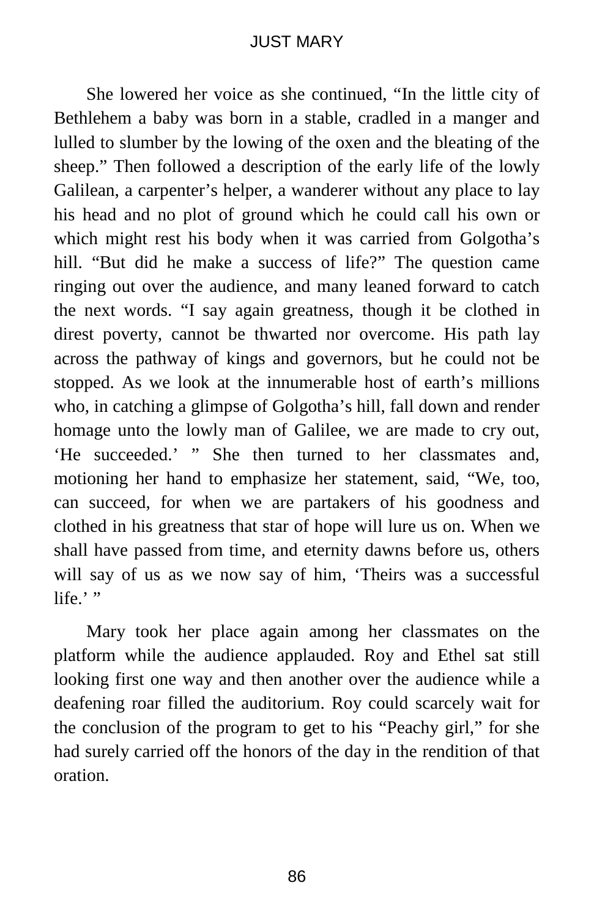She lowered her voice as she continued, "In the little city of Bethlehem a baby was born in a stable, cradled in a manger and lulled to slumber by the lowing of the oxen and the bleating of the sheep." Then followed a description of the early life of the lowly Galilean, a carpenter's helper, a wanderer without any place to lay his head and no plot of ground which he could call his own or which might rest his body when it was carried from Golgotha's hill. "But did he make a success of life?" The question came ringing out over the audience, and many leaned forward to catch the next words. "I say again greatness, though it be clothed in direst poverty, cannot be thwarted nor overcome. His path lay across the pathway of kings and governors, but he could not be stopped. As we look at the innumerable host of earth's millions who, in catching a glimpse of Golgotha's hill, fall down and render homage unto the lowly man of Galilee, we are made to cry out, 'He succeeded.' " She then turned to her classmates and, motioning her hand to emphasize her statement, said, "We, too, can succeed, for when we are partakers of his goodness and clothed in his greatness that star of hope will lure us on. When we shall have passed from time, and eternity dawns before us, others will say of us as we now say of him, 'Theirs was a successful life.' "

Mary took her place again among her classmates on the platform while the audience applauded. Roy and Ethel sat still looking first one way and then another over the audience while a deafening roar filled the auditorium. Roy could scarcely wait for the conclusion of the program to get to his "Peachy girl," for she had surely carried off the honors of the day in the rendition of that oration.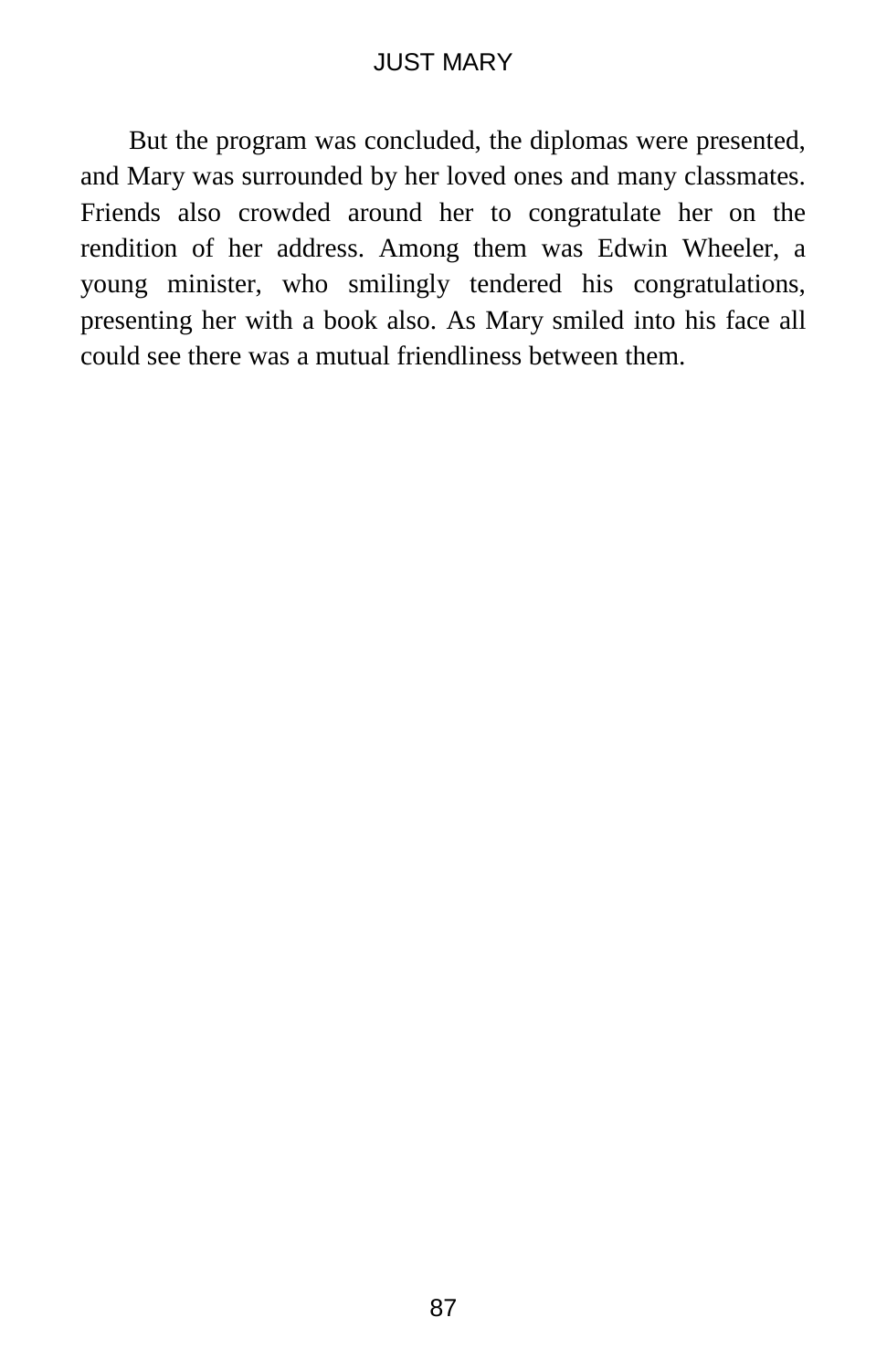But the program was concluded, the diplomas were presented, and Mary was surrounded by her loved ones and many classmates. Friends also crowded around her to congratulate her on the rendition of her address. Among them was Edwin Wheeler, a young minister, who smilingly tendered his congratulations, presenting her with a book also. As Mary smiled into his face all could see there was a mutual friendliness between them.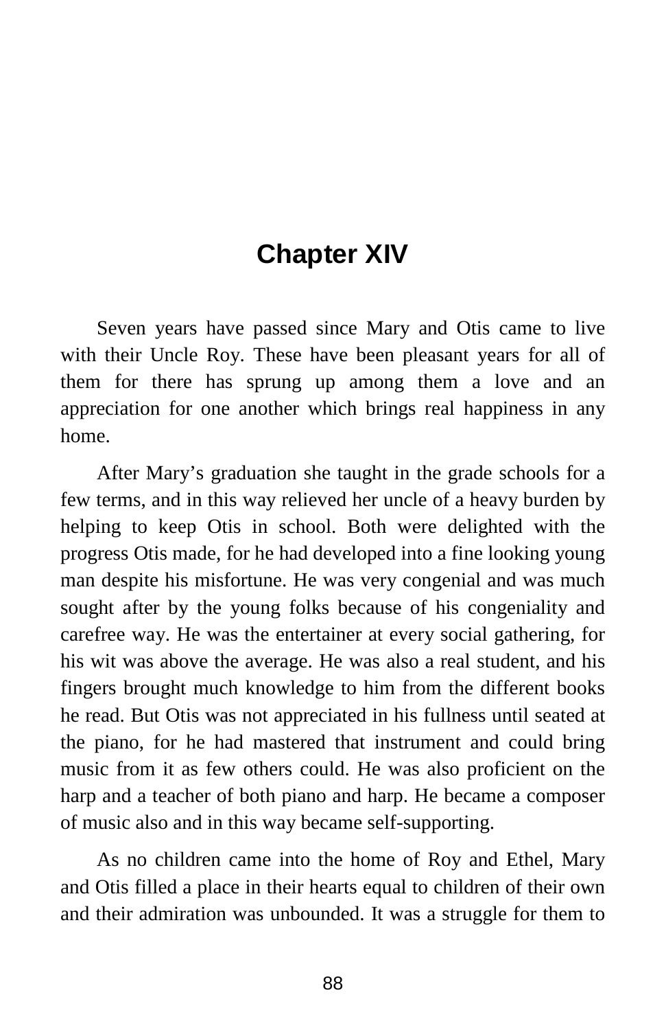## Chapter XIV

Seven years have passed since Mary and Otis came to live with their Uncle Roy. These have been pleasant years for all of them for there has sprung up among them a love and an appreciation for one another which brings real happiness in any home.

After Mary's graduation she taught in the grade schools for a few terms, and in this way relieved her uncle of a heavy burden by helping to keep Otis in school. Both were delighted with the progress Otis made, for he had developed into a fine looking young man despite his misfortune. He was very congenial and was much sought after by the young folks because of his congeniality and carefree way. He was the entertainer at every social gathering, for his wit was above the average. He was also a real student, and his fingers brought much knowledge to him from the different books he read. But Otis was not appreciated in his fullness until seated at the piano, for he had mastered that instrument and could bring music from it as few others could. He was also proficient on the harp and a teacher of both piano and harp. He became a composer of music also and in this way became self-supporting.

As no children came into the home of Roy and Ethel, Mary and Otis filled a place in their hearts equal to children of their own and their admiration was unbounded. It was a struggle for them to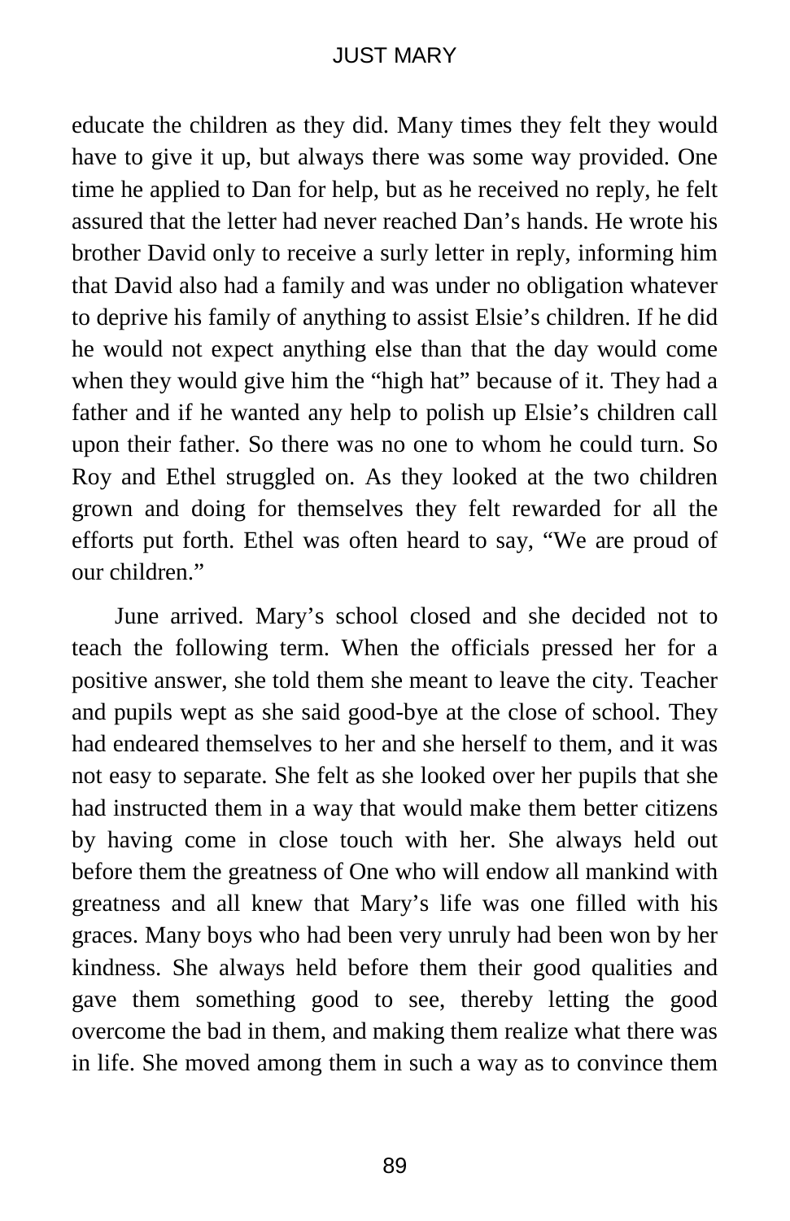educate the children as they did. Many times they felt they would have to give it up, but always there was some way provided. One time he applied to Dan for help, but as he received no reply, he felt assured that the letter had never reached Dan's hands. He wrote his brother David only to receive a surly letter in reply, informing him that David also had a family and was under no obligation whatever to deprive his family of anything to assist Elsie's children. If he did he would not expect anything else than that the day would come when they would give him the "high hat" because of it. They had a father and if he wanted any help to polish up Elsie's children call upon their father. So there was no one to whom he could turn. So Roy and Ethel struggled on. As they looked at the two children grown and doing for themselves they felt rewarded for all the efforts put forth. Ethel was often heard to say, "We are proud of our children."

June arrived. Mary's school closed and she decided not to teach the following term. When the officials pressed her for a positive answer, she told them she meant to leave the city. Teacher and pupils wept as she said good-bye at the close of school. They had endeared themselves to her and she herself to them, and it was not easy to separate. She felt as she looked over her pupils that she had instructed them in a way that would make them better citizens by having come in close touch with her. She always held out before them the greatness of One who will endow all mankind with greatness and all knew that Mary's life was one filled with his graces. Many boys who had been very unruly had been won by her kindness. She always held before them their good qualities and gave them something good to see, thereby letting the good overcome the bad in them, and making them realize what there was in life. She moved among them in such a way as to convince them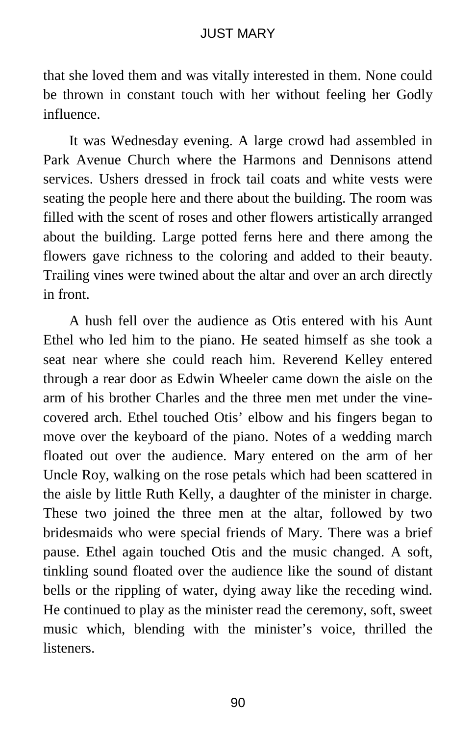that she loved them and was vitally interested in them. None could be thrown in constant touch with her without feeling her Godly influence.

It was Wednesday evening. A large crowd had assembled in Park Avenue Church where the Harmons and Dennisons attend services. Ushers dressed in frock tail coats and white vests were seating the people here and there about the building. The room was filled with the scent of roses and other flowers artistically arranged about the building. Large potted ferns here and there among the flowers gave richness to the coloring and added to their beauty. Trailing vines were twined about the altar and over an arch directly in front.

A hush fell over the audience as Otis entered with his Aunt Ethel who led him to the piano. He seated himself as she took a seat near where she could reach him. Reverend Kelley entered through a rear door as Edwin Wheeler came down the aisle on the arm of his brother Charles and the three men met under the vine-covered arch. Ethel touched Otis' elbow and his fingers began to move over the keyboard of the piano. Notes of a wedding march floated out over the audience. Mary entered on the arm of her Uncle Roy, walking on the rose petals which had been scattered in the aisle by little Ruth Kelly, a daughter of the minister in charge. These two joined the three men at the altar, followed by two bridesmaids who were special friends of Mary. There was a brief pause. Ethel again touched Otis and the music changed. A soft, tinkling sound floated over the audience like the sound of distant bells or the rippling of water, dying away like the receding wind. He continued to play as the minister read the ceremony, soft, sweet music which, blending with the minister's voice, thrilled the listeners.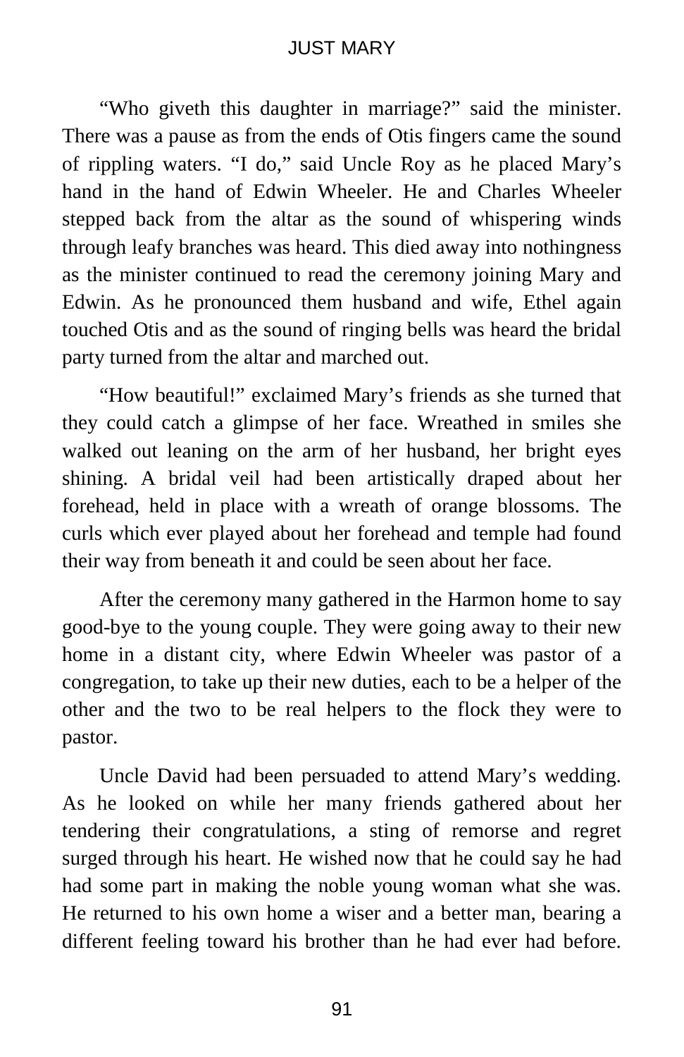"Who giveth this daughter in marriage?" said the minister. There was a pause as from the ends of Otis fingers came the sound of rippling waters. "I do," said Uncle Roy as he placed Mary's hand in the hand of Edwin Wheeler. He and Charles Wheeler stepped back from the altar as the sound of whispering winds through leafy branches was heard. This died away into nothingness as the minister continued to read the ceremony joining Mary and Edwin. As he pronounced them husband and wife, Ethel again touched Otis and as the sound of ringing bells was heard the bridal party turned from the altar and marched out.

"How beautiful!" exclaimed Mary's friends as she turned that they could catch a glimpse of her face. Wreathed in smiles she walked out leaning on the arm of her husband, her bright eyes shining. A bridal veil had been artistically draped about her forehead, held in place with a wreath of orange blossoms. The curls which ever played about her forehead and temple had found their way from beneath it and could be seen about her face.

After the ceremony many gathered in the Harmon home to say good-bye to the young couple. They were going away to their new home in a distant city, where Edwin Wheeler was pastor of a congregation, to take up their new duties, each to be a helper of the other and the two to be real helpers to the flock they were to pastor.

Uncle David had been persuaded to attend Mary's wedding. As he looked on while her many friends gathered about her tendering their congratulations, a sting of remorse and regret surged through his heart. He wished now that he could say he had had some part in making the noble young woman what she was. He returned to his own home a wiser and a better man, bearing a different feeling toward his brother than he had ever had before.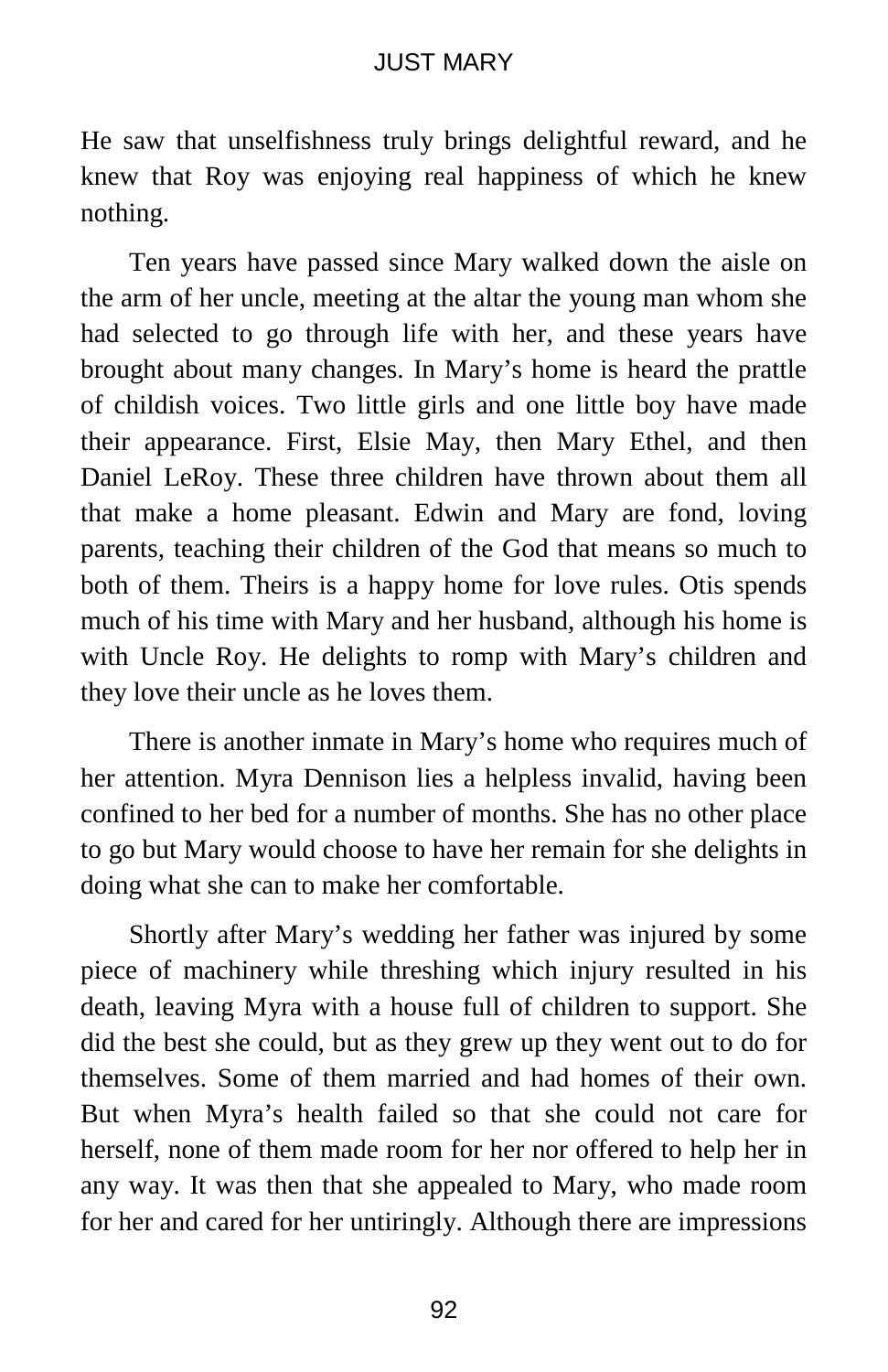He saw that unselfishness truly brings delightful reward, and he knew that Roy was enjoying real happiness of which he knew nothing.

Ten years have passed since Mary walked down the aisle on the arm of her uncle, meeting at the altar the young man whom she had selected to go through life with her, and these years have brought about many changes. In Mary's home is heard the prattle of childish voices. Two little girls and one little boy have made their appearance. First, Elsie May, then Mary Ethel, and then Daniel LeRoy. These three children have thrown about them all that make a home pleasant. Edwin and Mary are fond, loving parents, teaching their children of the God that means so much to both of them. Theirs is a happy home for love rules. Otis spends much of his time with Mary and her husband, although his home is with Uncle Roy. He delights to romp with Mary's children and they love their uncle as he loves them.

There is another inmate in Mary's home who requires much of her attention. Myra Dennison lies a helpless invalid, having been confined to her bed for a number of months. She has no other place to go but Mary would choose to have her remain for she delights in doing what she can to make her comfortable.

Shortly after Mary's wedding her father was injured by some piece of machinery while threshing which injury resulted in his death, leaving Myra with a house full of children to support. She did the best she could, but as they grew up they went out to do for themselves. Some of them married and had homes of their own. But when Myra's health failed so that she could not care for herself, none of them made room for her nor offered to help her in any way. It was then that she appealed to Mary, who made room for her and cared for her untiringly. Although there are impressions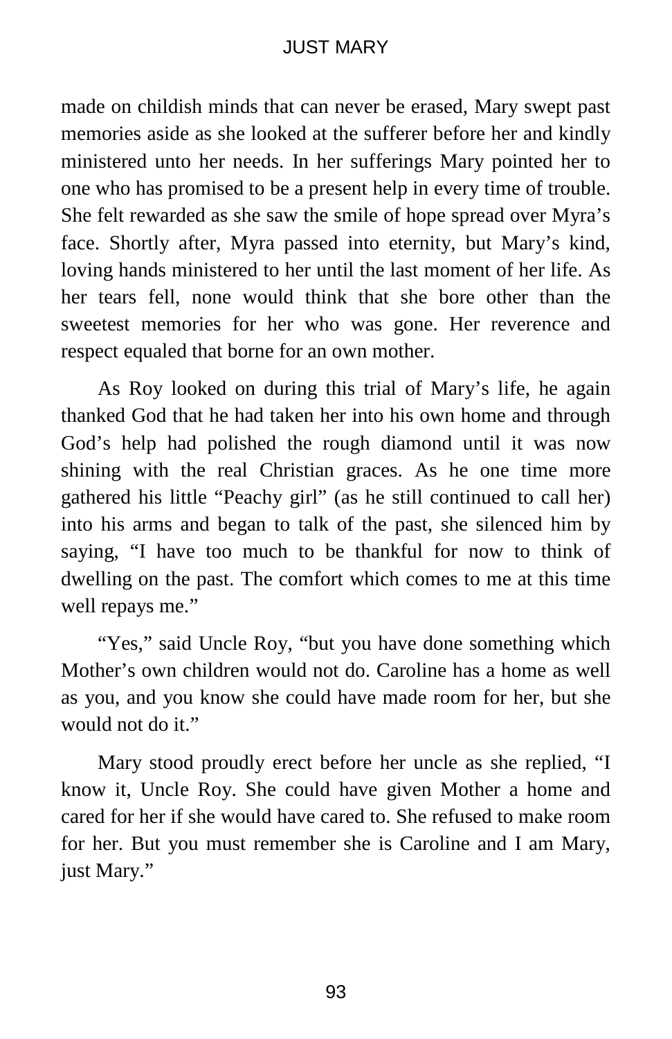made on childish minds that can never be erased, Mary swept past memories aside as she looked at the sufferer before her and kindly ministered unto her needs. In her sufferings Mary pointed her to one who has promised to be a present help in every time of trouble. She felt rewarded as she saw the smile of hope spread over Myra's face. Shortly after, Myra passed into eternity, but Mary's kind, loving hands ministered to her until the last moment of her life. As her tears fell, none would think that she bore other than the sweetest memories for her who was gone. Her reverence and respect equaled that borne for an own mother.

As Roy looked on during this trial of Mary's life, he again thanked God that he had taken her into his own home and through God's help had polished the rough diamond until it was now shining with the real Christian graces. As he one time more gathered his little "Peachy girl" (as he still continued to call her) into his arms and began to talk of the past, she silenced him by saying, "I have too much to be thankful for now to think of dwelling on the past. The comfort which comes to me at this time well repays me."

"Yes," said Uncle Roy, "but you have done something which Mother's own children would not do. Caroline has a home as well as you, and you know she could have made room for her, but she would not do it."

Mary stood proudly erect before her uncle as she replied, "I know it, Uncle Roy. She could have given Mother a home and cared for her if she would have cared to. She refused to make room for her. But you must remember she is Caroline and I am Mary, just Mary."